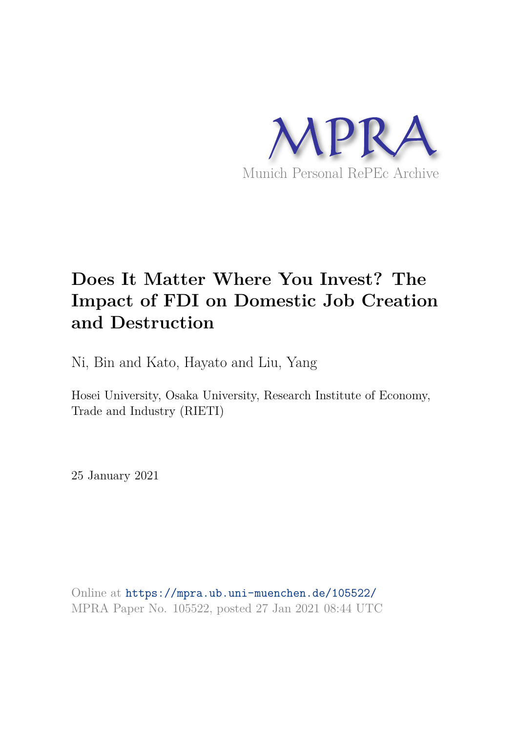MPRA

Munich Personal RePEc Archive

# Does It Matter Where You Invest? The Impact of FDI on Domestic Job Creation and Destruction

Ni, Bin and Kato, Hayato and Liu, Yang

Hosei University, Osaka University, Research Institute of Economy, Trade and Industry (RIETI)

25 January 2021

Online at https://mpra.ub.uni-muenchen.de/105522/
MPRA Paper No. 105522, posted 27 Jan 2021 08:44 UTC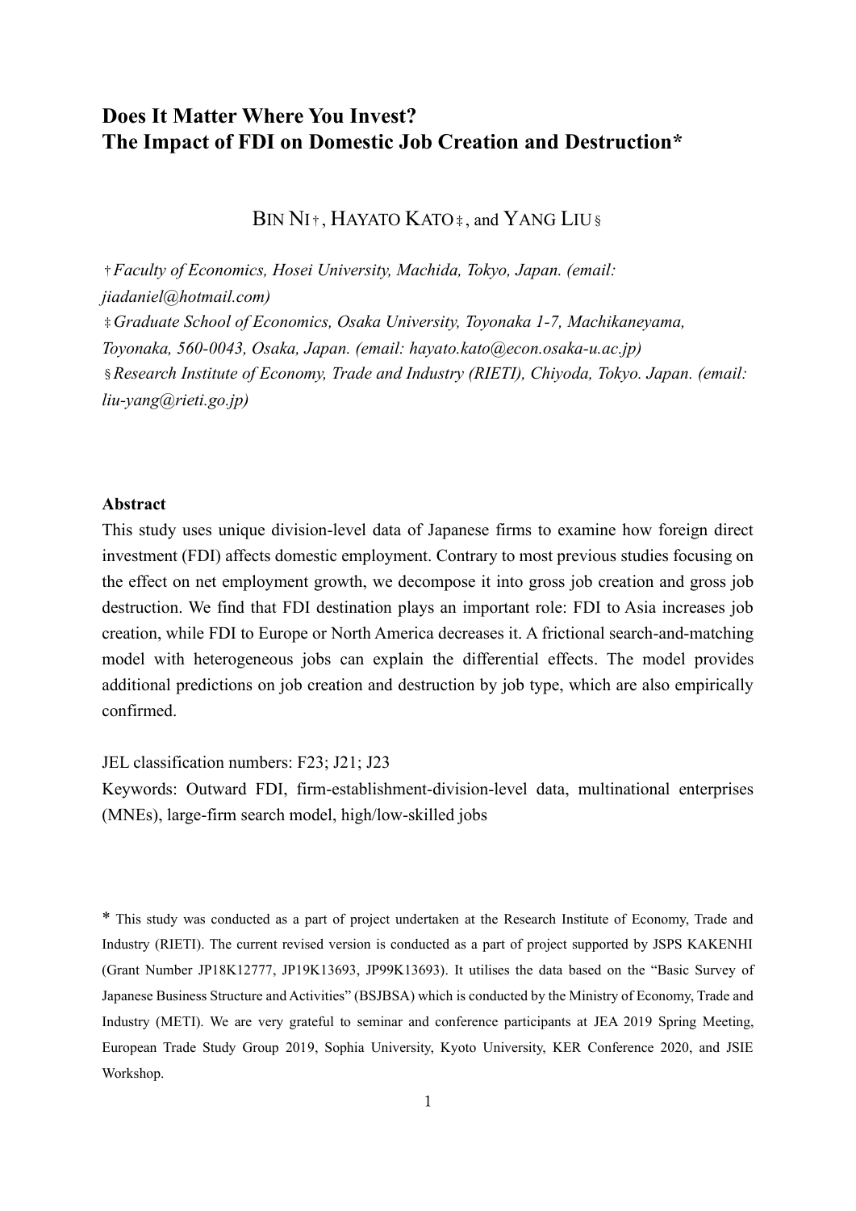# Does It Matter Where You Invest? The Impact of FDI on Domestic Job Creation and Destruction*

BIN NI†, HAYATO KATO‡, and YANG LIU§

†*Faculty of Economics, Hosei University, Machida, Tokyo, Japan. (email: jiadaniel@hotmail.com)*

‡*Graduate School of Economics, Osaka University, Toyonaka 1-7, Machikaneyama, Toyonaka, 560-0043, Osaka, Japan. (email: hayato.kato@econ.osaka-u.ac.jp)*

§*Research Institute of Economy, Trade and Industry (RIETI), Chiyoda, Tokyo. Japan. (email: liu-yang@rieti.go.jp)*

**Abstract**

This study uses unique division-level data of Japanese firms to examine how foreign direct investment (FDI) affects domestic employment. Contrary to most previous studies focusing on the effect on net employment growth, we decompose it into gross job creation and gross job destruction. We find that FDI destination plays an important role: FDI to Asia increases job creation, while FDI to Europe or North America decreases it. A frictional search-and-matching model with heterogeneous jobs can explain the differential effects. The model provides additional predictions on job creation and destruction by job type, which are also empirically confirmed.

JEL classification numbers: F23; J21; J23

Keywords: Outward FDI, firm-establishment-division-level data, multinational enterprises (MNEs), large-firm search model, high/low-skilled jobs

\* This study was conducted as a part of project undertaken at the Research Institute of Economy, Trade and Industry (RIETI). The current revised version is conducted as a part of project supported by JSPS KAKENHI (Grant Number JP18K12777, JP19K13693, JP99K13693). It utilises the data based on the "Basic Survey of Japanese Business Structure and Activities" (BSJBSA) which is conducted by the Ministry of Economy, Trade and Industry (METI). We are very grateful to seminar and conference participants at JEA 2019 Spring Meeting, European Trade Study Group 2019, Sophia University, Kyoto University, KER Conference 2020, and JSIE Workshop.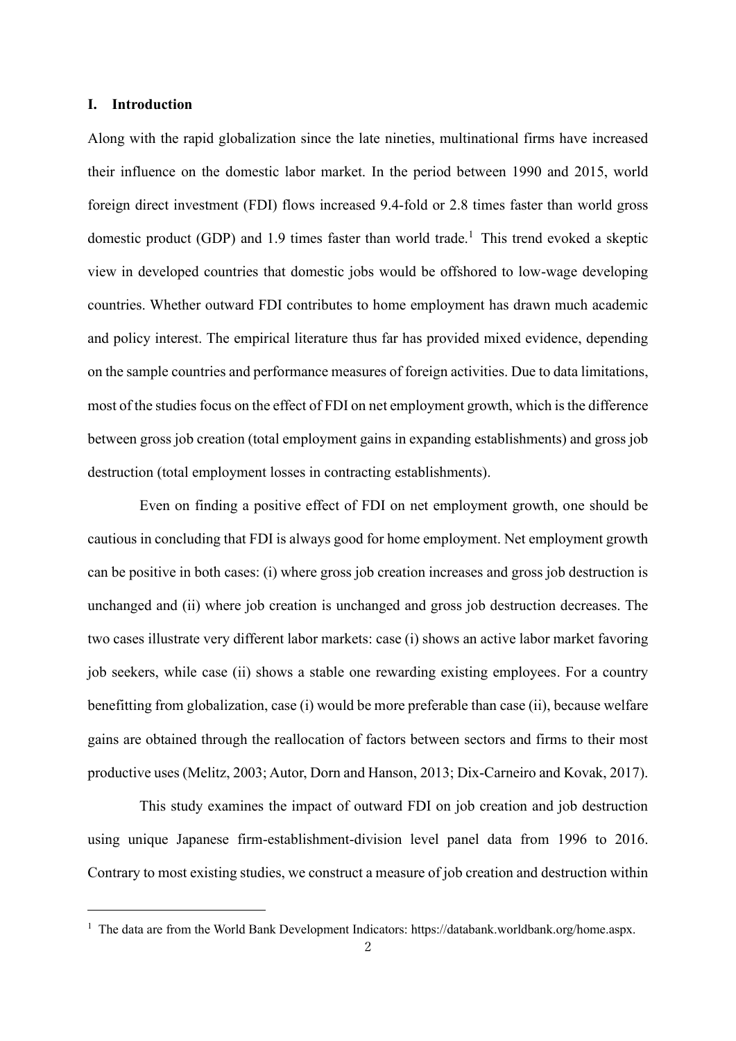## I. Introduction

Along with the rapid globalization since the late nineties, multinational firms have increased their influence on the domestic labor market. In the period between 1990 and 2015, world foreign direct investment (FDI) flows increased 9.4-fold or 2.8 times faster than world gross domestic product (GDP) and 1.9 times faster than world trade.[1] This trend evoked a skeptic view in developed countries that domestic jobs would be offshored to low-wage developing countries. Whether outward FDI contributes to home employment has drawn much academic and policy interest. The empirical literature thus far has provided mixed evidence, depending on the sample countries and performance measures of foreign activities. Due to data limitations, most of the studies focus on the effect of FDI on net employment growth, which is the difference between gross job creation (total employment gains in expanding establishments) and gross job destruction (total employment losses in contracting establishments).

Even on finding a positive effect of FDI on net employment growth, one should be cautious in concluding that FDI is always good for home employment. Net employment growth can be positive in both cases: (i) where gross job creation increases and gross job destruction is unchanged and (ii) where job creation is unchanged and gross job destruction decreases. The two cases illustrate very different labor markets: case (i) shows an active labor market favoring job seekers, while case (ii) shows a stable one rewarding existing employees. For a country benefitting from globalization, case (i) would be more preferable than case (ii), because welfare gains are obtained through the reallocation of factors between sectors and firms to their most productive uses (Melitz, 2003; Autor, Dorn and Hanson, 2013; Dix-Carneiro and Kovak, 2017).

This study examines the impact of outward FDI on job creation and job destruction using unique Japanese firm-establishment-division level panel data from 1996 to 2016. Contrary to most existing studies, we construct a measure of job creation and destruction within

[1] The data are from the World Bank Development Indicators: https://databank.worldbank.org/home.aspx.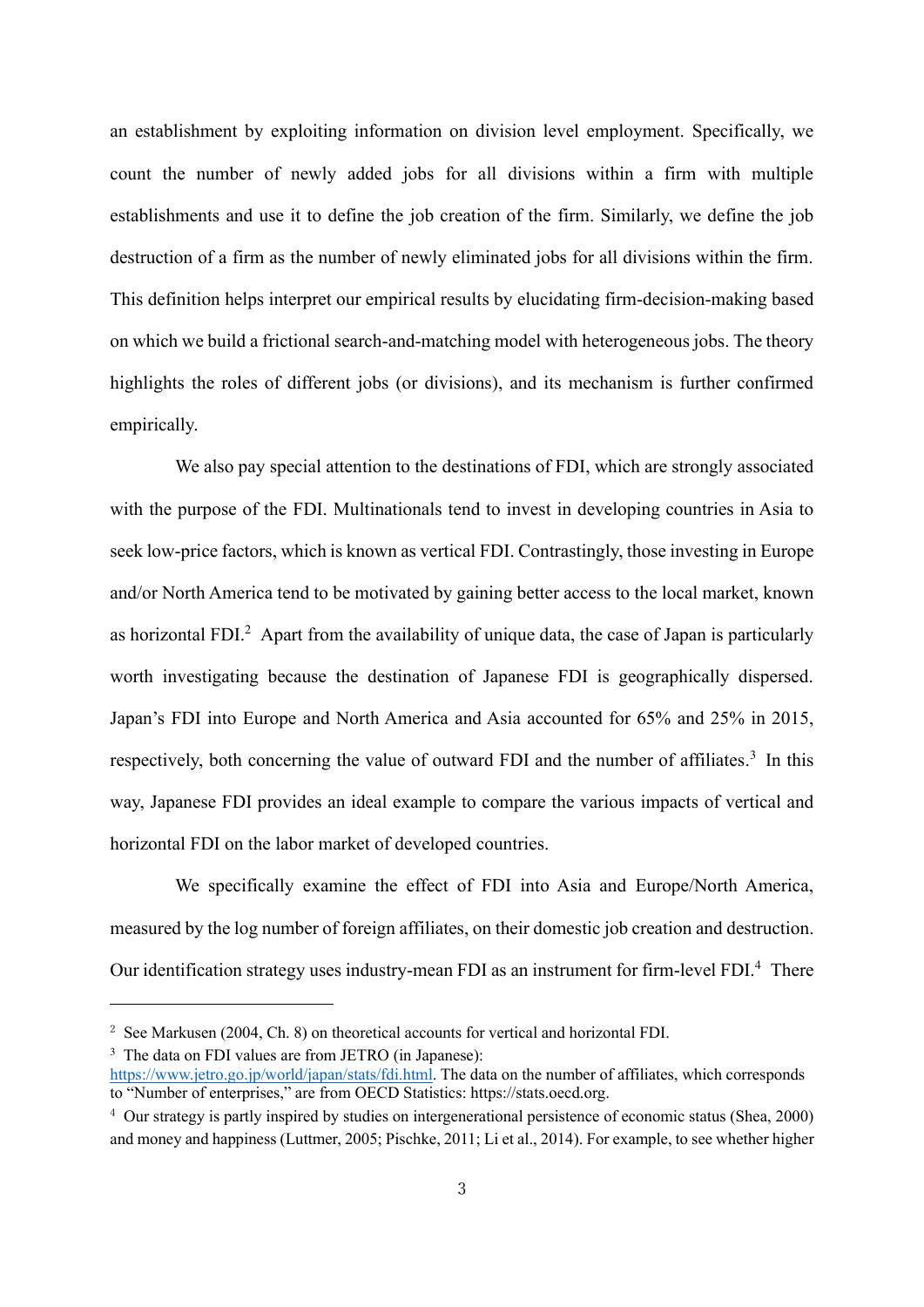an establishment by exploiting information on division level employment. Specifically, we count the number of newly added jobs for all divisions within a firm with multiple establishments and use it to define the job creation of the firm. Similarly, we define the job destruction of a firm as the number of newly eliminated jobs for all divisions within the firm. This definition helps interpret our empirical results by elucidating firm-decision-making based on which we build a frictional search-and-matching model with heterogeneous jobs. The theory highlights the roles of different jobs (or divisions), and its mechanism is further confirmed empirically.

We also pay special attention to the destinations of FDI, which are strongly associated with the purpose of the FDI. Multinationals tend to invest in developing countries in Asia to seek low-price factors, which is known as vertical FDI. Contrastingly, those investing in Europe and/or North America tend to be motivated by gaining better access to the local market, known as horizontal FDI.[2] Apart from the availability of unique data, the case of Japan is particularly worth investigating because the destination of Japanese FDI is geographically dispersed. Japan's FDI into Europe and North America and Asia accounted for 65% and 25% in 2015, respectively, both concerning the value of outward FDI and the number of affiliates.[3] In this way, Japanese FDI provides an ideal example to compare the various impacts of vertical and horizontal FDI on the labor market of developed countries.

We specifically examine the effect of FDI into Asia and Europe/North America, measured by the log number of foreign affiliates, on their domestic job creation and destruction. Our identification strategy uses industry-mean FDI as an instrument for firm-level FDI.[4] There

---

[2] See Markusen (2004, Ch. 8) on theoretical accounts for vertical and horizontal FDI.

[3] The data on FDI values are from JETRO (in Japanese): https://www.jetro.go.jp/world/japan/stats/fdi.html. The data on the number of affiliates, which corresponds to "Number of enterprises," are from OECD Statistics: https://stats.oecd.org.

[4] Our strategy is partly inspired by studies on intergenerational persistence of economic status (Shea, 2000) and money and happiness (Luttmer, 2005; Pischke, 2011; Li et al., 2014). For example, to see whether higher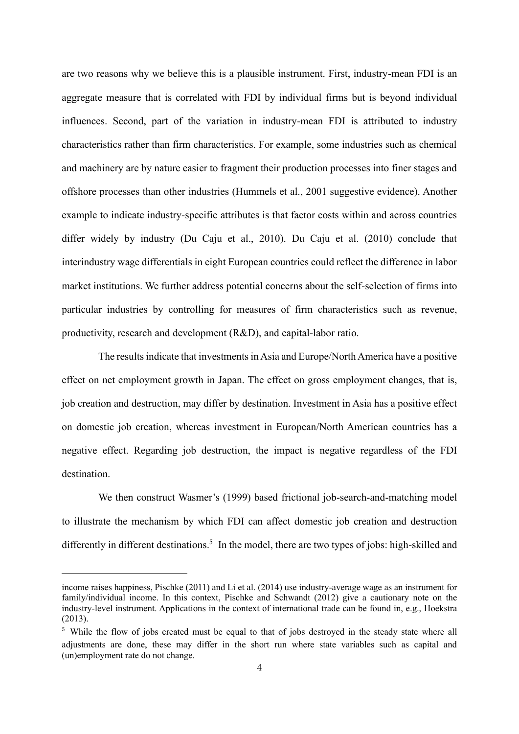are two reasons why we believe this is a plausible instrument. First, industry-mean FDI is an aggregate measure that is correlated with FDI by individual firms but is beyond individual influences. Second, part of the variation in industry-mean FDI is attributed to industry characteristics rather than firm characteristics. For example, some industries such as chemical and machinery are by nature easier to fragment their production processes into finer stages and offshore processes than other industries (Hummels et al., 2001 suggestive evidence). Another example to indicate industry-specific attributes is that factor costs within and across countries differ widely by industry (Du Caju et al., 2010). Du Caju et al. (2010) conclude that interindustry wage differentials in eight European countries could reflect the difference in labor market institutions. We further address potential concerns about the self-selection of firms into particular industries by controlling for measures of firm characteristics such as revenue, productivity, research and development (R&D), and capital-labor ratio.

The results indicate that investments in Asia and Europe/North America have a positive effect on net employment growth in Japan. The effect on gross employment changes, that is, job creation and destruction, may differ by destination. Investment in Asia has a positive effect on domestic job creation, whereas investment in European/North American countries has a negative effect. Regarding job destruction, the impact is negative regardless of the FDI destination.

We then construct Wasmer's (1999) based frictional job-search-and-matching model to illustrate the mechanism by which FDI can affect domestic job creation and destruction differently in different destinations.[5] In the model, there are two types of jobs: high-skilled and

---

income raises happiness, Pischke (2011) and Li et al. (2014) use industry-average wage as an instrument for family/individual income. In this context, Pischke and Schwandt (2012) give a cautionary note on the industry-level instrument. Applications in the context of international trade can be found in, e.g., Hoekstra (2013).

[5] While the flow of jobs created must be equal to that of jobs destroyed in the steady state where all adjustments are done, these may differ in the short run where state variables such as capital and (un)employment rate do not change.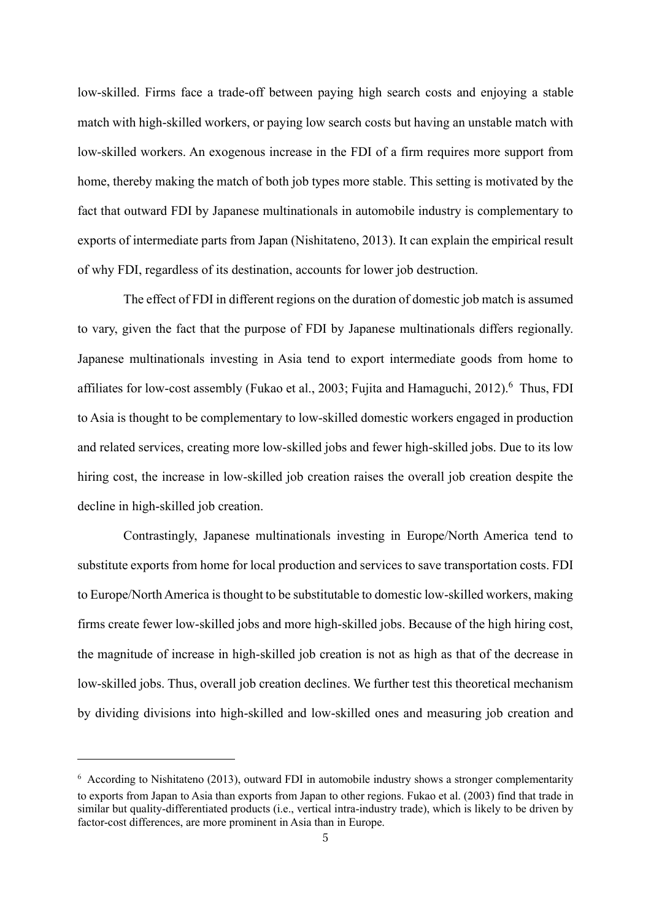low-skilled. Firms face a trade-off between paying high search costs and enjoying a stable match with high-skilled workers, or paying low search costs but having an unstable match with low-skilled workers. An exogenous increase in the FDI of a firm requires more support from home, thereby making the match of both job types more stable. This setting is motivated by the fact that outward FDI by Japanese multinationals in automobile industry is complementary to exports of intermediate parts from Japan (Nishitateno, 2013). It can explain the empirical result of why FDI, regardless of its destination, accounts for lower job destruction.

The effect of FDI in different regions on the duration of domestic job match is assumed to vary, given the fact that the purpose of FDI by Japanese multinationals differs regionally. Japanese multinationals investing in Asia tend to export intermediate goods from home to affiliates for low-cost assembly (Fukao et al., 2003; Fujita and Hamaguchi, 2012).[6] Thus, FDI to Asia is thought to be complementary to low-skilled domestic workers engaged in production and related services, creating more low-skilled jobs and fewer high-skilled jobs. Due to its low hiring cost, the increase in low-skilled job creation raises the overall job creation despite the decline in high-skilled job creation.

Contrastingly, Japanese multinationals investing in Europe/North America tend to substitute exports from home for local production and services to save transportation costs. FDI to Europe/North America is thought to be substitutable to domestic low-skilled workers, making firms create fewer low-skilled jobs and more high-skilled jobs. Because of the high hiring cost, the magnitude of increase in high-skilled job creation is not as high as that of the decrease in low-skilled jobs. Thus, overall job creation declines. We further test this theoretical mechanism by dividing divisions into high-skilled and low-skilled ones and measuring job creation and

---

[6] According to Nishitateno (2013), outward FDI in automobile industry shows a stronger complementarity to exports from Japan to Asia than exports from Japan to other regions. Fukao et al. (2003) find that trade in similar but quality-differentiated products (i.e., vertical intra-industry trade), which is likely to be driven by factor-cost differences, are more prominent in Asia than in Europe.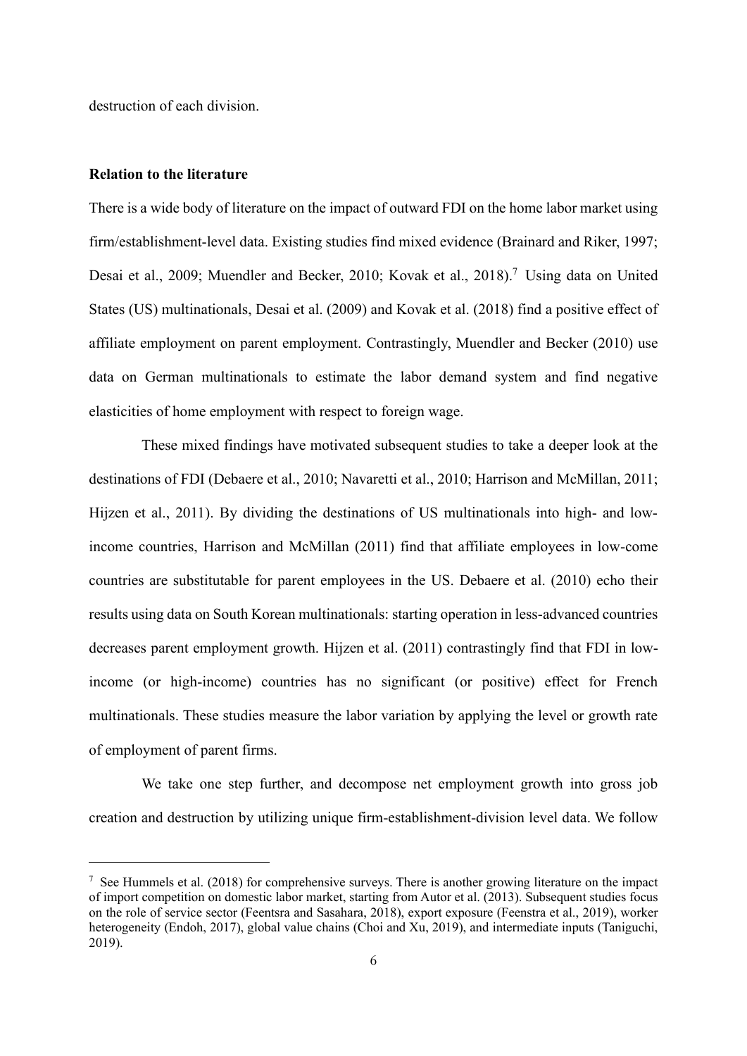destruction of each division.

**Relation to the literature**

There is a wide body of literature on the impact of outward FDI on the home labor market using firm/establishment-level data. Existing studies find mixed evidence (Brainard and Riker, 1997; Desai et al., 2009; Muendler and Becker, 2010; Kovak et al., 2018).[7] Using data on United States (US) multinationals, Desai et al. (2009) and Kovak et al. (2018) find a positive effect of affiliate employment on parent employment. Contrastingly, Muendler and Becker (2010) use data on German multinationals to estimate the labor demand system and find negative elasticities of home employment with respect to foreign wage.

These mixed findings have motivated subsequent studies to take a deeper look at the destinations of FDI (Debaere et al., 2010; Navaretti et al., 2010; Harrison and McMillan, 2011; Hijzen et al., 2011). By dividing the destinations of US multinationals into high- and low-income countries, Harrison and McMillan (2011) find that affiliate employees in low-come countries are substitutable for parent employees in the US. Debaere et al. (2010) echo their results using data on South Korean multinationals: starting operation in less-advanced countries decreases parent employment growth. Hijzen et al. (2011) contrastingly find that FDI in low-income (or high-income) countries has no significant (or positive) effect for French multinationals. These studies measure the labor variation by applying the level or growth rate of employment of parent firms.

We take one step further, and decompose net employment growth into gross job creation and destruction by utilizing unique firm-establishment-division level data. We follow

[7] See Hummels et al. (2018) for comprehensive surveys. There is another growing literature on the impact of import competition on domestic labor market, starting from Autor et al. (2013). Subsequent studies focus on the role of service sector (Feentsra and Sasahara, 2018), export exposure (Feenstra et al., 2019), worker heterogeneity (Endoh, 2017), global value chains (Choi and Xu, 2019), and intermediate inputs (Taniguchi, 2019).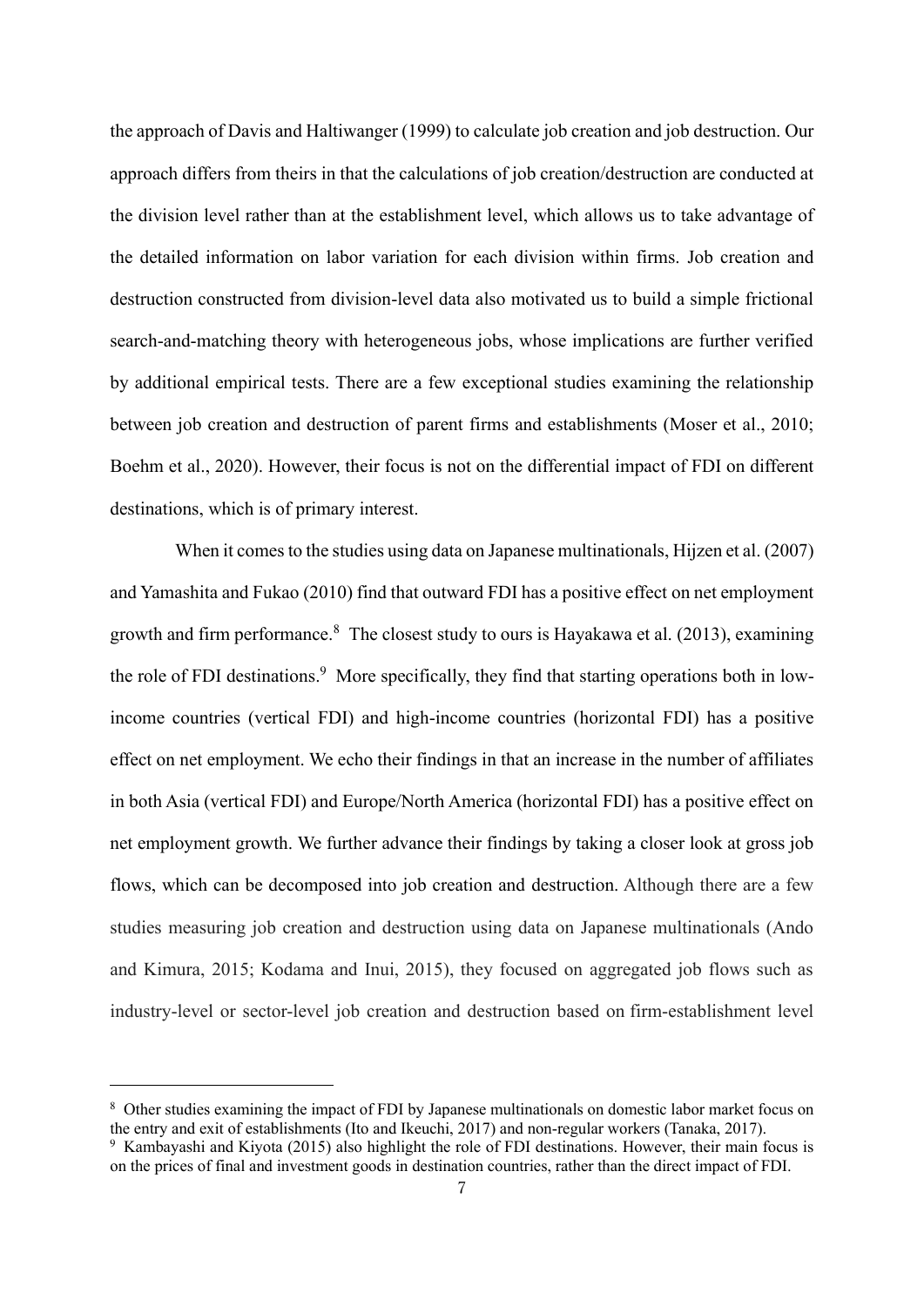the approach of Davis and Haltiwanger (1999) to calculate job creation and job destruction. Our approach differs from theirs in that the calculations of job creation/destruction are conducted at the division level rather than at the establishment level, which allows us to take advantage of the detailed information on labor variation for each division within firms. Job creation and destruction constructed from division-level data also motivated us to build a simple frictional search-and-matching theory with heterogeneous jobs, whose implications are further verified by additional empirical tests. There are a few exceptional studies examining the relationship between job creation and destruction of parent firms and establishments (Moser et al., 2010; Boehm et al., 2020). However, their focus is not on the differential impact of FDI on different destinations, which is of primary interest.

When it comes to the studies using data on Japanese multinationals, Hijzen et al. (2007) and Yamashita and Fukao (2010) find that outward FDI has a positive effect on net employment growth and firm performance.[8] The closest study to ours is Hayakawa et al. (2013), examining the role of FDI destinations.[9] More specifically, they find that starting operations both in low-income countries (vertical FDI) and high-income countries (horizontal FDI) has a positive effect on net employment. We echo their findings in that an increase in the number of affiliates in both Asia (vertical FDI) and Europe/North America (horizontal FDI) has a positive effect on net employment growth. We further advance their findings by taking a closer look at gross job flows, which can be decomposed into job creation and destruction. Although there are a few studies measuring job creation and destruction using data on Japanese multinationals (Ando and Kimura, 2015; Kodama and Inui, 2015), they focused on aggregated job flows such as industry-level or sector-level job creation and destruction based on firm-establishment level

---

[8] Other studies examining the impact of FDI by Japanese multinationals on domestic labor market focus on the entry and exit of establishments (Ito and Ikeuchi, 2017) and non-regular workers (Tanaka, 2017).

[9] Kambayashi and Kiyota (2015) also highlight the role of FDI destinations. However, their main focus is on the prices of final and investment goods in destination countries, rather than the direct impact of FDI.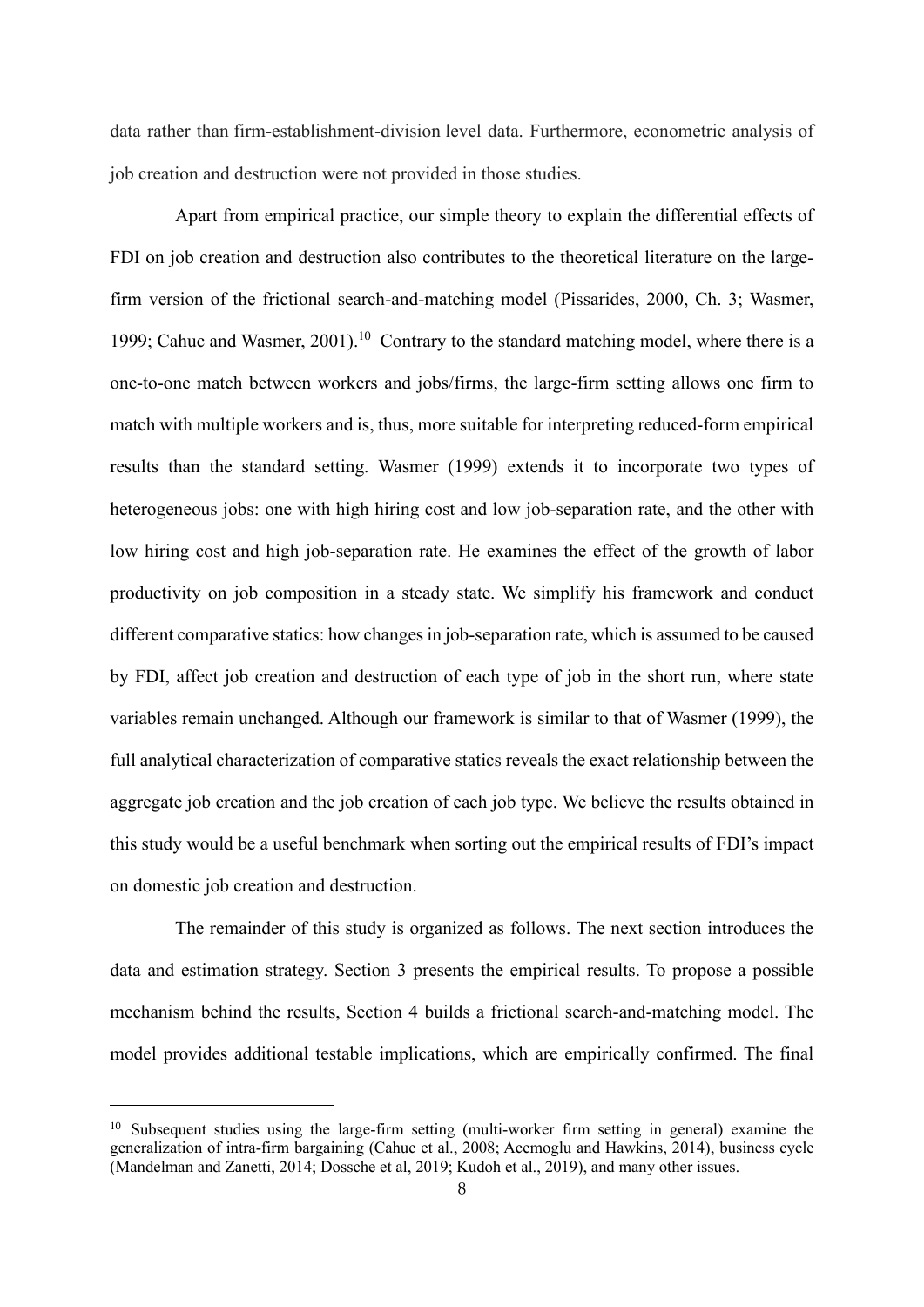data rather than firm-establishment-division level data. Furthermore, econometric analysis of job creation and destruction were not provided in those studies.

Apart from empirical practice, our simple theory to explain the differential effects of FDI on job creation and destruction also contributes to the theoretical literature on the large-firm version of the frictional search-and-matching model (Pissarides, 2000, Ch. 3; Wasmer, 1999; Cahuc and Wasmer, 2001).[10] Contrary to the standard matching model, where there is a one-to-one match between workers and jobs/firms, the large-firm setting allows one firm to match with multiple workers and is, thus, more suitable for interpreting reduced-form empirical results than the standard setting. Wasmer (1999) extends it to incorporate two types of heterogeneous jobs: one with high hiring cost and low job-separation rate, and the other with low hiring cost and high job-separation rate. He examines the effect of the growth of labor productivity on job composition in a steady state. We simplify his framework and conduct different comparative statics: how changes in job-separation rate, which is assumed to be caused by FDI, affect job creation and destruction of each type of job in the short run, where state variables remain unchanged. Although our framework is similar to that of Wasmer (1999), the full analytical characterization of comparative statics reveals the exact relationship between the aggregate job creation and the job creation of each job type. We believe the results obtained in this study would be a useful benchmark when sorting out the empirical results of FDI's impact on domestic job creation and destruction.

The remainder of this study is organized as follows. The next section introduces the data and estimation strategy. Section 3 presents the empirical results. To propose a possible mechanism behind the results, Section 4 builds a frictional search-and-matching model. The model provides additional testable implications, which are empirically confirmed. The final

[10] Subsequent studies using the large-firm setting (multi-worker firm setting in general) examine the generalization of intra-firm bargaining (Cahuc et al., 2008; Acemoglu and Hawkins, 2014), business cycle (Mandelman and Zanetti, 2014; Dossche et al, 2019; Kudoh et al., 2019), and many other issues.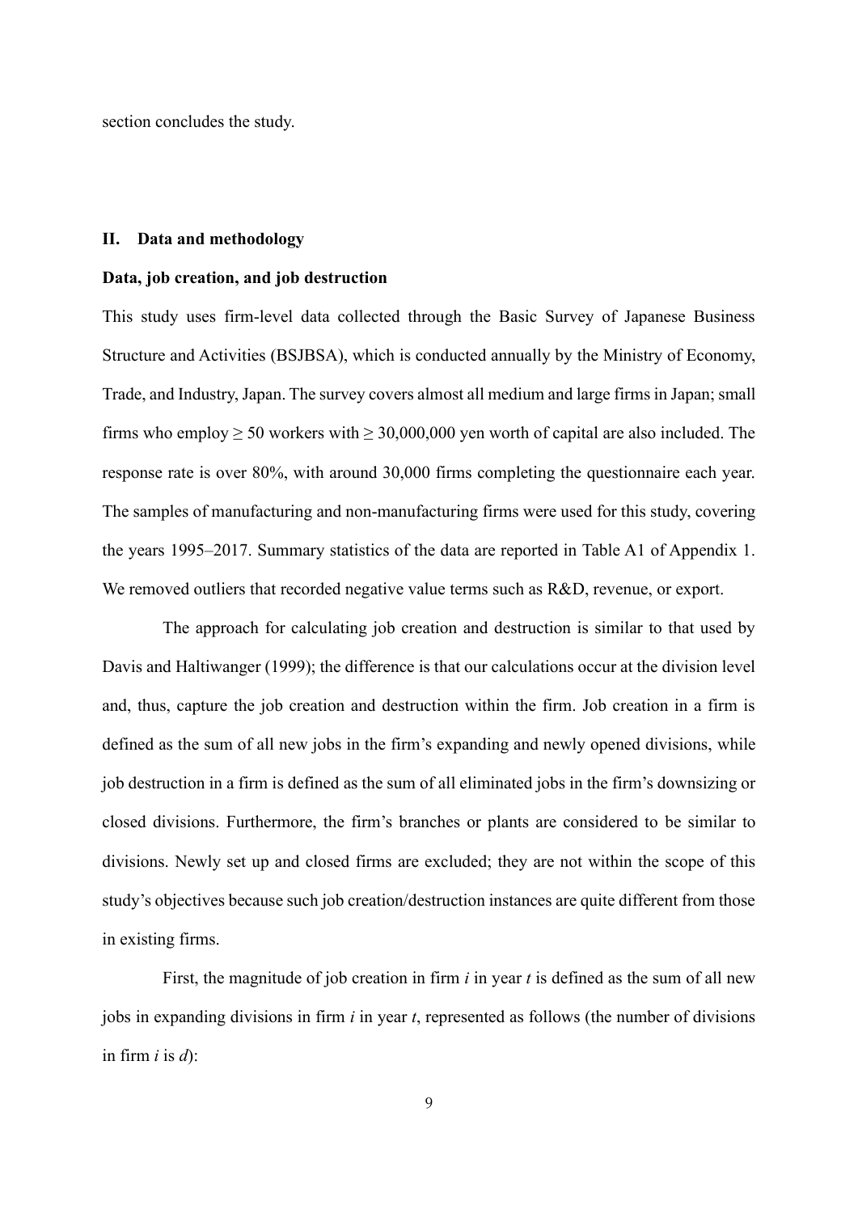section concludes the study.

## II. Data and methodology

### Data, job creation, and job destruction

This study uses firm-level data collected through the Basic Survey of Japanese Business Structure and Activities (BSJBSA), which is conducted annually by the Ministry of Economy, Trade, and Industry, Japan. The survey covers almost all medium and large firms in Japan; small firms who employ $\geq 50$ workers with $\geq 30{,}000{,}000$ yen worth of capital are also included. The response rate is over 80%, with around 30,000 firms completing the questionnaire each year. The samples of manufacturing and non-manufacturing firms were used for this study, covering the years 1995–2017. Summary statistics of the data are reported in Table A1 of Appendix 1. We removed outliers that recorded negative value terms such as R&D, revenue, or export.

The approach for calculating job creation and destruction is similar to that used by Davis and Haltiwanger (1999); the difference is that our calculations occur at the division level and, thus, capture the job creation and destruction within the firm. Job creation in a firm is defined as the sum of all new jobs in the firm's expanding and newly opened divisions, while job destruction in a firm is defined as the sum of all eliminated jobs in the firm's downsizing or closed divisions. Furthermore, the firm's branches or plants are considered to be similar to divisions. Newly set up and closed firms are excluded; they are not within the scope of this study's objectives because such job creation/destruction instances are quite different from those in existing firms.

First, the magnitude of job creation in firm $i$ in year $t$ is defined as the sum of all new jobs in expanding divisions in firm $i$ in year $t$, represented as follows (the number of divisions in firm $i$ is $d$):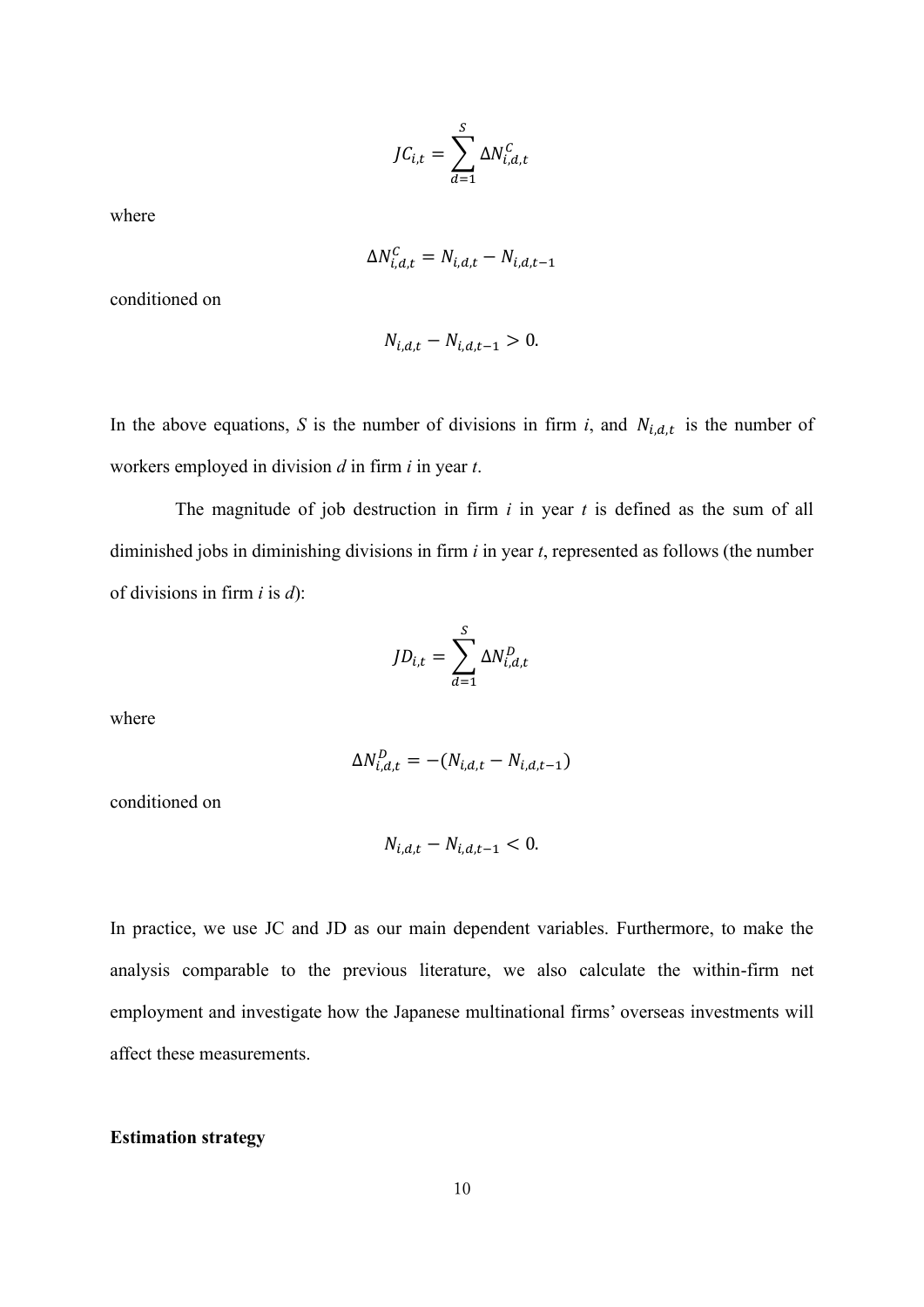$$JC_{i,t} = \sum_{d=1}^{S} \Delta N_{i,d,t}^{C}$$

where

$$\Delta N_{i,d,t}^{C} = N_{i,d,t} - N_{i,d,t-1}$$

conditioned on

$$N_{i,d,t} - N_{i,d,t-1} > 0.$$

In the above equations, *S* is the number of divisions in firm *i*, and $N_{i,d,t}$ is the number of workers employed in division *d* in firm *i* in year *t*.

The magnitude of job destruction in firm *i* in year *t* is defined as the sum of all diminished jobs in diminishing divisions in firm *i* in year *t*, represented as follows (the number of divisions in firm *i* is *d*):

$$JD_{i,t} = \sum_{d=1}^{S} \Delta N_{i,d,t}^{D}$$

where

$$\Delta N_{i,d,t}^{D} = -(N_{i,d,t} - N_{i,d,t-1})$$

conditioned on

$$N_{i,d,t} - N_{i,d,t-1} < 0.$$

In practice, we use JC and JD as our main dependent variables. Furthermore, to make the analysis comparable to the previous literature, we also calculate the within-firm net employment and investigate how the Japanese multinational firms' overseas investments will affect these measurements.

**Estimation strategy**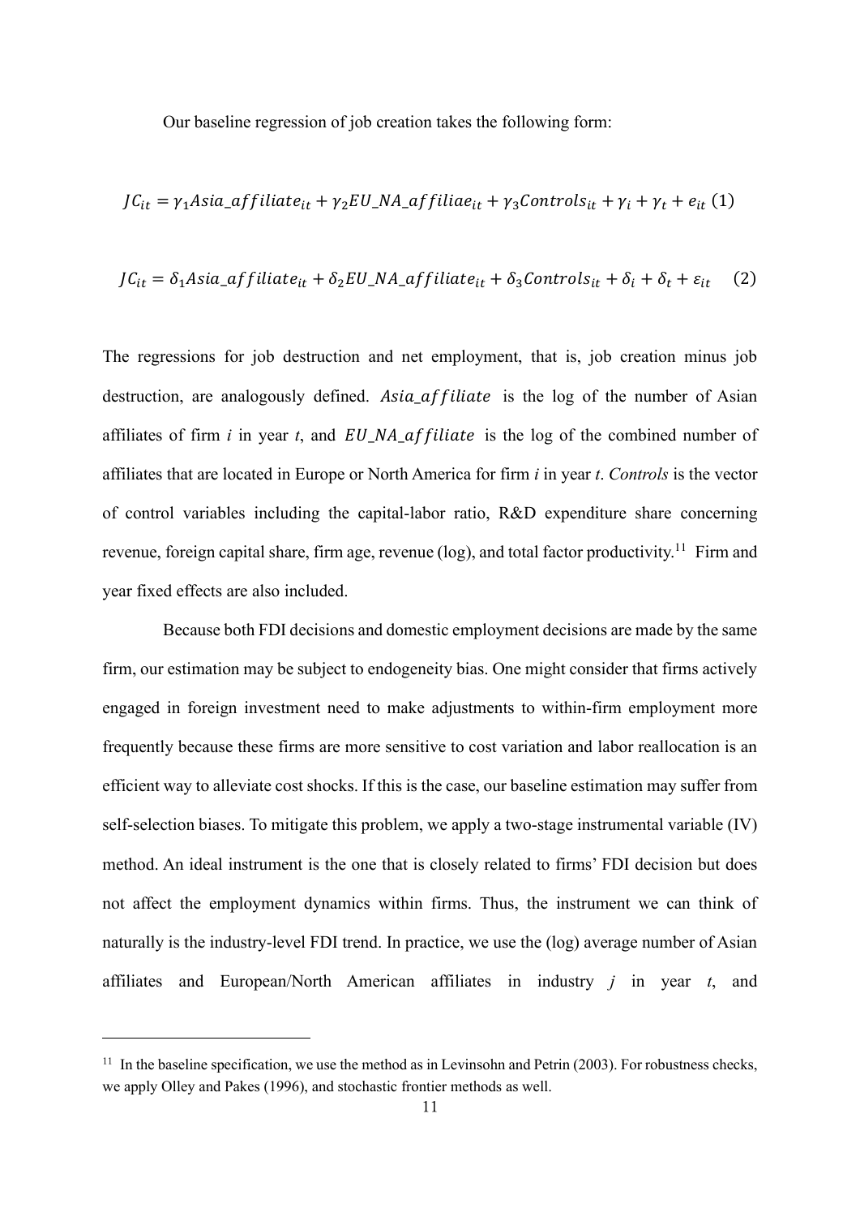Our baseline regression of job creation takes the following form:

$$JC_{it} = \gamma_1 Asia\_affiliate_{it} + \gamma_2 EU\_NA\_affiliae_{it} + \gamma_3 Controls_{it} + \gamma_i + \gamma_t + e_{it} \quad (1)$$

$$JC_{it} = \delta_1 Asia\_affiliate_{it} + \delta_2 EU\_NA\_affiliate_{it} + \delta_3 Controls_{it} + \delta_i + \delta_t + \varepsilon_{it} \quad (2)$$

The regressions for job destruction and net employment, that is, job creation minus job destruction, are analogously defined. $Asia\_affiliate$ is the log of the number of Asian affiliates of firm *i* in year *t*, and $EU\_NA\_affiliate$ is the log of the combined number of affiliates that are located in Europe or North America for firm *i* in year *t*. *Controls* is the vector of control variables including the capital-labor ratio, R&D expenditure share concerning revenue, foreign capital share, firm age, revenue (log), and total factor productivity.[11] Firm and year fixed effects are also included.

Because both FDI decisions and domestic employment decisions are made by the same firm, our estimation may be subject to endogeneity bias. One might consider that firms actively engaged in foreign investment need to make adjustments to within-firm employment more frequently because these firms are more sensitive to cost variation and labor reallocation is an efficient way to alleviate cost shocks. If this is the case, our baseline estimation may suffer from self-selection biases. To mitigate this problem, we apply a two-stage instrumental variable (IV) method. An ideal instrument is the one that is closely related to firms' FDI decision but does not affect the employment dynamics within firms. Thus, the instrument we can think of naturally is the industry-level FDI trend. In practice, we use the (log) average number of Asian affiliates and European/North American affiliates in industry *j* in year *t*, and

[11] In the baseline specification, we use the method as in Levinsohn and Petrin (2003). For robustness checks, we apply Olley and Pakes (1996), and stochastic frontier methods as well.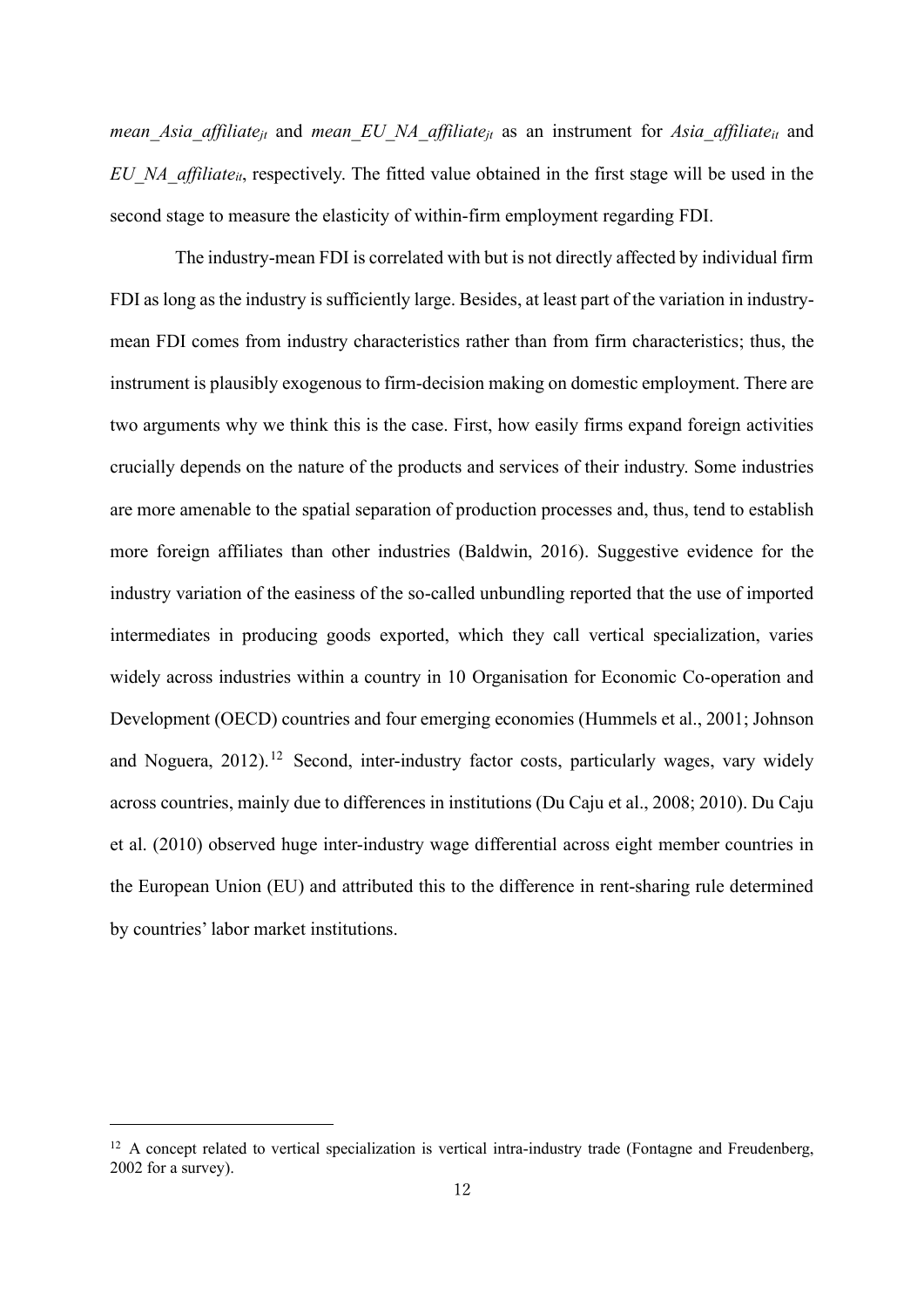$mean\_Asia\_affiliate_{jt}$ and $mean\_EU\_NA\_affiliate_{jt}$ as an instrument for $Asia\_affiliate_{it}$ and $EU\_NA\_affiliate_{it}$, respectively. The fitted value obtained in the first stage will be used in the second stage to measure the elasticity of within-firm employment regarding FDI.

The industry-mean FDI is correlated with but is not directly affected by individual firm FDI as long as the industry is sufficiently large. Besides, at least part of the variation in industry-mean FDI comes from industry characteristics rather than from firm characteristics; thus, the instrument is plausibly exogenous to firm-decision making on domestic employment. There are two arguments why we think this is the case. First, how easily firms expand foreign activities crucially depends on the nature of the products and services of their industry. Some industries are more amenable to the spatial separation of production processes and, thus, tend to establish more foreign affiliates than other industries (Baldwin, 2016). Suggestive evidence for the industry variation of the easiness of the so-called unbundling reported that the use of imported intermediates in producing goods exported, which they call vertical specialization, varies widely across industries within a country in 10 Organisation for Economic Co-operation and Development (OECD) countries and four emerging economies (Hummels et al., 2001; Johnson and Noguera, 2012).[12] Second, inter-industry factor costs, particularly wages, vary widely across countries, mainly due to differences in institutions (Du Caju et al., 2008; 2010). Du Caju et al. (2010) observed huge inter-industry wage differential across eight member countries in the European Union (EU) and attributed this to the difference in rent-sharing rule determined by countries' labor market institutions.

[12] A concept related to vertical specialization is vertical intra-industry trade (Fontagne and Freudenberg, 2002 for a survey).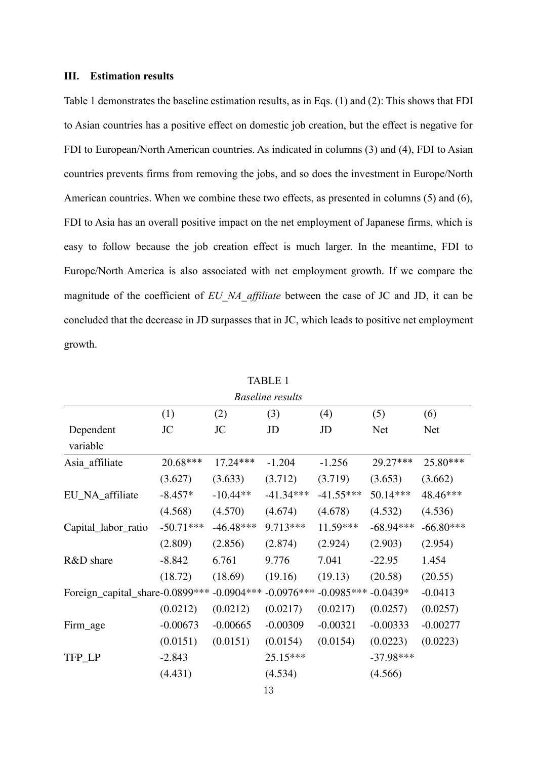### III. Estimation results

Table 1 demonstrates the baseline estimation results, as in Eqs. (1) and (2): This shows that FDI to Asian countries has a positive effect on domestic job creation, but the effect is negative for FDI to European/North American countries. As indicated in columns (3) and (4), FDI to Asian countries prevents firms from removing the jobs, and so does the investment in Europe/North American countries. When we combine these two effects, as presented in columns (5) and (6), FDI to Asia has an overall positive impact on the net employment of Japanese firms, which is easy to follow because the job creation effect is much larger. In the meantime, FDI to Europe/North America is also associated with net employment growth. If we compare the magnitude of the coefficient of *EU_NA_affiliate* between the case of JC and JD, it can be concluded that the decrease in JD surpasses that in JC, which leads to positive net employment growth.

TABLE 1

*Baseline results*

| | (1) | (2) | (3) | (4) | (5) | (6) |
|---|---|---|---|---|---|---|
| Dependent variable | JC | JC | JD | JD | Net | Net |
| Asia_affiliate | 20.68*** | 17.24*** | -1.204 | -1.256 | 29.27*** | 25.80*** |
| | (3.627) | (3.633) | (3.712) | (3.719) | (3.653) | (3.662) |
| EU_NA_affiliate | -8.457* | -10.44** | -41.34*** | -41.55*** | 50.14*** | 48.46*** |
| | (4.568) | (4.570) | (4.674) | (4.678) | (4.532) | (4.536) |
| Capital_labor_ratio | -50.71*** | -46.48*** | 9.713*** | 11.59*** | -68.94*** | -66.80*** |
| | (2.809) | (2.856) | (2.874) | (2.924) | (2.903) | (2.954) |
| R&D share | -8.842 | 6.761 | 9.776 | 7.041 | -22.95 | 1.454 |
| | (18.72) | (18.69) | (19.16) | (19.13) | (20.58) | (20.55) |
| Foreign_capital_share | -0.0899*** | -0.0904*** | -0.0976*** | -0.0985*** | -0.0439* | -0.0413 |
| | (0.0212) | (0.0212) | (0.0217) | (0.0217) | (0.0257) | (0.0257) |
| Firm_age | -0.00673 | -0.00665 | -0.00309 | -0.00321 | -0.00333 | -0.00277 |
| | (0.0151) | (0.0151) | (0.0154) | (0.0154) | (0.0223) | (0.0223) |
| TFP_LP | -2.843 | | 25.15*** | | -37.98*** | |
| | (4.431) | | (4.534) | | (4.566) | |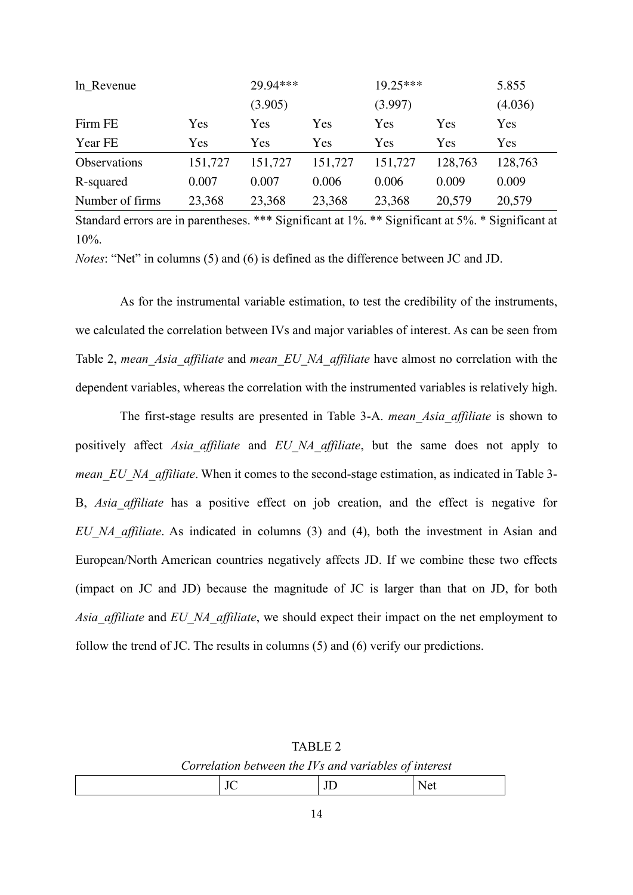| ln_Revenue | | 29.94*** | | 19.25*** | | 5.855 |
|---|---|---|---|---|---|---|
| | | (3.905) | | (3.997) | | (4.036) |
| Firm FE | Yes | Yes | Yes | Yes | Yes | Yes |
| Year FE | Yes | Yes | Yes | Yes | Yes | Yes |
| Observations | 151,727 | 151,727 | 151,727 | 151,727 | 128,763 | 128,763 |
| R-squared | 0.007 | 0.007 | 0.006 | 0.006 | 0.009 | 0.009 |
| Number of firms | 23,368 | 23,368 | 23,368 | 23,368 | 20,579 | 20,579 |

Standard errors are in parentheses. *** Significant at 1%. ** Significant at 5%. * Significant at 10%.

*Notes*: "Net" in columns (5) and (6) is defined as the difference between JC and JD.

As for the instrumental variable estimation, to test the credibility of the instruments, we calculated the correlation between IVs and major variables of interest. As can be seen from Table 2, *mean_Asia_affiliate* and *mean_EU_NA_affiliate* have almost no correlation with the dependent variables, whereas the correlation with the instrumented variables is relatively high.

The first-stage results are presented in Table 3-A. *mean_Asia_affiliate* is shown to positively affect *Asia_affiliate* and *EU_NA_affiliate*, but the same does not apply to *mean_EU_NA_affiliate*. When it comes to the second-stage estimation, as indicated in Table 3-B, *Asia_affiliate* has a positive effect on job creation, and the effect is negative for *EU_NA_affiliate*. As indicated in columns (3) and (4), both the investment in Asian and European/North American countries negatively affects JD. If we combine these two effects (impact on JC and JD) because the magnitude of JC is larger than that on JD, for both *Asia_affiliate* and *EU_NA_affiliate*, we should expect their impact on the net employment to follow the trend of JC. The results in columns (5) and (6) verify our predictions.

TABLE 2

*Correlation between the IVs and variables of interest*

| | JC | JD | Net |
|---|---|---|---|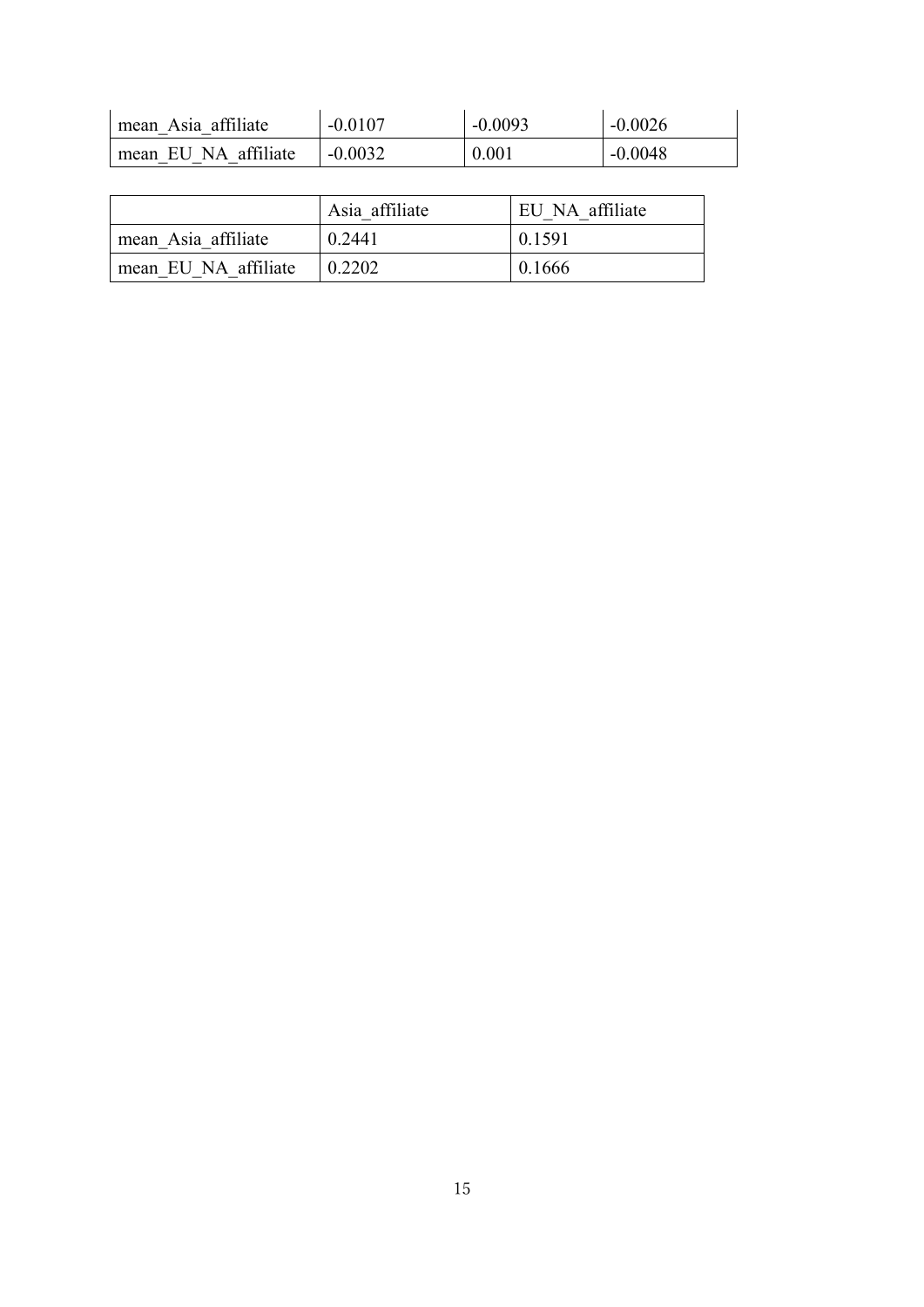| | | | |
|---|---|---|---|
| mean_Asia_affiliate | -0.0107 | -0.0093 | -0.0026 |
| mean_EU_NA_affiliate | -0.0032 | 0.001 | -0.0048 |

| | Asia_affiliate | EU_NA_affiliate |
|---|---|---|
| mean_Asia_affiliate | 0.2441 | 0.1591 |
| mean_EU_NA_affiliate | 0.2202 | 0.1666 |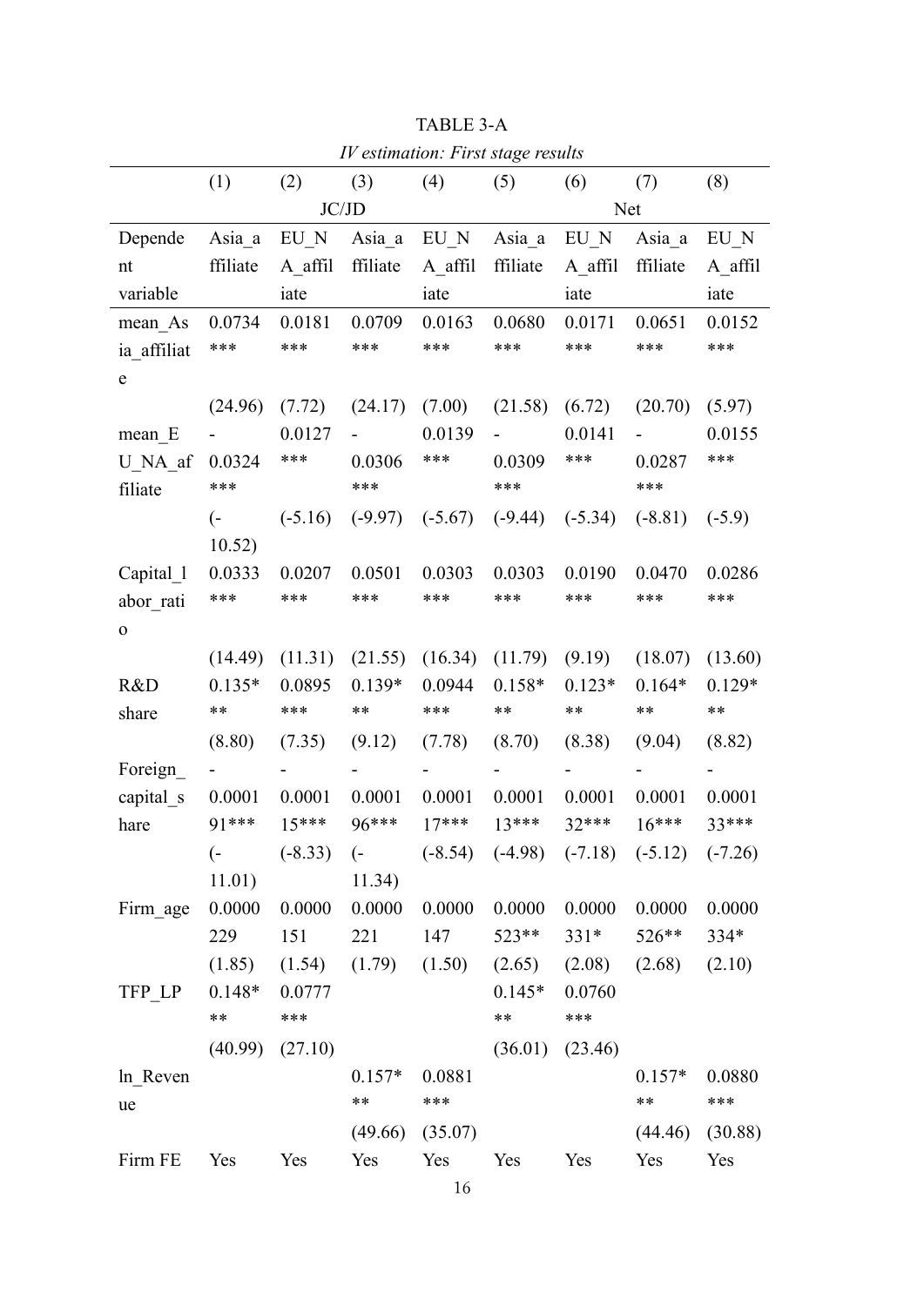TABLE 3-A

*IV estimation: First stage results*

| | (1) | (2) | (3) | (4) | (5) | (6) | (7) | (8) |
|---|---|---|---|---|---|---|---|---|
| | JC/JD | | | | Net | | | |
| Dependent variable | Asia_affiliate | EU_NA_affiliate | Asia_affiliate | EU_NA_affiliate | Asia_affiliate | EU_NA_affiliate | Asia_affiliate | EU_NA_affiliate |
| mean_Asia_affiliate | 0.0734*** | 0.0181*** | 0.0709*** | 0.0163*** | 0.0680*** | 0.0171*** | 0.0651*** | 0.0152*** |
| | (24.96) | (7.72) | (24.17) | (7.00) | (21.58) | (6.72) | (20.70) | (5.97) |
| mean_EU_NA_affiliate | -0.0324*** | 0.0127*** | -0.0306*** | 0.0139*** | -0.0309*** | 0.0141*** | -0.0287*** | 0.0155*** |
| | (-10.52) | (-5.16) | (-9.97) | (-5.67) | (-9.44) | (-5.34) | (-8.81) | (-5.9) |
| Capital_labor_ratio | 0.0333*** | 0.0207*** | 0.0501*** | 0.0303*** | 0.0303*** | 0.0190*** | 0.0470*** | 0.0286*** |
| | (14.49) | (11.31) | (21.55) | (16.34) | (11.79) | (9.19) | (18.07) | (13.60) |
| R&D share | 0.135*** | 0.0895*** | 0.139*** | 0.0944*** | 0.158*** | 0.123*** | 0.164*** | 0.129*** |
| | (8.80) | (7.35) | (9.12) | (7.78) | (8.70) | (8.38) | (9.04) | (8.82) |
| Foreign_capital_share | -0.000191*** | -0.000115*** | -0.000196*** | -0.000117*** | -0.000113*** | -0.000132*** | -0.000116*** | -0.000133*** |
| | (-11.01) | (-8.33) | (-11.34) | (-8.54) | (-4.98) | (-7.18) | (-5.12) | (-7.26) |
| Firm_age | 0.0000229 | 0.0000151 | 0.0000221 | 0.0000147 | 0.0000523** | 0.0000331* | 0.0000526** | 0.0000334* |
| | (1.85) | (1.54) | (1.79) | (1.50) | (2.65) | (2.08) | (2.68) | (2.10) |
| TFP_LP | 0.148*** | 0.0777*** | | | 0.145*** | 0.0760*** | | |
| | (40.99) | (27.10) | | | (36.01) | (23.46) | | |
| ln_Revenue | | | 0.157*** | 0.0881*** | | | 0.157*** | 0.0880*** |
| | | | (49.66) | (35.07) | | | (44.46) | (30.88) |
| Firm FE | Yes | Yes | Yes | Yes | Yes | Yes | Yes | Yes |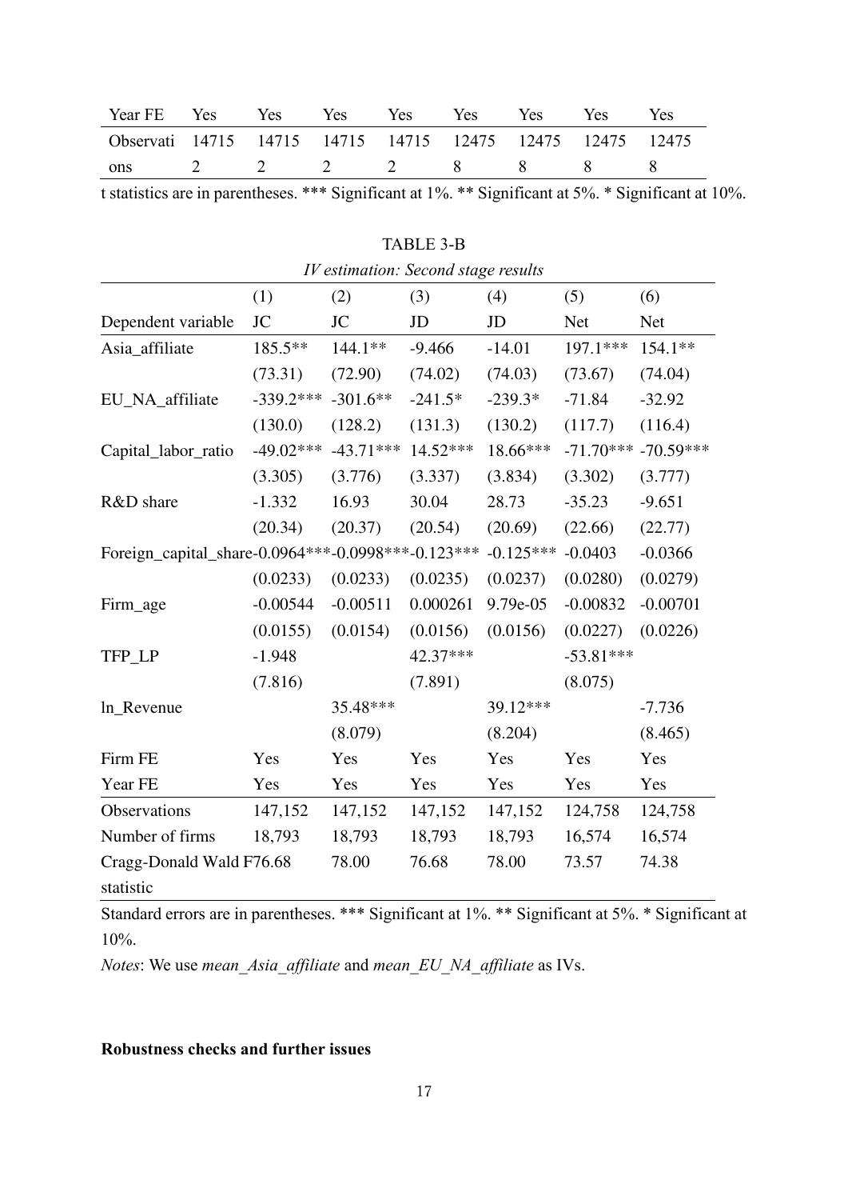| Year FE | Yes | Yes | Yes | Yes | Yes | Yes | Yes | Yes |
|---|---|---|---|---|---|---|---|---|
| Observations | 147152 | 147152 | 147152 | 147152 | 124758 | 124758 | 124758 | 124758 |

t statistics are in parentheses. *** Significant at 1%. ** Significant at 5%. * Significant at 10%.

TABLE 3-B

*IV estimation: Second stage results*

| | (1) | (2) | (3) | (4) | (5) | (6) |
|---|---|---|---|---|---|---|
| Dependent variable | JC | JC | JD | JD | Net | Net |
| Asia_affiliate | 185.5** | 144.1** | -9.466 | -14.01 | 197.1*** | 154.1** |
| | (73.31) | (72.90) | (74.02) | (74.03) | (73.67) | (74.04) |
| EU_NA_affiliate | -339.2*** | -301.6** | -241.5* | -239.3* | -71.84 | -32.92 |
| | (130.0) | (128.2) | (131.3) | (130.2) | (117.7) | (116.4) |
| Capital_labor_ratio | -49.02*** | -43.71*** | 14.52*** | 18.66*** | -71.70*** | -70.59*** |
| | (3.305) | (3.776) | (3.337) | (3.834) | (3.302) | (3.777) |
| R&D share | -1.332 | 16.93 | 30.04 | 28.73 | -35.23 | -9.651 |
| | (20.34) | (20.37) | (20.54) | (20.69) | (22.66) | (22.77) |
| Foreign_capital_share | -0.0964*** | -0.0998*** | -0.123*** | -0.125*** | -0.0403 | -0.0366 |
| | (0.0233) | (0.0233) | (0.0235) | (0.0237) | (0.0280) | (0.0279) |
| Firm_age | -0.00544 | -0.00511 | 0.000261 | 9.79e-05 | -0.00832 | -0.00701 |
| | (0.0155) | (0.0154) | (0.0156) | (0.0156) | (0.0227) | (0.0226) |
| TFP_LP | -1.948 | | 42.37*** | | -53.81*** | |
| | (7.816) | | (7.891) | | (8.075) | |
| ln_Revenue | | 35.48*** | | 39.12*** | | -7.736 |
| | | (8.079) | | (8.204) | | (8.465) |
| Firm FE | Yes | Yes | Yes | Yes | Yes | Yes |
| Year FE | Yes | Yes | Yes | Yes | Yes | Yes |
| Observations | 147,152 | 147,152 | 147,152 | 147,152 | 124,758 | 124,758 |
| Number of firms | 18,793 | 18,793 | 18,793 | 18,793 | 16,574 | 16,574 |
| Cragg-Donald Wald F statistic | 76.68 | 78.00 | 76.68 | 78.00 | 73.57 | 74.38 |

Standard errors are in parentheses. *** Significant at 1%. ** Significant at 5%. * Significant at 10%.

*Notes*: We use *mean_Asia_affiliate* and *mean_EU_NA_affiliate* as IVs.

**Robustness checks and further issues**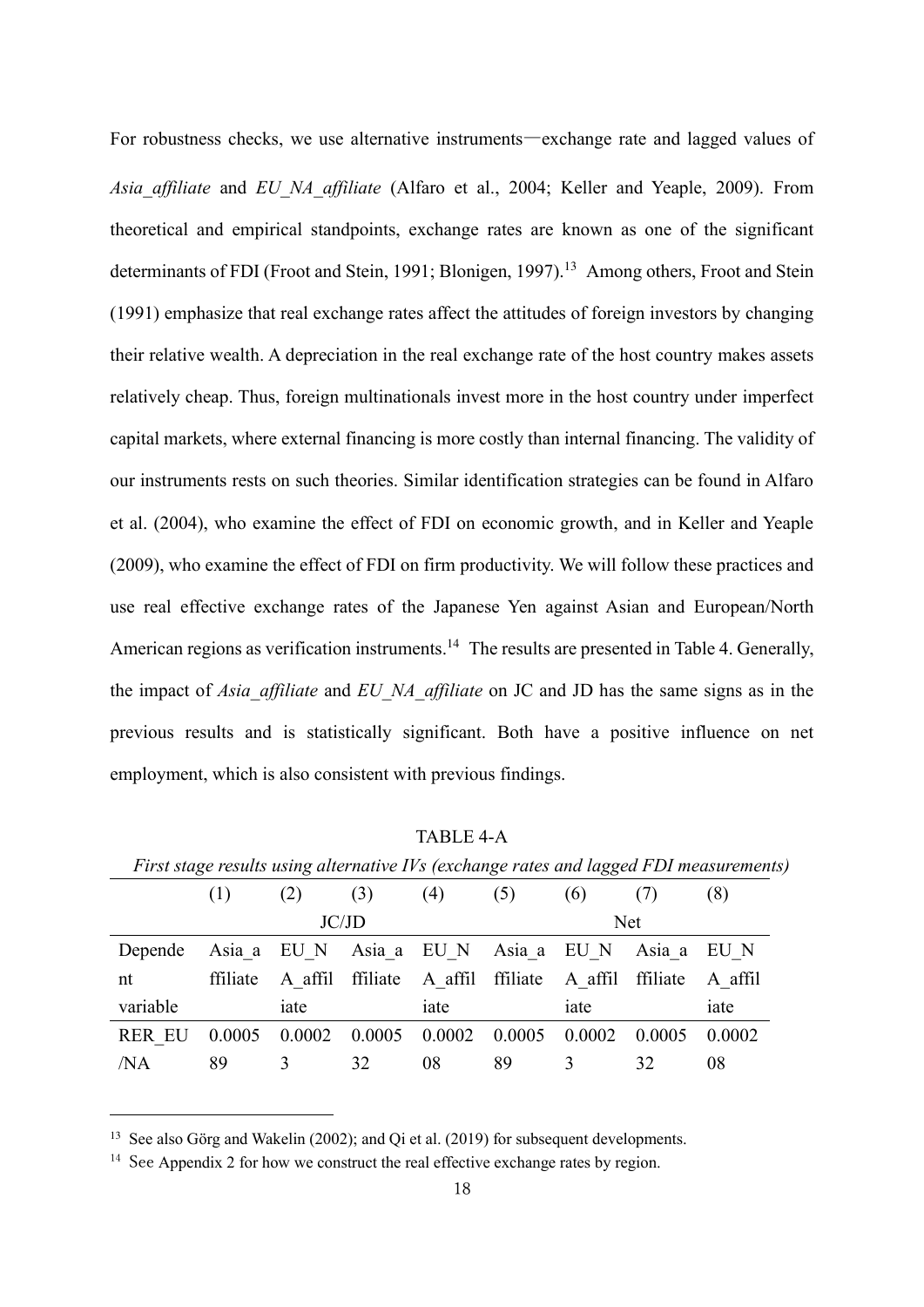For robustness checks, we use alternative instruments—exchange rate and lagged values of *Asia_affiliate* and *EU_NA_affiliate* (Alfaro et al., 2004; Keller and Yeaple, 2009). From theoretical and empirical standpoints, exchange rates are known as one of the significant determinants of FDI (Froot and Stein, 1991; Blonigen, 1997).[13] Among others, Froot and Stein (1991) emphasize that real exchange rates affect the attitudes of foreign investors by changing their relative wealth. A depreciation in the real exchange rate of the host country makes assets relatively cheap. Thus, foreign multinationals invest more in the host country under imperfect capital markets, where external financing is more costly than internal financing. The validity of our instruments rests on such theories. Similar identification strategies can be found in Alfaro et al. (2004), who examine the effect of FDI on economic growth, and in Keller and Yeaple (2009), who examine the effect of FDI on firm productivity. We will follow these practices and use real effective exchange rates of the Japanese Yen against Asian and European/North American regions as verification instruments.[14] The results are presented in Table 4. Generally, the impact of *Asia_affiliate* and *EU_NA_affiliate* on JC and JD has the same signs as in the previous results and is statistically significant. Both have a positive influence on net employment, which is also consistent with previous findings.

TABLE 4-A

*First stage results using alternative IVs (exchange rates and lagged FDI measurements)*

| | (1) | (2) | (3) | (4) | (5) | (6) | (7) | (8) |
|---|---|---|---|---|---|---|---|---|
| | JC/JD | | | | Net | | | |
| Dependent variable | Asia_affiliate | EU_NA_affiliate | Asia_affiliate | EU_NA_affiliate | Asia_affiliate | EU_NA_affiliate | Asia_affiliate | EU_NA_affiliate |
| RER_EU/NA | 0.000589 | 0.00023 | 0.000532 | 0.000208 | 0.000589 | 0.00023 | 0.000532 | 0.000208 |

[13] See also Görg and Wakelin (2002); and Qi et al. (2019) for subsequent developments.

[14] See Appendix 2 for how we construct the real effective exchange rates by region.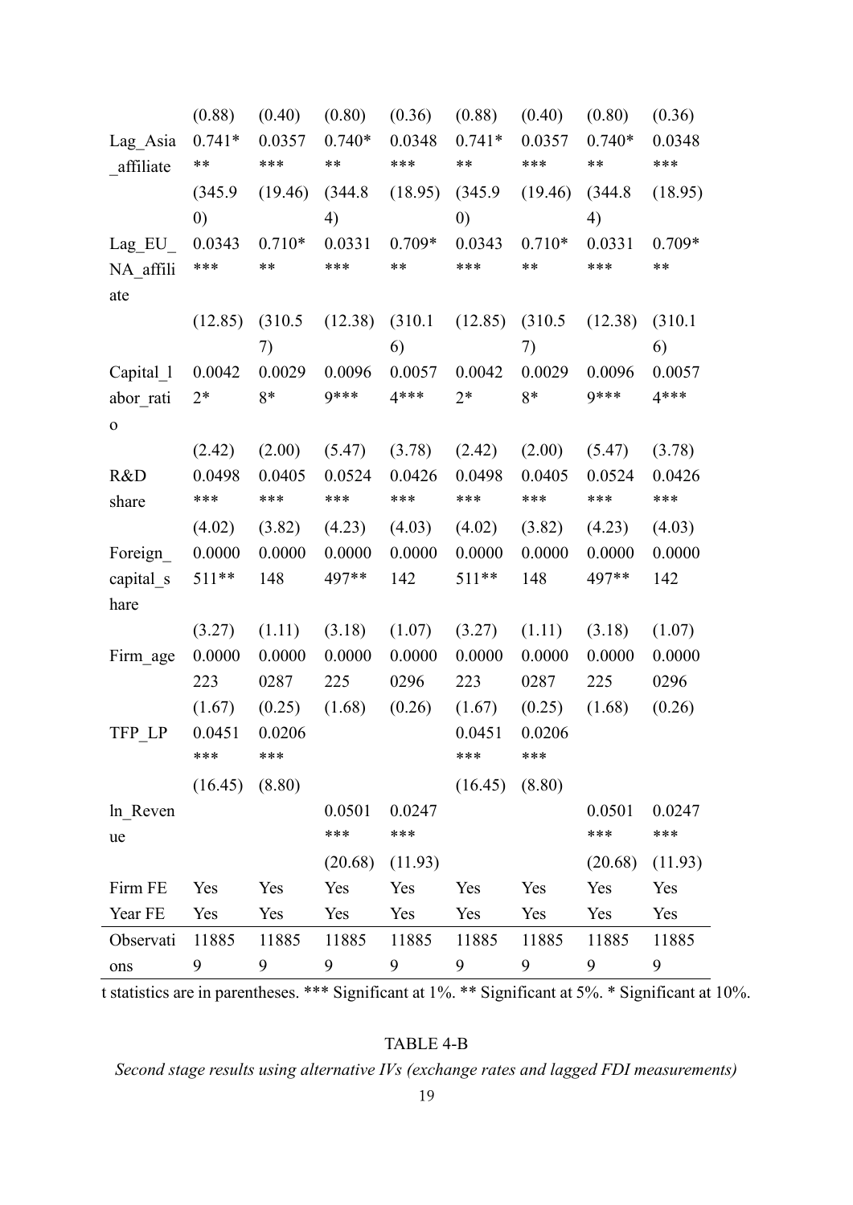| | | | | | | | | |
|---|---|---|---|---|---|---|---|---|
| | (0.88) | (0.40) | (0.80) | (0.36) | (0.88) | (0.40) | (0.80) | (0.36) |
| Lag_Asia_affiliate | 0.741*** | 0.0357*** | 0.740*** | 0.0348*** | 0.741*** | 0.0357*** | 0.740*** | 0.0348*** |
| | (345.90) | (19.46) | (344.84) | (18.95) | (345.90) | (19.46) | (344.84) | (18.95) |
| Lag_EU_NA_affiliate | 0.0343*** | 0.710*** | 0.0331*** | 0.709*** | 0.0343*** | 0.710*** | 0.0331*** | 0.709*** |
| | (12.85) | (310.57) | (12.38) | (310.16) | (12.85) | (310.57) | (12.38) | (310.16) |
| Capital_labor_ratio | 0.00422* | 0.00298* | 0.00969*** | 0.00574*** | 0.00422* | 0.00298* | 0.00969*** | 0.00574*** |
| | (2.42) | (2.00) | (5.47) | (3.78) | (2.42) | (2.00) | (5.47) | (3.78) |
| R&D share | 0.0498*** | 0.0405*** | 0.0524*** | 0.0426*** | 0.0498*** | 0.0405*** | 0.0524*** | 0.0426*** |
| | (4.02) | (3.82) | (4.23) | (4.03) | (4.02) | (3.82) | (4.23) | (4.03) |
| Foreign_capital_share | 0.0000511** | 0.0000148 | 0.0000497** | 0.0000142 | 0.0000511** | 0.0000148 | 0.0000497** | 0.0000142 |
| | (3.27) | (1.11) | (3.18) | (1.07) | (3.27) | (1.11) | (3.18) | (1.07) |
| Firm_age | 0.0000223 | 0.00000287 | 0.0000225 | 0.00000296 | 0.0000223 | 0.00000287 | 0.0000225 | 0.00000296 |
| | (1.67) | (0.25) | (1.68) | (0.26) | (1.67) | (0.25) | (1.68) | (0.26) |
| TFP_LP | 0.0451*** | 0.0206*** | | | 0.0451*** | 0.0206*** | | |
| | (16.45) | (8.80) | | | (16.45) | (8.80) | | |
| ln_Revenue | | | 0.0501*** | 0.0247*** | | | 0.0501*** | 0.0247*** |
| | | | (20.68) | (11.93) | | | (20.68) | (11.93) |
| Firm FE | Yes | Yes | Yes | Yes | Yes | Yes | Yes | Yes |
| Year FE | Yes | Yes | Yes | Yes | Yes | Yes | Yes | Yes |
| Observations | 118859 | 118859 | 118859 | 118859 | 118859 | 118859 | 118859 | 118859 |

t statistics are in parentheses. *** Significant at 1%. ** Significant at 5%. * Significant at 10%.

TABLE 4-B

*Second stage results using alternative IVs (exchange rates and lagged FDI measurements)*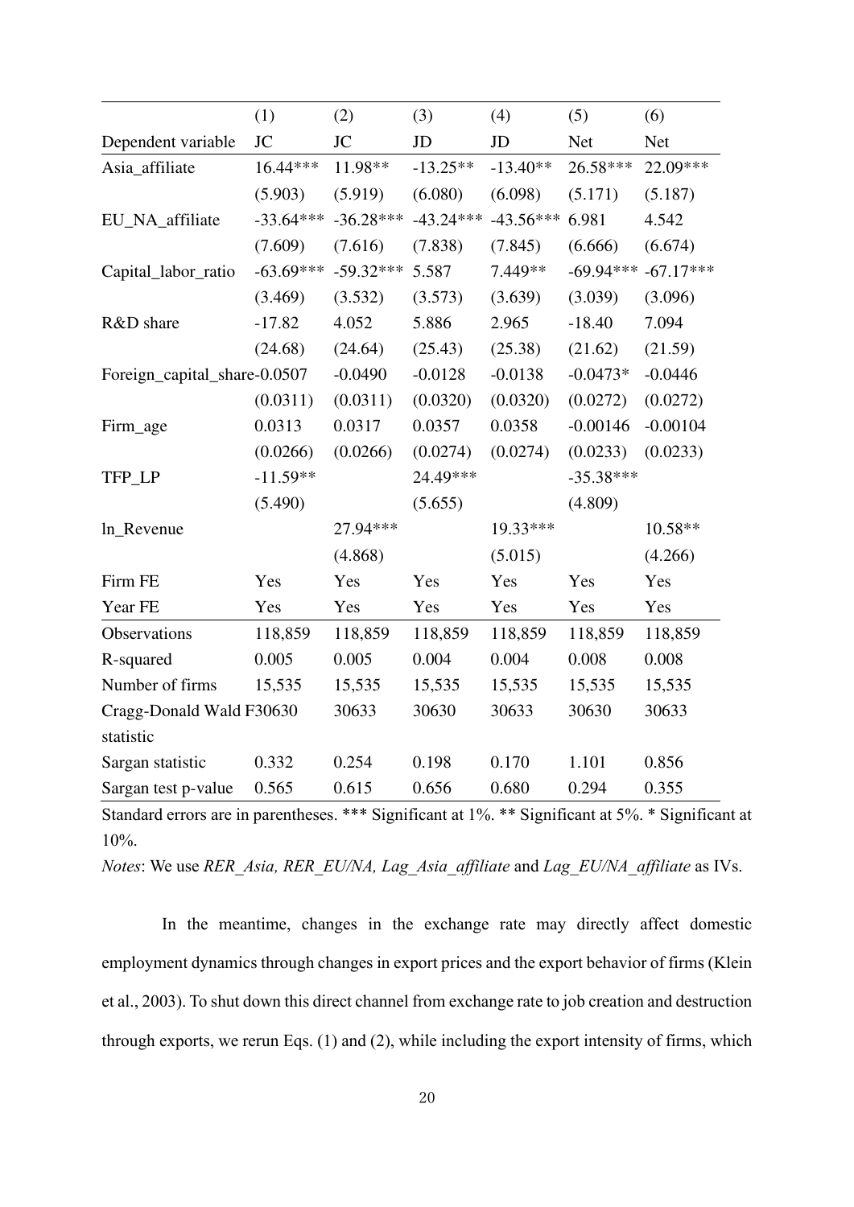| | (1) | (2) | (3) | (4) | (5) | (6) |
|---|---|---|---|---|---|---|
| Dependent variable | JC | JC | JD | JD | Net | Net |
| Asia_affiliate | 16.44*** | 11.98** | -13.25** | -13.40** | 26.58*** | 22.09*** |
| | (5.903) | (5.919) | (6.080) | (6.098) | (5.171) | (5.187) |
| EU_NA_affiliate | -33.64*** | -36.28*** | -43.24*** | -43.56*** | 6.981 | 4.542 |
| | (7.609) | (7.616) | (7.838) | (7.845) | (6.666) | (6.674) |
| Capital_labor_ratio | -63.69*** | -59.32*** | 5.587 | 7.449** | -69.94*** | -67.17*** |
| | (3.469) | (3.532) | (3.573) | (3.639) | (3.039) | (3.096) |
| R&D share | -17.82 | 4.052 | 5.886 | 2.965 | -18.40 | 7.094 |
| | (24.68) | (24.64) | (25.43) | (25.38) | (21.62) | (21.59) |
| Foreign_capital_share | -0.0507 | -0.0490 | -0.0128 | -0.0138 | -0.0473* | -0.0446 |
| | (0.0311) | (0.0311) | (0.0320) | (0.0320) | (0.0272) | (0.0272) |
| Firm_age | 0.0313 | 0.0317 | 0.0357 | 0.0358 | -0.00146 | -0.00104 |
| | (0.0266) | (0.0266) | (0.0274) | (0.0274) | (0.0233) | (0.0233) |
| TFP_LP | -11.59** | | 24.49*** | | -35.38*** | |
| | (5.490) | | (5.655) | | (4.809) | |
| ln_Revenue | | 27.94*** | | 19.33*** | | 10.58** |
| | | (4.868) | | (5.015) | | (4.266) |
| Firm FE | Yes | Yes | Yes | Yes | Yes | Yes |
| Year FE | Yes | Yes | Yes | Yes | Yes | Yes |
| Observations | 118,859 | 118,859 | 118,859 | 118,859 | 118,859 | 118,859 |
| R-squared | 0.005 | 0.005 | 0.004 | 0.004 | 0.008 | 0.008 |
| Number of firms | 15,535 | 15,535 | 15,535 | 15,535 | 15,535 | 15,535 |
| Cragg-Donald Wald F statistic | 30630 | 30633 | 30630 | 30633 | 30630 | 30633 |
| Sargan statistic | 0.332 | 0.254 | 0.198 | 0.170 | 1.101 | 0.856 |
| Sargan test p-value | 0.565 | 0.615 | 0.656 | 0.680 | 0.294 | 0.355 |

Standard errors are in parentheses. *** Significant at 1%. ** Significant at 5%. * Significant at 10%.

*Notes*: We use *RER_Asia, RER_EU/NA, Lag_Asia_affiliate* and *Lag_EU/NA_affiliate* as IVs.

In the meantime, changes in the exchange rate may directly affect domestic employment dynamics through changes in export prices and the export behavior of firms (Klein et al., 2003). To shut down this direct channel from exchange rate to job creation and destruction through exports, we rerun Eqs. (1) and (2), while including the export intensity of firms, which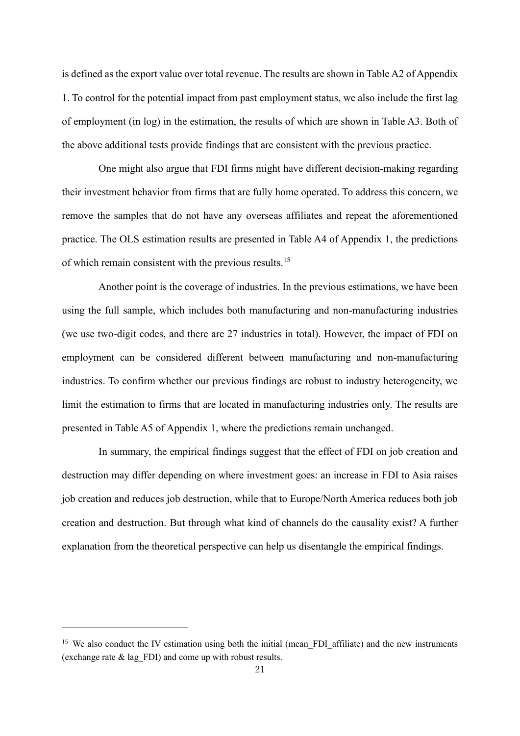is defined as the export value over total revenue. The results are shown in Table A2 of Appendix 1. To control for the potential impact from past employment status, we also include the first lag of employment (in log) in the estimation, the results of which are shown in Table A3. Both of the above additional tests provide findings that are consistent with the previous practice.

One might also argue that FDI firms might have different decision-making regarding their investment behavior from firms that are fully home operated. To address this concern, we remove the samples that do not have any overseas affiliates and repeat the aforementioned practice. The OLS estimation results are presented in Table A4 of Appendix 1, the predictions of which remain consistent with the previous results.[15]

Another point is the coverage of industries. In the previous estimations, we have been using the full sample, which includes both manufacturing and non-manufacturing industries (we use two-digit codes, and there are 27 industries in total). However, the impact of FDI on employment can be considered different between manufacturing and non-manufacturing industries. To confirm whether our previous findings are robust to industry heterogeneity, we limit the estimation to firms that are located in manufacturing industries only. The results are presented in Table A5 of Appendix 1, where the predictions remain unchanged.

In summary, the empirical findings suggest that the effect of FDI on job creation and destruction may differ depending on where investment goes: an increase in FDI to Asia raises job creation and reduces job destruction, while that to Europe/North America reduces both job creation and destruction. But through what kind of channels do the causality exist? A further explanation from the theoretical perspective can help us disentangle the empirical findings.

---

[15] We also conduct the IV estimation using both the initial (mean_FDI_affiliate) and the new instruments (exchange rate & lag_FDI) and come up with robust results.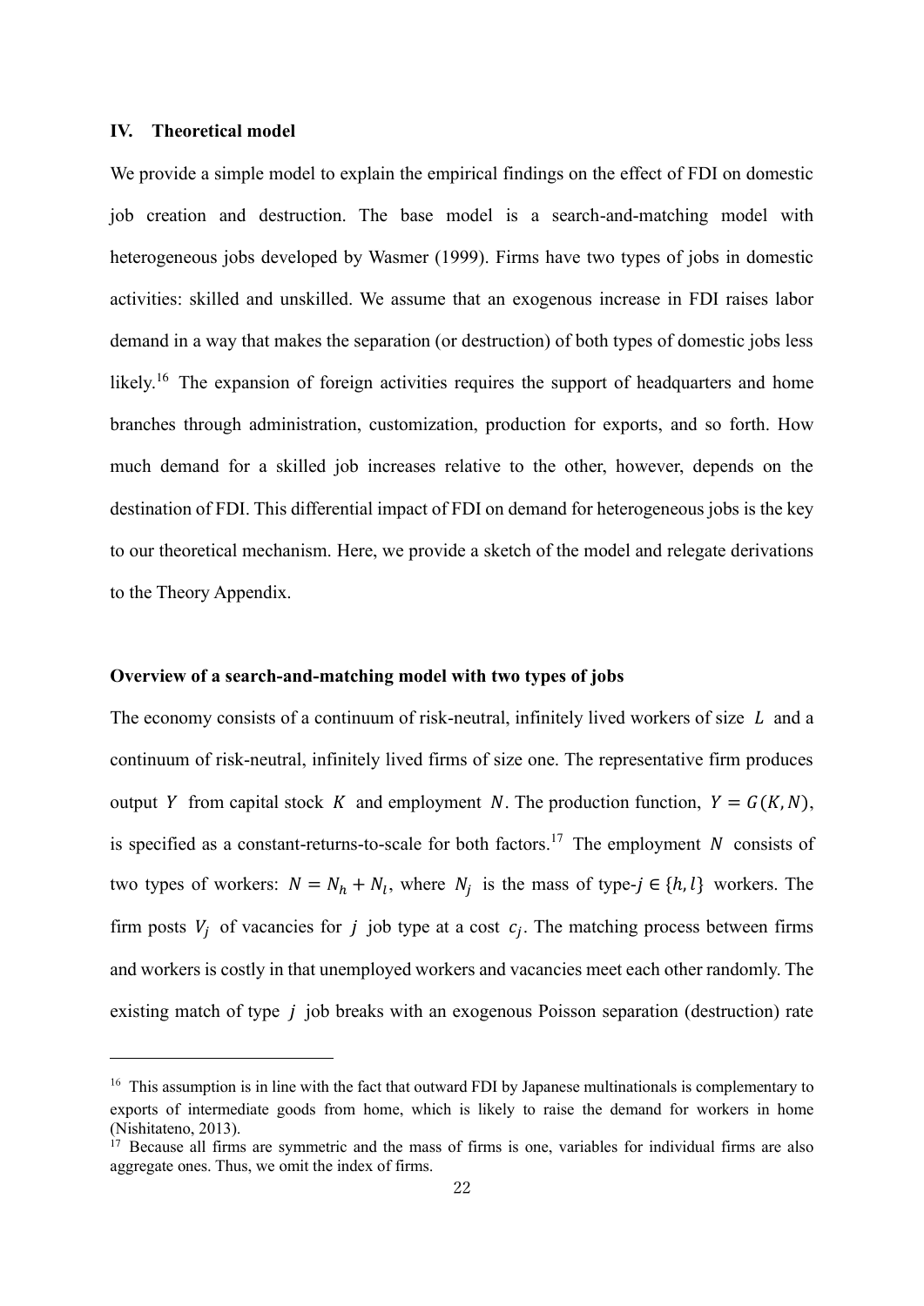## IV. Theoretical model

We provide a simple model to explain the empirical findings on the effect of FDI on domestic job creation and destruction. The base model is a search-and-matching model with heterogeneous jobs developed by Wasmer (1999). Firms have two types of jobs in domestic activities: skilled and unskilled. We assume that an exogenous increase in FDI raises labor demand in a way that makes the separation (or destruction) of both types of domestic jobs less likely.[16] The expansion of foreign activities requires the support of headquarters and home branches through administration, customization, production for exports, and so forth. How much demand for a skilled job increases relative to the other, however, depends on the destination of FDI. This differential impact of FDI on demand for heterogeneous jobs is the key to our theoretical mechanism. Here, we provide a sketch of the model and relegate derivations to the Theory Appendix.

### Overview of a search-and-matching model with two types of jobs

The economy consists of a continuum of risk-neutral, infinitely lived workers of size $L$ and a continuum of risk-neutral, infinitely lived firms of size one. The representative firm produces output $Y$ from capital stock $K$ and employment $N$. The production function, $Y = G(K, N)$, is specified as a constant-returns-to-scale for both factors.[17] The employment $N$ consists of two types of workers: $N = N_h + N_l$, where $N_j$ is the mass of type-$j \in \{h, l\}$ workers. The firm posts $V_j$ of vacancies for $j$ job type at a cost $c_j$. The matching process between firms and workers is costly in that unemployed workers and vacancies meet each other randomly. The existing match of type $j$ job breaks with an exogenous Poisson separation (destruction) rate

---

[16] This assumption is in line with the fact that outward FDI by Japanese multinationals is complementary to exports of intermediate goods from home, which is likely to raise the demand for workers in home (Nishitateno, 2013).

[17] Because all firms are symmetric and the mass of firms is one, variables for individual firms are also aggregate ones. Thus, we omit the index of firms.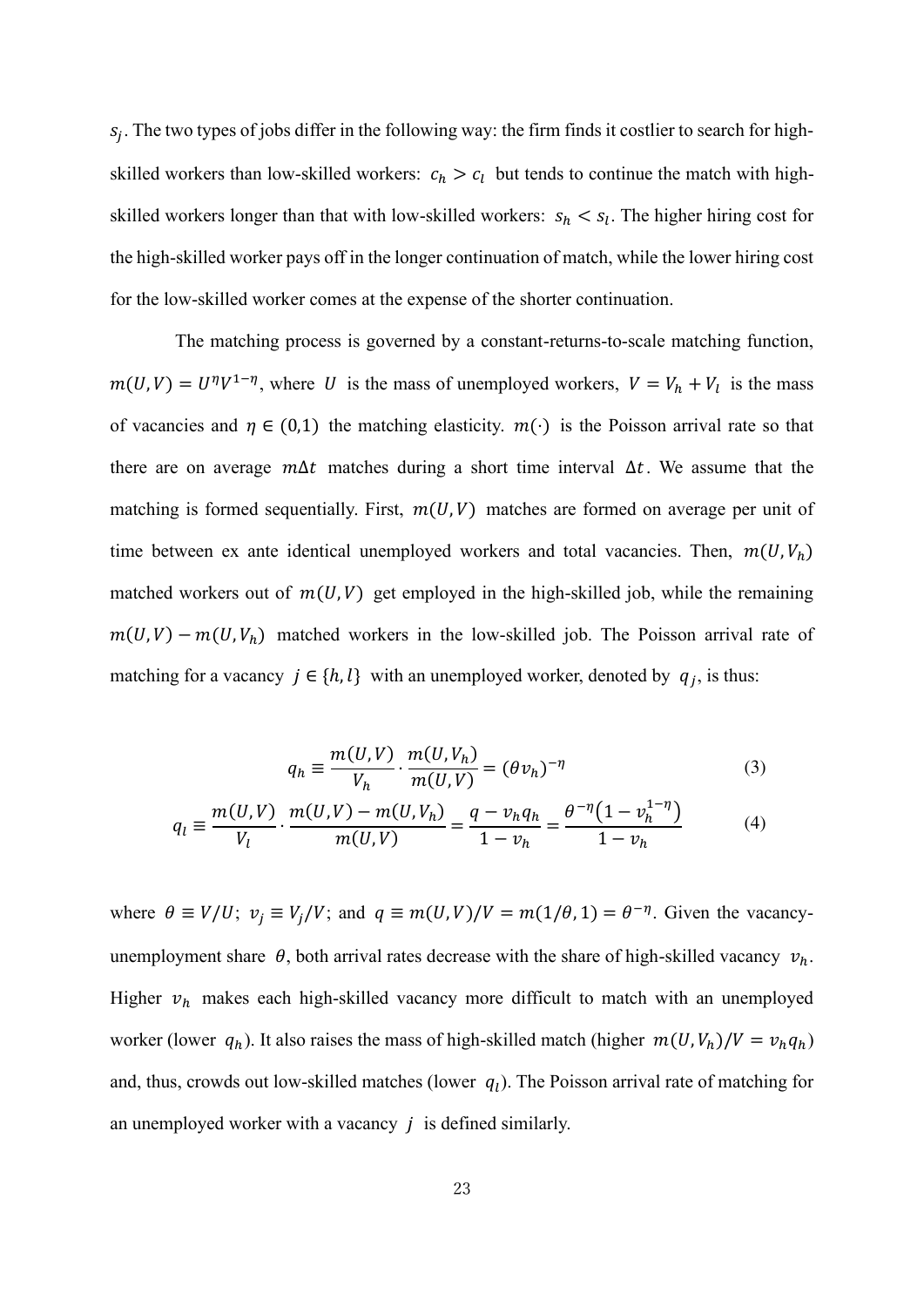$s_j$. The two types of jobs differ in the following way: the firm finds it costlier to search for high-skilled workers than low-skilled workers: $c_h > c_l$ but tends to continue the match with high-skilled workers longer than that with low-skilled workers: $s_h < s_l$. The higher hiring cost for the high-skilled worker pays off in the longer continuation of match, while the lower hiring cost for the low-skilled worker comes at the expense of the shorter continuation.

The matching process is governed by a constant-returns-to-scale matching function, $m(U,V) = U^{\eta}V^{1-\eta}$, where $U$ is the mass of unemployed workers, $V = V_h + V_l$ is the mass of vacancies and $\eta \in (0,1)$ the matching elasticity. $m(\cdot)$ is the Poisson arrival rate so that there are on average $m\Delta t$ matches during a short time interval $\Delta t$. We assume that the matching is formed sequentially. First, $m(U,V)$ matches are formed on average per unit of time between ex ante identical unemployed workers and total vacancies. Then, $m(U,V_h)$ matched workers out of $m(U,V)$ get employed in the high-skilled job, while the remaining $m(U,V) - m(U,V_h)$ matched workers in the low-skilled job. The Poisson arrival rate of matching for a vacancy $j \in \{h,l\}$ with an unemployed worker, denoted by $q_j$, is thus:

$$q_h \equiv \frac{m(U,V)}{V_h} \cdot \frac{m(U,V_h)}{m(U,V)} = (\theta v_h)^{-\eta} \tag{3}$$

$$q_l \equiv \frac{m(U,V)}{V_l} \cdot \frac{m(U,V) - m(U,V_h)}{m(U,V)} = \frac{q - v_h q_h}{1 - v_h} = \frac{\theta^{-\eta}\left(1 - v_h^{1-\eta}\right)}{1 - v_h} \tag{4}$$

where $\theta \equiv V/U$; $v_j \equiv V_j/V$; and $q \equiv m(U,V)/V = m(1/\theta, 1) = \theta^{-\eta}$. Given the vacancy-unemployment share $\theta$, both arrival rates decrease with the share of high-skilled vacancy $v_h$. Higher $v_h$ makes each high-skilled vacancy more difficult to match with an unemployed worker (lower $q_h$). It also raises the mass of high-skilled match (higher $m(U,V_h)/V = v_h q_h$) and, thus, crowds out low-skilled matches (lower $q_l$). The Poisson arrival rate of matching for an unemployed worker with a vacancy $j$ is defined similarly.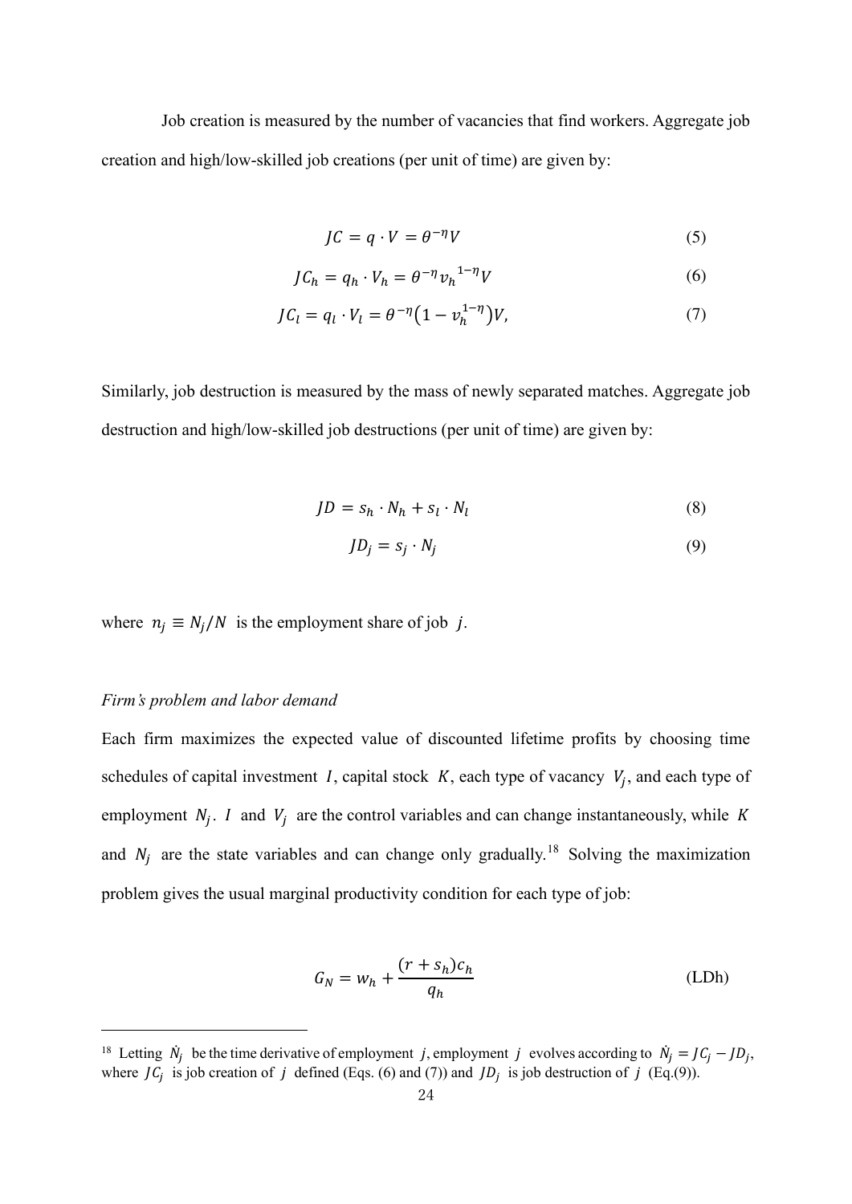Job creation is measured by the number of vacancies that find workers. Aggregate job creation and high/low-skilled job creations (per unit of time) are given by:

$$JC = q \cdot V = \theta^{-\eta} V \tag{5}$$

$$JC_h = q_h \cdot V_h = \theta^{-\eta} {v_h}^{1-\eta} V \tag{6}$$

$$JC_l = q_l \cdot V_l = \theta^{-\eta} \left(1 - v_h^{1-\eta}\right) V, \tag{7}$$

Similarly, job destruction is measured by the mass of newly separated matches. Aggregate job destruction and high/low-skilled job destructions (per unit of time) are given by:

$$JD = s_h \cdot N_h + s_l \cdot N_l \tag{8}$$

$$JD_j = s_j \cdot N_j \tag{9}$$

where $n_j \equiv N_j / N$ is the employment share of job $j$.

*Firm's problem and labor demand*

Each firm maximizes the expected value of discounted lifetime profits by choosing time schedules of capital investment $I$, capital stock $K$, each type of vacancy $V_j$, and each type of employment $N_j$. $I$ and $V_j$ are the control variables and can change instantaneously, while $K$ and $N_j$ are the state variables and can change only gradually.[18] Solving the maximization problem gives the usual marginal productivity condition for each type of job:

$$G_N = w_h + \frac{(r + s_h) c_h}{q_h} \tag{LDh}$$

[18] Letting $\dot{N}_j$ be the time derivative of employment $j$, employment $j$ evolves according to $\dot{N}_j = JC_j - JD_j$, where $JC_j$ is job creation of $j$ defined (Eqs. (6) and (7)) and $JD_j$ is job destruction of $j$ (Eq.(9)).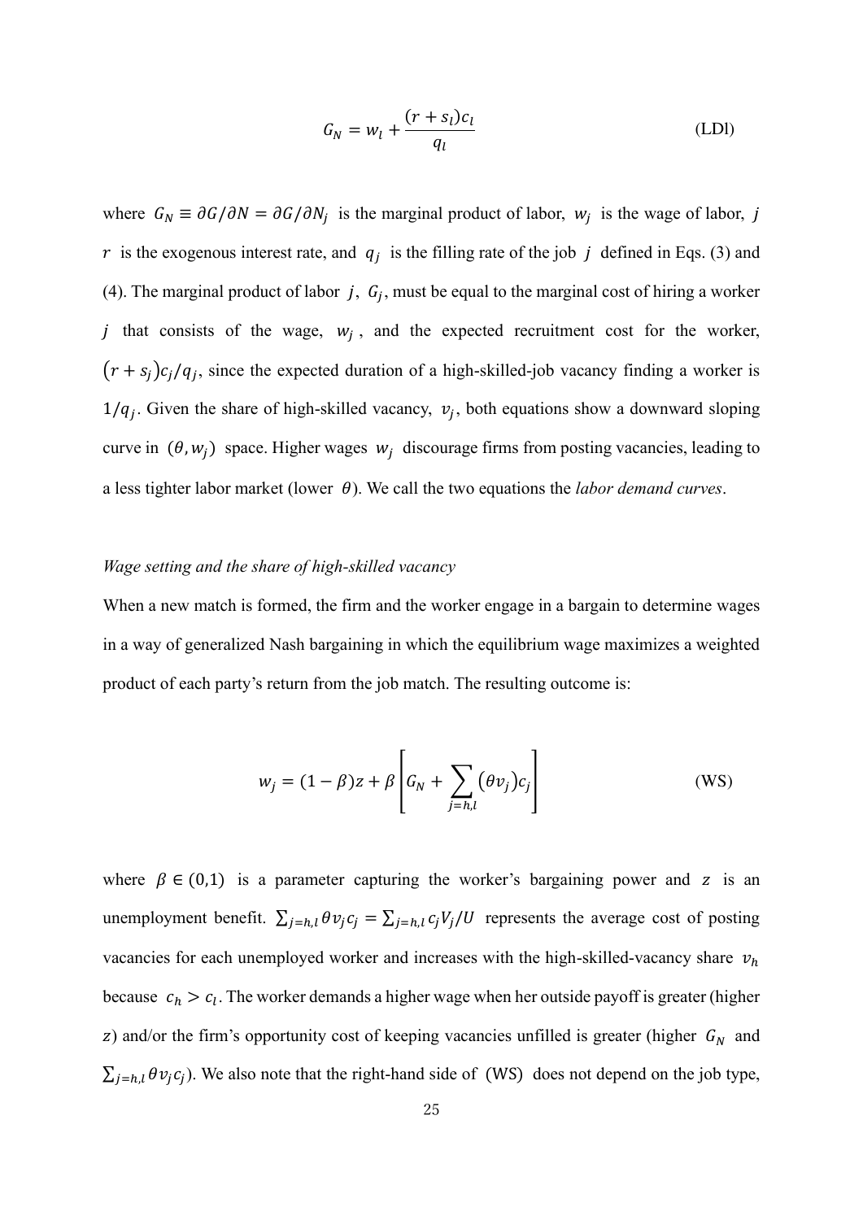$$G_N = w_l + \frac{(r + s_l)c_l}{q_l} \tag{LDl}$$

where $G_N \equiv \partial G/\partial N = \partial G/\partial N_j$ is the marginal product of labor, $w_j$ is the wage of labor, $j$ $r$ is the exogenous interest rate, and $q_j$ is the filling rate of the job $j$ defined in Eqs. (3) and (4). The marginal product of labor $j$, $G_j$, must be equal to the marginal cost of hiring a worker $j$ that consists of the wage, $w_j$, and the expected recruitment cost for the worker, $(r + s_j)c_j/q_j$, since the expected duration of a high-skilled-job vacancy finding a worker is $1/q_j$. Given the share of high-skilled vacancy, $v_j$, both equations show a downward sloping curve in $(\theta, w_j)$ space. Higher wages $w_j$ discourage firms from posting vacancies, leading to a less tighter labor market (lower $\theta$). We call the two equations the *labor demand curves*.

*Wage setting and the share of high-skilled vacancy*

When a new match is formed, the firm and the worker engage in a bargain to determine wages in a way of generalized Nash bargaining in which the equilibrium wage maximizes a weighted product of each party's return from the job match. The resulting outcome is:

$$w_j = (1 - \beta)z + \beta \left[ G_N + \sum_{j=h,l} (\theta v_j) c_j \right] \tag{WS}$$

where $\beta \in (0,1)$ is a parameter capturing the worker's bargaining power and $z$ is an unemployment benefit. $\sum_{j=h,l} \theta v_j c_j = \sum_{j=h,l} c_j V_j / U$ represents the average cost of posting vacancies for each unemployed worker and increases with the high-skilled-vacancy share $v_h$ because $c_h > c_l$. The worker demands a higher wage when her outside payoff is greater (higher $z$) and/or the firm's opportunity cost of keeping vacancies unfilled is greater (higher $G_N$ and $\sum_{j=h,l} \theta v_j c_j$). We also note that the right-hand side of (WS) does not depend on the job type,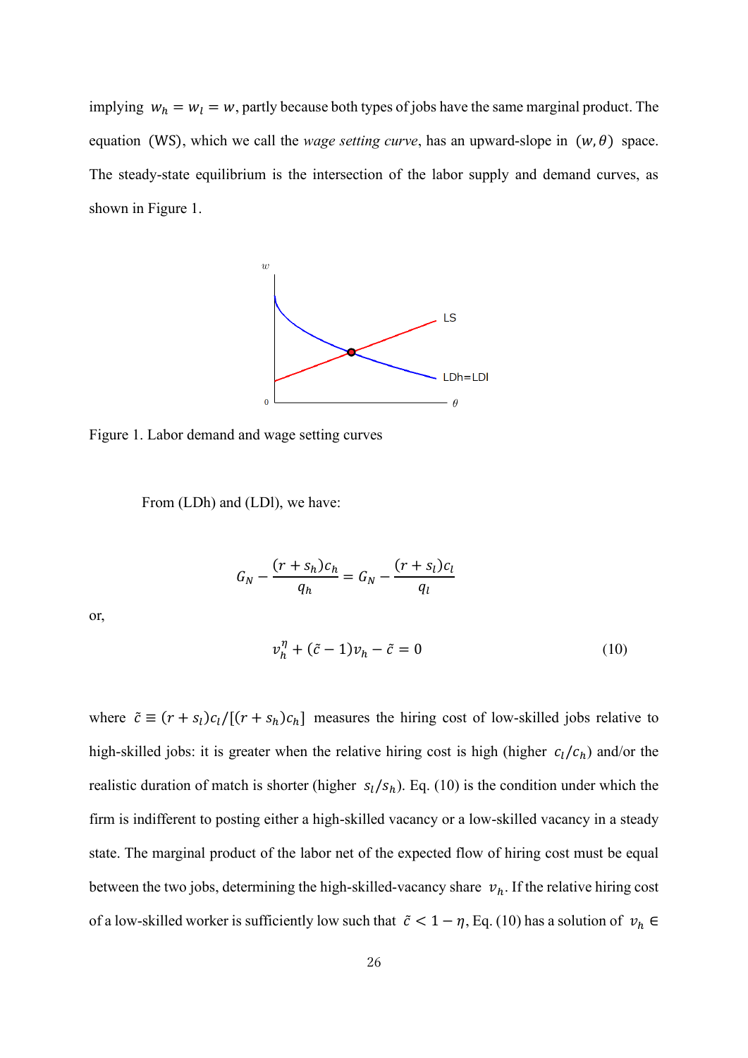implying $w_h = w_l = w$, partly because both types of jobs have the same marginal product. The equation (WS), which we call the *wage setting curve*, has an upward-slope in $(w, \theta)$ space. The steady-state equilibrium is the intersection of the labor supply and demand curves, as shown in Figure 1.

Figure 1. Labor demand and wage setting curves

From (LDh) and (LDl), we have:

$$G_N - \frac{(r + s_h)c_h}{q_h} = G_N - \frac{(r + s_l)c_l}{q_l}$$

or,

$$v_h^\eta + (\tilde{c} - 1)v_h - \tilde{c} = 0 \tag{10}$$

where $\tilde{c} \equiv (r + s_l)c_l/[(r + s_h)c_h]$ measures the hiring cost of low-skilled jobs relative to high-skilled jobs: it is greater when the relative hiring cost is high (higher $c_l/c_h$) and/or the realistic duration of match is shorter (higher $s_l/s_h$). Eq. (10) is the condition under which the firm is indifferent to posting either a high-skilled vacancy or a low-skilled vacancy in a steady state. The marginal product of the labor net of the expected flow of hiring cost must be equal between the two jobs, determining the high-skilled-vacancy share $v_h$. If the relative hiring cost of a low-skilled worker is sufficiently low such that $\tilde{c} < 1 - \eta$, Eq. (10) has a solution of $v_h \in$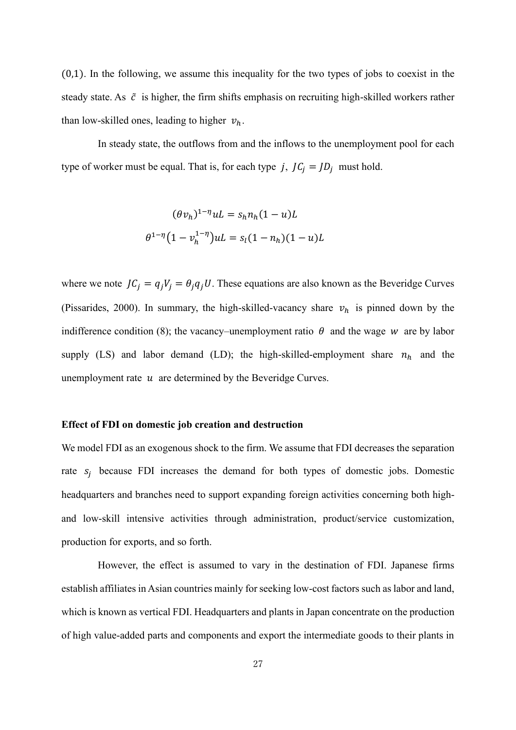(0,1). In the following, we assume this inequality for the two types of jobs to coexist in the steady state. As $\tilde{c}$ is higher, the firm shifts emphasis on recruiting high-skilled workers rather than low-skilled ones, leading to higher $v_h$.

In steady state, the outflows from and the inflows to the unemployment pool for each type of worker must be equal. That is, for each type $j$, $JC_j = JD_j$ must hold.

$$(\theta v_h)^{1-\eta} uL = s_h n_h (1-u) L$$

$$\theta^{1-\eta}\left(1 - v_h^{1-\eta}\right) uL = s_l (1 - n_h)(1-u) L$$

where we note $JC_j = q_j V_j = \theta_j q_j U$. These equations are also known as the Beveridge Curves (Pissarides, 2000). In summary, the high-skilled-vacancy share $v_h$ is pinned down by the indifference condition (8); the vacancy–unemployment ratio $\theta$ and the wage $w$ are by labor supply (LS) and labor demand (LD); the high-skilled-employment share $n_h$ and the unemployment rate $u$ are determined by the Beveridge Curves.

**Effect of FDI on domestic job creation and destruction**

We model FDI as an exogenous shock to the firm. We assume that FDI decreases the separation rate $s_j$ because FDI increases the demand for both types of domestic jobs. Domestic headquarters and branches need to support expanding foreign activities concerning both high- and low-skill intensive activities through administration, product/service customization, production for exports, and so forth.

However, the effect is assumed to vary in the destination of FDI. Japanese firms establish affiliates in Asian countries mainly for seeking low-cost factors such as labor and land, which is known as vertical FDI. Headquarters and plants in Japan concentrate on the production of high value-added parts and components and export the intermediate goods to their plants in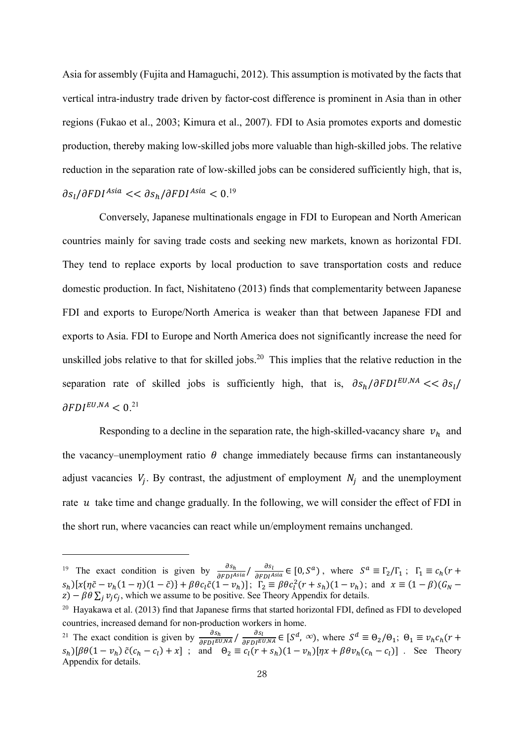Asia for assembly (Fujita and Hamaguchi, 2012). This assumption is motivated by the facts that vertical intra-industry trade driven by factor-cost difference is prominent in Asia than in other regions (Fukao et al., 2003; Kimura et al., 2007). FDI to Asia promotes exports and domestic production, thereby making low-skilled jobs more valuable than high-skilled jobs. The relative reduction in the separation rate of low-skilled jobs can be considered sufficiently high, that is, $\partial s_l/\partial FDI^{Asia} << \partial s_h/\partial FDI^{Asia} < 0$.[19]

Conversely, Japanese multinationals engage in FDI to European and North American countries mainly for saving trade costs and seeking new markets, known as horizontal FDI. They tend to replace exports by local production to save transportation costs and reduce domestic production. In fact, Nishitateno (2013) finds that complementarity between Japanese FDI and exports to Europe/North America is weaker than that between Japanese FDI and exports to Asia. FDI to Europe and North America does not significantly increase the need for unskilled jobs relative to that for skilled jobs.[20] This implies that the relative reduction in the separation rate of skilled jobs is sufficiently high, that is, $\partial s_h/\partial FDI^{EU,NA} << \partial s_l/\partial FDI^{EU,NA} < 0$.[21]

Responding to a decline in the separation rate, the high-skilled-vacancy share $v_h$ and the vacancy–unemployment ratio $\theta$ change immediately because firms can instantaneously adjust vacancies $V_j$. By contrast, the adjustment of employment $N_j$ and the unemployment rate $u$ take time and change gradually. In the following, we will consider the effect of FDI in the short run, where vacancies can react while un/employment remains unchanged.

---

[19] The exact condition is given by $\frac{\partial s_h}{\partial FDI^{Asia}} / \frac{\partial s_l}{\partial FDI^{Asia}} \in [0, S^a)$, where $S^a \equiv \Gamma_2/\Gamma_1$; $\Gamma_1 \equiv c_h(r + s_h)[x\{\eta\tilde{c} - v_h(1-\eta)(1-\tilde{c})\} + \beta\theta c_l\tilde{c}(1-v_h)]$; $\Gamma_2 \equiv \beta\theta c_l^2(r+s_h)(1-v_h)$; and $x \equiv (1-\beta)(G_N - z) - \beta\theta\sum_j v_j c_j$, which we assume to be positive. See Theory Appendix for details.

[20] Hayakawa et al. (2013) find that Japanese firms that started horizontal FDI, defined as FDI to developed countries, increased demand for non-production workers in home.

[21] The exact condition is given by $\frac{\partial s_h}{\partial FDI^{EU,NA}} / \frac{\partial s_l}{\partial FDI^{EU,NA}} \in [S^d, \infty)$, where $S^d \equiv \Theta_2/\Theta_1$; $\Theta_1 \equiv v_h c_h(r + s_h)[\beta\theta(1-v_h)\,\tilde{c}(c_h - c_l) + x]$; and $\Theta_2 \equiv c_l(r+s_h)(1-v_h)[\eta x + \beta\theta v_h(c_h - c_l)]$. See Theory Appendix for details.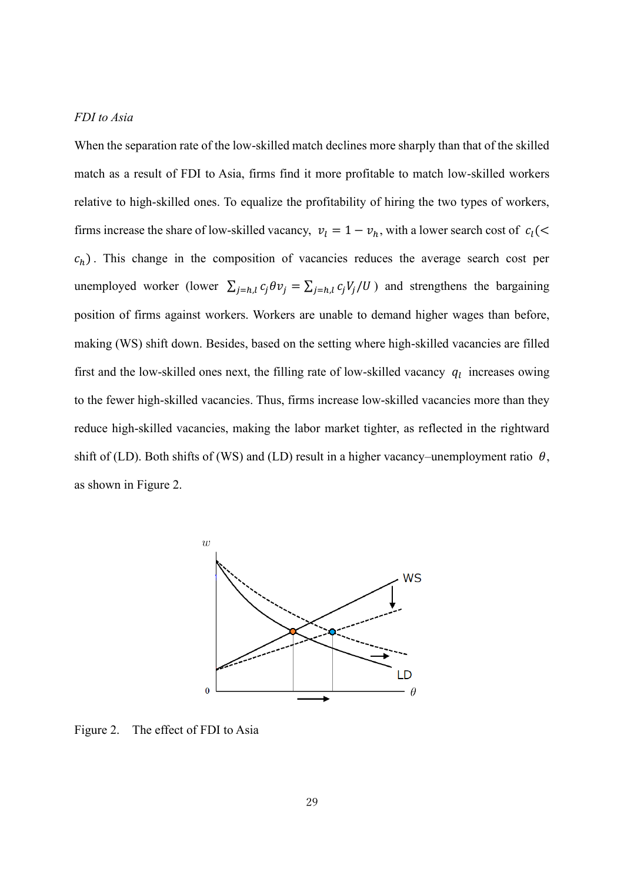*FDI to Asia*

When the separation rate of the low-skilled match declines more sharply than that of the skilled match as a result of FDI to Asia, firms find it more profitable to match low-skilled workers relative to high-skilled ones. To equalize the profitability of hiring the two types of workers, firms increase the share of low-skilled vacancy, $v_l = 1 - v_h$, with a lower search cost of $c_l (< c_h)$. This change in the composition of vacancies reduces the average search cost per unemployed worker (lower $\sum_{j=h,l} c_j \theta v_j = \sum_{j=h,l} c_j V_j / U$) and strengthens the bargaining position of firms against workers. Workers are unable to demand higher wages than before, making (WS) shift down. Besides, based on the setting where high-skilled vacancies are filled first and the low-skilled ones next, the filling rate of low-skilled vacancy $q_l$ increases owing to the fewer high-skilled vacancies. Thus, firms increase low-skilled vacancies more than they reduce high-skilled vacancies, making the labor market tighter, as reflected in the rightward shift of (LD). Both shifts of (WS) and (LD) result in a higher vacancy–unemployment ratio $\theta$, as shown in Figure 2.

Figure 2. The effect of FDI to Asia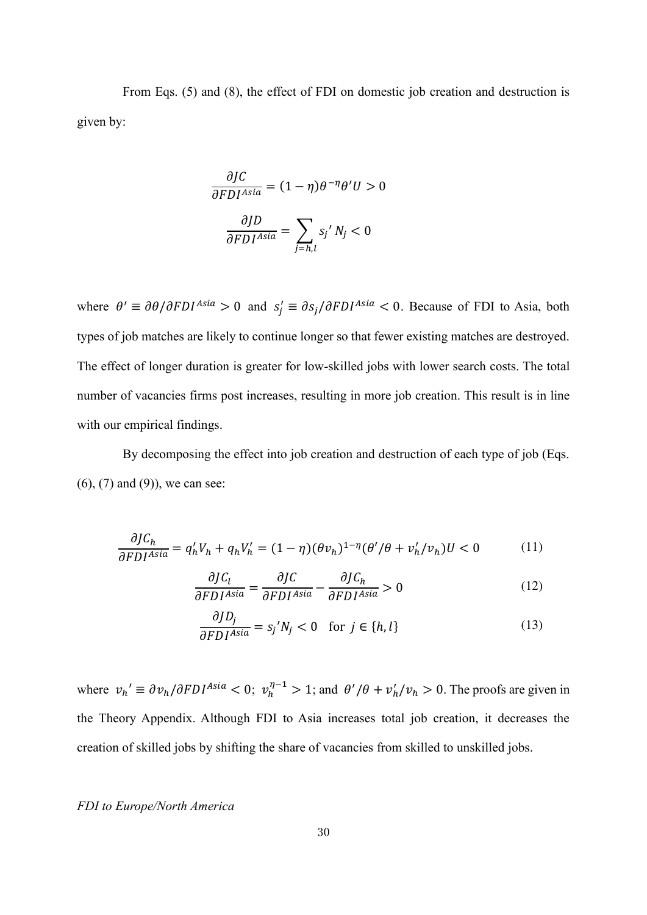From Eqs. (5) and (8), the effect of FDI on domestic job creation and destruction is given by:

$$\frac{\partial JC}{\partial FDI^{Asia}} = (1-\eta)\theta^{-\eta}\theta' U > 0$$

$$\frac{\partial JD}{\partial FDI^{Asia}} = \sum_{j=h,l} s_j{}' N_j < 0$$

where $\theta' \equiv \partial\theta/\partial FDI^{Asia} > 0$ and $s_j' \equiv \partial s_j/\partial FDI^{Asia} < 0$. Because of FDI to Asia, both types of job matches are likely to continue longer so that fewer existing matches are destroyed. The effect of longer duration is greater for low-skilled jobs with lower search costs. The total number of vacancies firms post increases, resulting in more job creation. This result is in line with our empirical findings.

By decomposing the effect into job creation and destruction of each type of job (Eqs. (6), (7) and (9)), we can see:

$$\frac{\partial JC_h}{\partial FDI^{Asia}} = q_h' V_h + q_h V_h' = (1-\eta)(\theta v_h)^{1-\eta}(\theta'/\theta + v_h'/v_h)U < 0 \tag{11}$$

$$\frac{\partial JC_l}{\partial FDI^{Asia}} = \frac{\partial JC}{\partial FDI^{Asia}} - \frac{\partial JC_h}{\partial FDI^{Asia}} > 0 \tag{12}$$

$$\frac{\partial JD_j}{\partial FDI^{Asia}} = s_j{}' N_j < 0 \quad \text{for } j \in \{h, l\} \tag{13}$$

where $v_h{}' \equiv \partial v_h/\partial FDI^{Asia} < 0$; $v_h^{\eta-1} > 1$; and $\theta'/\theta + v_h'/v_h > 0$. The proofs are given in the Theory Appendix. Although FDI to Asia increases total job creation, it decreases the creation of skilled jobs by shifting the share of vacancies from skilled to unskilled jobs.

*FDI to Europe/North America*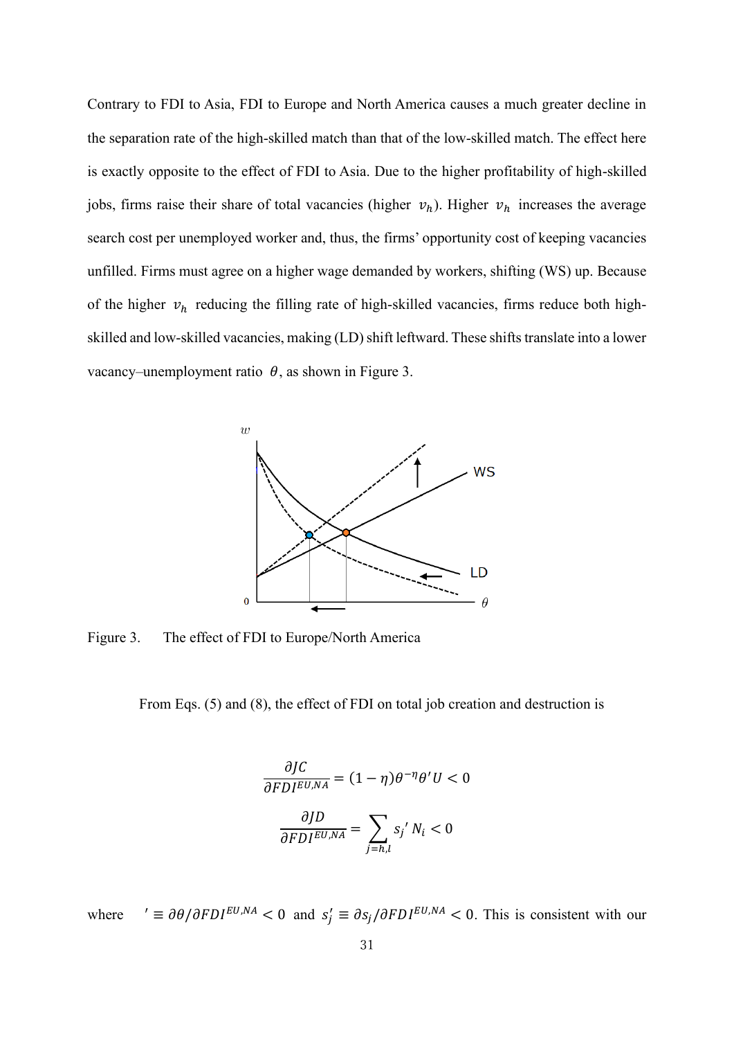Contrary to FDI to Asia, FDI to Europe and North America causes a much greater decline in the separation rate of the high-skilled match than that of the low-skilled match. The effect here is exactly opposite to the effect of FDI to Asia. Due to the higher profitability of high-skilled jobs, firms raise their share of total vacancies (higher $v_h$). Higher $v_h$ increases the average search cost per unemployed worker and, thus, the firms' opportunity cost of keeping vacancies unfilled. Firms must agree on a higher wage demanded by workers, shifting (WS) up. Because of the higher $v_h$ reducing the filling rate of high-skilled vacancies, firms reduce both high-skilled and low-skilled vacancies, making (LD) shift leftward. These shifts translate into a lower vacancy–unemployment ratio $\theta$, as shown in Figure 3.

Figure 3. The effect of FDI to Europe/North America

From Eqs. (5) and (8), the effect of FDI on total job creation and destruction is

$$\frac{\partial JC}{\partial FDI^{EU,NA}} = (1-\eta)\theta^{-\eta}\theta' U < 0$$

$$\frac{\partial JD}{\partial FDI^{EU,NA}} = \sum_{j=h,l} s_j{}' N_i < 0$$

where $' \equiv \partial\theta/\partial FDI^{EU,NA} < 0$ and $s_j' \equiv \partial s_j/\partial FDI^{EU,NA} < 0$. This is consistent with our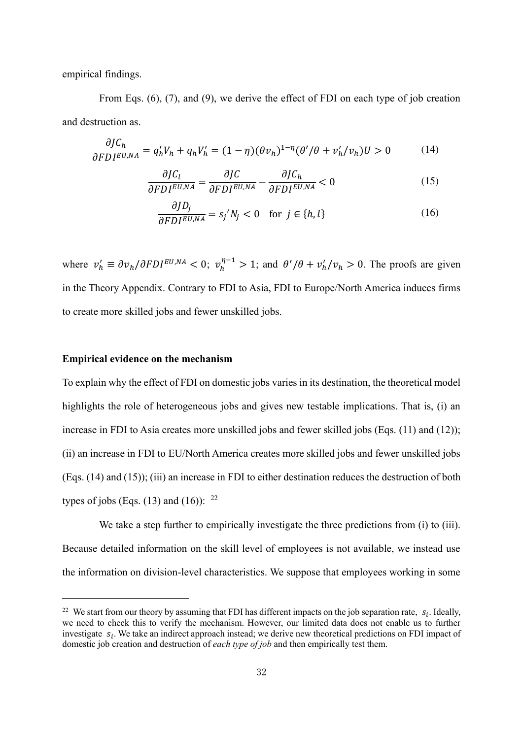empirical findings.

From Eqs. (6), (7), and (9), we derive the effect of FDI on each type of job creation and destruction as.

$$\frac{\partial JC_h}{\partial FDI^{EU,NA}} = q_h' V_h + q_h V_h' = (1-\eta)(\theta v_h)^{1-\eta}(\theta'/\theta + v_h'/v_h)U > 0 \tag{14}$$

$$\frac{\partial JC_l}{\partial FDI^{EU,NA}} = \frac{\partial JC}{\partial FDI^{EU,NA}} - \frac{\partial JC_h}{\partial FDI^{EU,NA}} < 0 \tag{15}$$

$$\frac{\partial JD_j}{\partial FDI^{EU,NA}} = s_j{}' N_j < 0 \quad \text{for } j \in \{h, l\} \tag{16}$$

where $v_h' \equiv \partial v_h / \partial FDI^{EU,NA} < 0$; $v_h^{\eta-1} > 1$; and $\theta'/\theta + v_h'/v_h > 0$. The proofs are given in the Theory Appendix. Contrary to FDI to Asia, FDI to Europe/North America induces firms to create more skilled jobs and fewer unskilled jobs.

**Empirical evidence on the mechanism**

To explain why the effect of FDI on domestic jobs varies in its destination, the theoretical model highlights the role of heterogeneous jobs and gives new testable implications. That is, (i) an increase in FDI to Asia creates more unskilled jobs and fewer skilled jobs (Eqs. (11) and (12)); (ii) an increase in FDI to EU/North America creates more skilled jobs and fewer unskilled jobs (Eqs. (14) and (15)); (iii) an increase in FDI to either destination reduces the destruction of both types of jobs (Eqs. (13) and (16)): [22]

We take a step further to empirically investigate the three predictions from (i) to (iii). Because detailed information on the skill level of employees is not available, we instead use the information on division-level characteristics. We suppose that employees working in some

[22] We start from our theory by assuming that FDI has different impacts on the job separation rate, $s_i$. Ideally, we need to check this to verify the mechanism. However, our limited data does not enable us to further investigate $s_i$. We take an indirect approach instead; we derive new theoretical predictions on FDI impact of domestic job creation and destruction of *each type of job* and then empirically test them.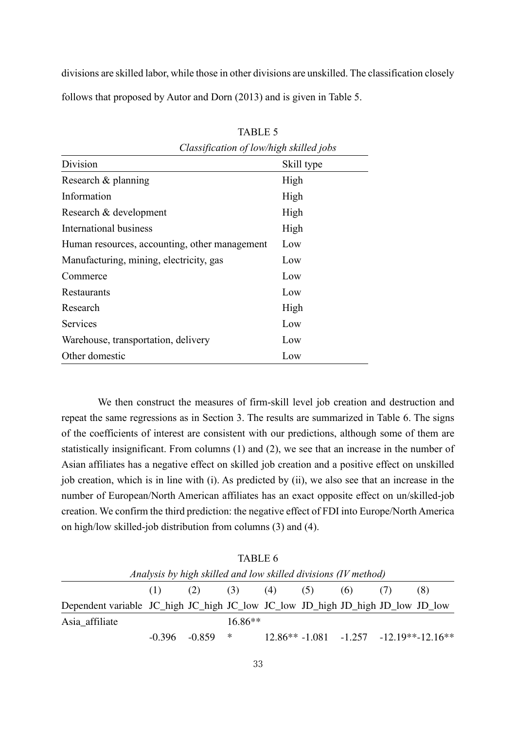divisions are skilled labor, while those in other divisions are unskilled. The classification closely follows that proposed by Autor and Dorn (2013) and is given in Table 5.

TABLE 5

*Classification of low/high skilled jobs*

| Division | Skill type |
|---|---|
| Research & planning | High |
| Information | High |
| Research & development | High |
| International business | High |
| Human resources, accounting, other management | Low |
| Manufacturing, mining, electricity, gas | Low |
| Commerce | Low |
| Restaurants | Low |
| Research | High |
| Services | Low |
| Warehouse, transportation, delivery | Low |
| Other domestic | Low |

We then construct the measures of firm-skill level job creation and destruction and repeat the same regressions as in Section 3. The results are summarized in Table 6. The signs of the coefficients of interest are consistent with our predictions, although some of them are statistically insignificant. From columns (1) and (2), we see that an increase in the number of Asian affiliates has a negative effect on skilled job creation and a positive effect on unskilled job creation, which is in line with (i). As predicted by (ii), we also see that an increase in the number of European/North American affiliates has an exact opposite effect on un/skilled-job creation. We confirm the third prediction: the negative effect of FDI into Europe/North America on high/low skilled-job distribution from columns (3) and (4).

TABLE 6

*Analysis by high skilled and low skilled divisions (IV method)*

| | (1) | (2) | (3) | (4) | (5) | (6) | (7) | (8) |
|---|---|---|---|---|---|---|---|---|
| Dependent variable | JC_high | JC_high | JC_low | JC_low | JD_high | JD_high | JD_low | JD_low |
| Asia_affiliate | -0.396 | -0.859 | 16.86*** | 12.86** | -1.081 | -1.257 | -12.19** | -12.16** |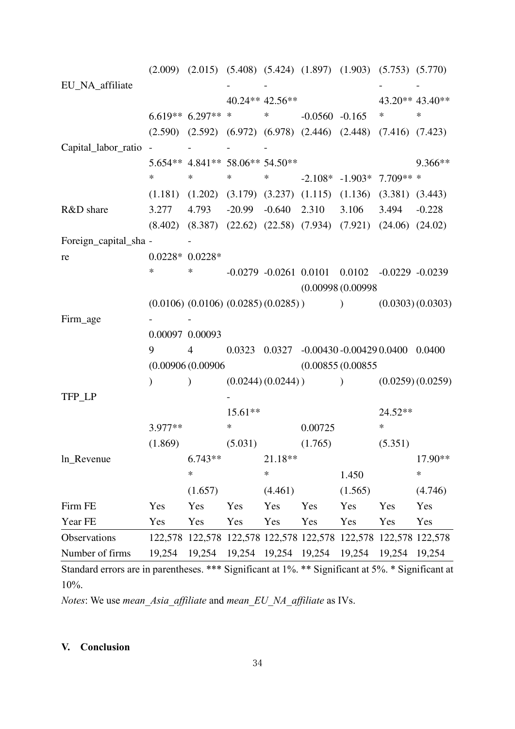| | | | | | | | | |
|---|---|---|---|---|---|---|---|---|
| | (2.009) | (2.015) | (5.408) | (5.424) | (1.897) | (1.903) | (5.753) | (5.770) |
| EU_NA_affiliate | 6.619** | 6.297** | -40.24*** | -42.56*** | -0.0560 | -0.165 | -43.20*** | -43.40*** |
| | (2.590) | (2.592) | (6.972) | (6.978) | (2.446) | (2.448) | (7.416) | (7.423) |
| Capital_labor_ratio | -5.654*** | -4.841*** | -58.06*** | -54.50*** | -2.108* | -1.903* | 7.709*** | 9.366*** |
| | (1.181) | (1.202) | (3.179) | (3.237) | (1.115) | (1.136) | (3.381) | (3.443) |
| R&D share | 3.277 | 4.793 | -20.99 | -0.640 | 2.310 | 3.106 | 3.494 | -0.228 |
| | (8.402) | (8.387) | (22.62) | (22.58) | (7.934) | (7.921) | (24.06) | (24.02) |
| Foreign_capital_share | -0.0228** | -0.0228** | -0.0279 | -0.0261 | 0.0101 | 0.0102 | -0.0229 | -0.0239 |
| | (0.0106) | (0.0106) | (0.0285) | (0.0285) | (0.00998) | (0.00998) | (0.0303) | (0.0303) |
| Firm_age | -0.000979 | -0.000934 | 0.0323 | 0.0327 | -0.00430 | -0.00429 | 0.0400 | 0.0400 |
| | (0.00906) | (0.00906) | (0.0244) | (0.0244) | (0.00855) | (0.00855) | (0.0259) | (0.0259) |
| TFP_LP | 3.977** | | -15.61*** | | 0.00725 | | 24.52*** | |
| | (1.869) | | (5.031) | | (1.765) | | (5.351) | |
| ln_Revenue | | 6.743*** | | 21.18*** | | 1.450 | | 17.90*** |
| | | (1.657) | | (4.461) | | (1.565) | | (4.746) |
| Firm FE | Yes | Yes | Yes | Yes | Yes | Yes | Yes | Yes |
| Year FE | Yes | Yes | Yes | Yes | Yes | Yes | Yes | Yes |
| Observations | 122,578 | 122,578 | 122,578 | 122,578 | 122,578 | 122,578 | 122,578 | 122,578 |
| Number of firms | 19,254 | 19,254 | 19,254 | 19,254 | 19,254 | 19,254 | 19,254 | 19,254 |

Standard errors are in parentheses. *** Significant at 1%. ** Significant at 5%. * Significant at 10%.

*Notes*: We use *mean_Asia_affiliate* and *mean_EU_NA_affiliate* as IVs.

## V. Conclusion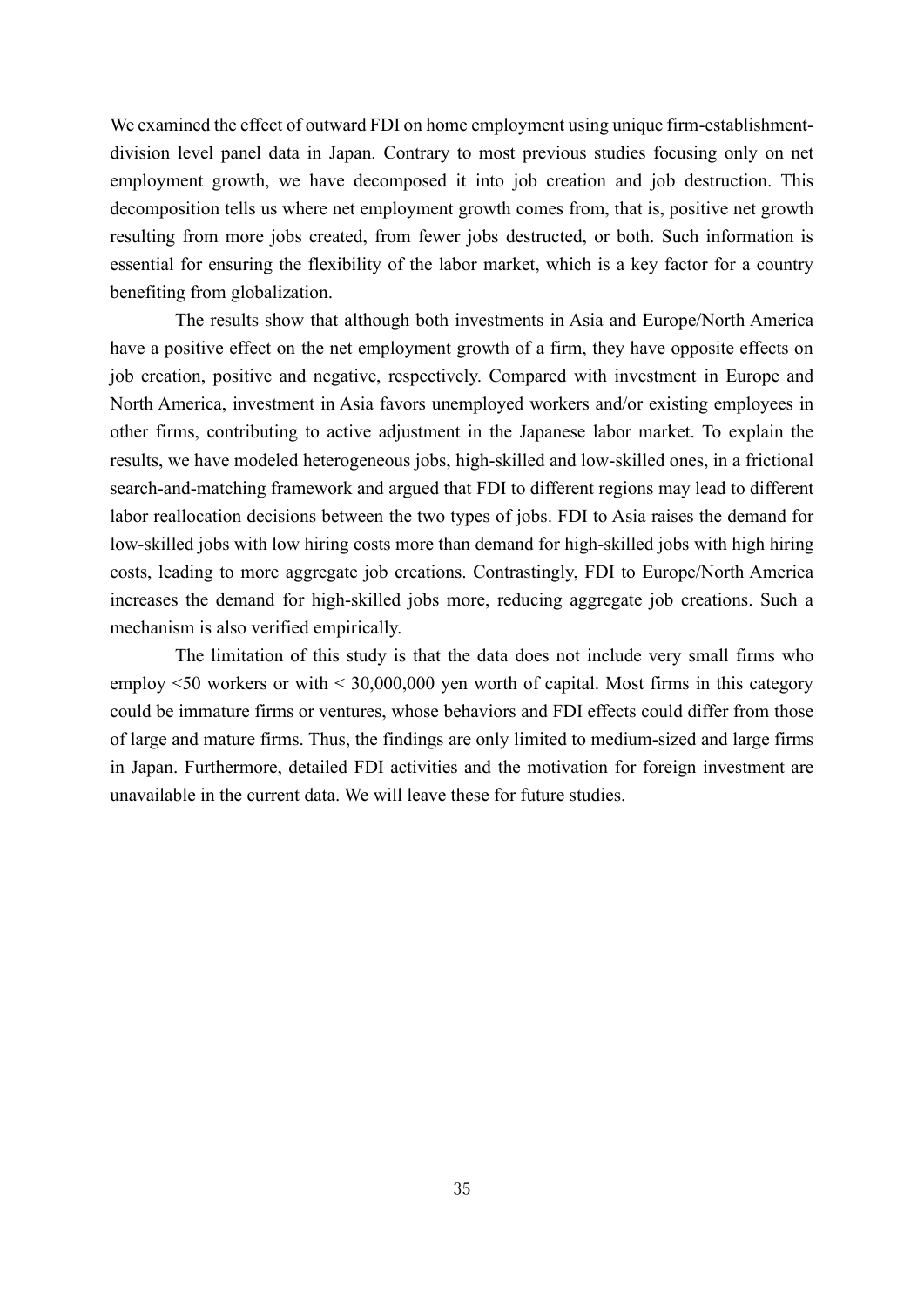We examined the effect of outward FDI on home employment using unique firm-establishment-division level panel data in Japan. Contrary to most previous studies focusing only on net employment growth, we have decomposed it into job creation and job destruction. This decomposition tells us where net employment growth comes from, that is, positive net growth resulting from more jobs created, from fewer jobs destructed, or both. Such information is essential for ensuring the flexibility of the labor market, which is a key factor for a country benefiting from globalization.

The results show that although both investments in Asia and Europe/North America have a positive effect on the net employment growth of a firm, they have opposite effects on job creation, positive and negative, respectively. Compared with investment in Europe and North America, investment in Asia favors unemployed workers and/or existing employees in other firms, contributing to active adjustment in the Japanese labor market. To explain the results, we have modeled heterogeneous jobs, high-skilled and low-skilled ones, in a frictional search-and-matching framework and argued that FDI to different regions may lead to different labor reallocation decisions between the two types of jobs. FDI to Asia raises the demand for low-skilled jobs with low hiring costs more than demand for high-skilled jobs with high hiring costs, leading to more aggregate job creations. Contrastingly, FDI to Europe/North America increases the demand for high-skilled jobs more, reducing aggregate job creations. Such a mechanism is also verified empirically.

The limitation of this study is that the data does not include very small firms who employ <50 workers or with < 30,000,000 yen worth of capital. Most firms in this category could be immature firms or ventures, whose behaviors and FDI effects could differ from those of large and mature firms. Thus, the findings are only limited to medium-sized and large firms in Japan. Furthermore, detailed FDI activities and the motivation for foreign investment are unavailable in the current data. We will leave these for future studies.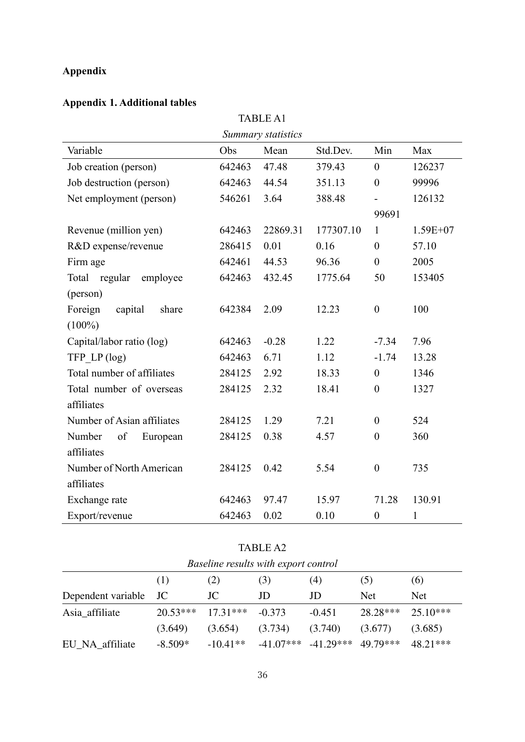## Appendix

### Appendix 1. Additional tables

TABLE A1

*Summary statistics*

| Variable | Obs | Mean | Std.Dev. | Min | Max |
|---|---|---|---|---|---|
| Job creation (person) | 642463 | 47.48 | 379.43 | 0 | 126237 |
| Job destruction (person) | 642463 | 44.54 | 351.13 | 0 | 99996 |
| Net employment (person) | 546261 | 3.64 | 388.48 | -99691 | 126132 |
| Revenue (million yen) | 642463 | 22869.31 | 177307.10 | 1 | 1.59E+07 |
| R&D expense/revenue | 286415 | 0.01 | 0.16 | 0 | 57.10 |
| Firm age | 642461 | 44.53 | 96.36 | 0 | 2005 |
| Total regular employee (person) | 642463 | 432.45 | 1775.64 | 50 | 153405 |
| Foreign capital share (100%) | 642384 | 2.09 | 12.23 | 0 | 100 |
| Capital/labor ratio (log) | 642463 | -0.28 | 1.22 | -7.34 | 7.96 |
| TFP_LP (log) | 642463 | 6.71 | 1.12 | -1.74 | 13.28 |
| Total number of affiliates | 284125 | 2.92 | 18.33 | 0 | 1346 |
| Total number of overseas affiliates | 284125 | 2.32 | 18.41 | 0 | 1327 |
| Number of Asian affiliates | 284125 | 1.29 | 7.21 | 0 | 524 |
| Number of European affiliates | 284125 | 0.38 | 4.57 | 0 | 360 |
| Number of North American affiliates | 284125 | 0.42 | 5.54 | 0 | 735 |
| Exchange rate | 642463 | 97.47 | 15.97 | 71.28 | 130.91 |
| Export/revenue | 642463 | 0.02 | 0.10 | 0 | 1 |

TABLE A2

*Baseline results with export control*

| | (1) | (2) | (3) | (4) | (5) | (6) |
|---|---|---|---|---|---|---|
| Dependent variable | JC | JC | JD | JD | Net | Net |
| Asia_affiliate | 20.53*** | 17.31*** | -0.373 | -0.451 | 28.28*** | 25.10*** |
| | (3.649) | (3.654) | (3.734) | (3.740) | (3.677) | (3.685) |
| EU_NA_affiliate | -8.509* | -10.41** | -41.07*** | -41.29*** | 49.79*** | 48.21*** |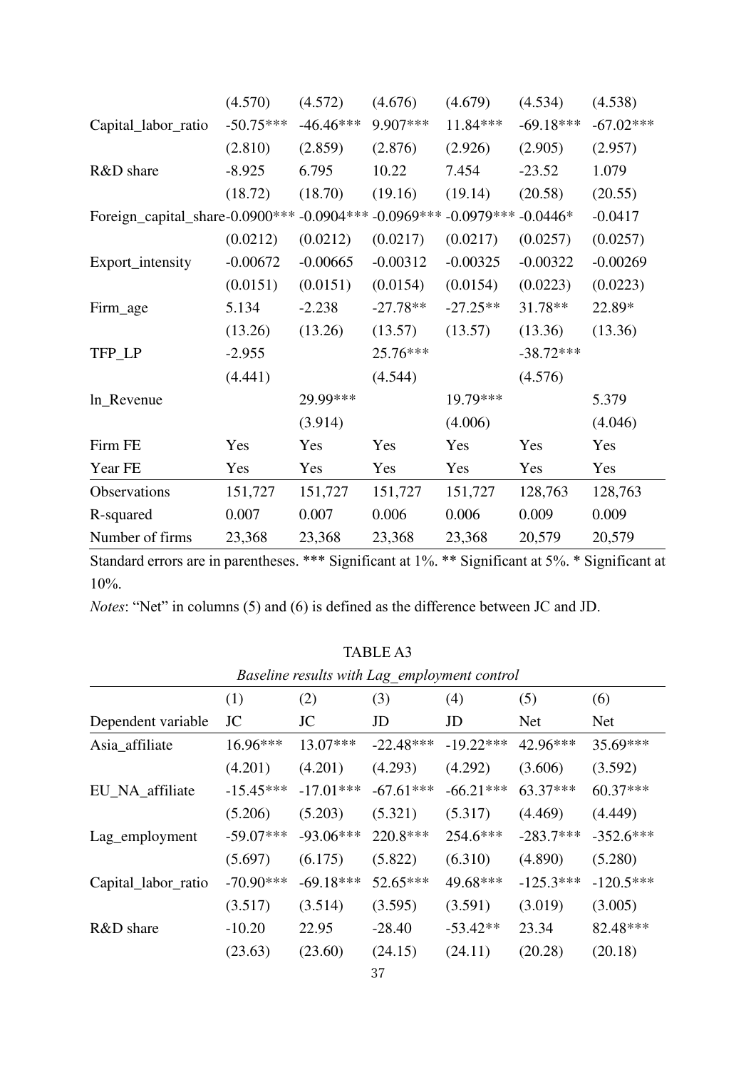| | (4.570) | (4.572) | (4.676) | (4.679) | (4.534) | (4.538) |
|---|---|---|---|---|---|---|
| Capital_labor_ratio | -50.75*** | -46.46*** | 9.907*** | 11.84*** | -69.18*** | -67.02*** |
| | (2.810) | (2.859) | (2.876) | (2.926) | (2.905) | (2.957) |
| R&D share | -8.925 | 6.795 | 10.22 | 7.454 | -23.52 | 1.079 |
| | (18.72) | (18.70) | (19.16) | (19.14) | (20.58) | (20.55) |
| Foreign_capital_share | -0.0900*** | -0.0904*** | -0.0969*** | -0.0979*** | -0.0446* | -0.0417 |
| | (0.0212) | (0.0212) | (0.0217) | (0.0217) | (0.0257) | (0.0257) |
| Export_intensity | -0.00672 | -0.00665 | -0.00312 | -0.00325 | -0.00322 | -0.00269 |
| | (0.0151) | (0.0151) | (0.0154) | (0.0154) | (0.0223) | (0.0223) |
| Firm_age | 5.134 | -2.238 | -27.78** | -27.25** | 31.78** | 22.89* |
| | (13.26) | (13.26) | (13.57) | (13.57) | (13.36) | (13.36) |
| TFP_LP | -2.955 | | 25.76*** | | -38.72*** | |
| | (4.441) | | (4.544) | | (4.576) | |
| ln_Revenue | | 29.99*** | | 19.79*** | | 5.379 |
| | | (3.914) | | (4.006) | | (4.046) |
| Firm FE | Yes | Yes | Yes | Yes | Yes | Yes |
| Year FE | Yes | Yes | Yes | Yes | Yes | Yes |
| Observations | 151,727 | 151,727 | 151,727 | 151,727 | 128,763 | 128,763 |
| R-squared | 0.007 | 0.007 | 0.006 | 0.006 | 0.009 | 0.009 |
| Number of firms | 23,368 | 23,368 | 23,368 | 23,368 | 20,579 | 20,579 |

Standard errors are in parentheses. *** Significant at 1%. ** Significant at 5%. * Significant at 10%.

*Notes*: "Net" in columns (5) and (6) is defined as the difference between JC and JD.

TABLE A3

*Baseline results with Lag_employment control*

| | (1) | (2) | (3) | (4) | (5) | (6) |
|---|---|---|---|---|---|---|
| Dependent variable | JC | JC | JD | JD | Net | Net |
| Asia_affiliate | 16.96*** | 13.07*** | -22.48*** | -19.22*** | 42.96*** | 35.69*** |
| | (4.201) | (4.201) | (4.293) | (4.292) | (3.606) | (3.592) |
| EU_NA_affiliate | -15.45*** | -17.01*** | -67.61*** | -66.21*** | 63.37*** | 60.37*** |
| | (5.206) | (5.203) | (5.321) | (5.317) | (4.469) | (4.449) |
| Lag_employment | -59.07*** | -93.06*** | 220.8*** | 254.6*** | -283.7*** | -352.6*** |
| | (5.697) | (6.175) | (5.822) | (6.310) | (4.890) | (5.280) |
| Capital_labor_ratio | -70.90*** | -69.18*** | 52.65*** | 49.68*** | -125.3*** | -120.5*** |
| | (3.517) | (3.514) | (3.595) | (3.591) | (3.019) | (3.005) |
| R&D share | -10.20 | 22.95 | -28.40 | -53.42** | 23.34 | 82.48*** |
| | (23.63) | (23.60) | (24.15) | (24.11) | (20.28) | (20.18) |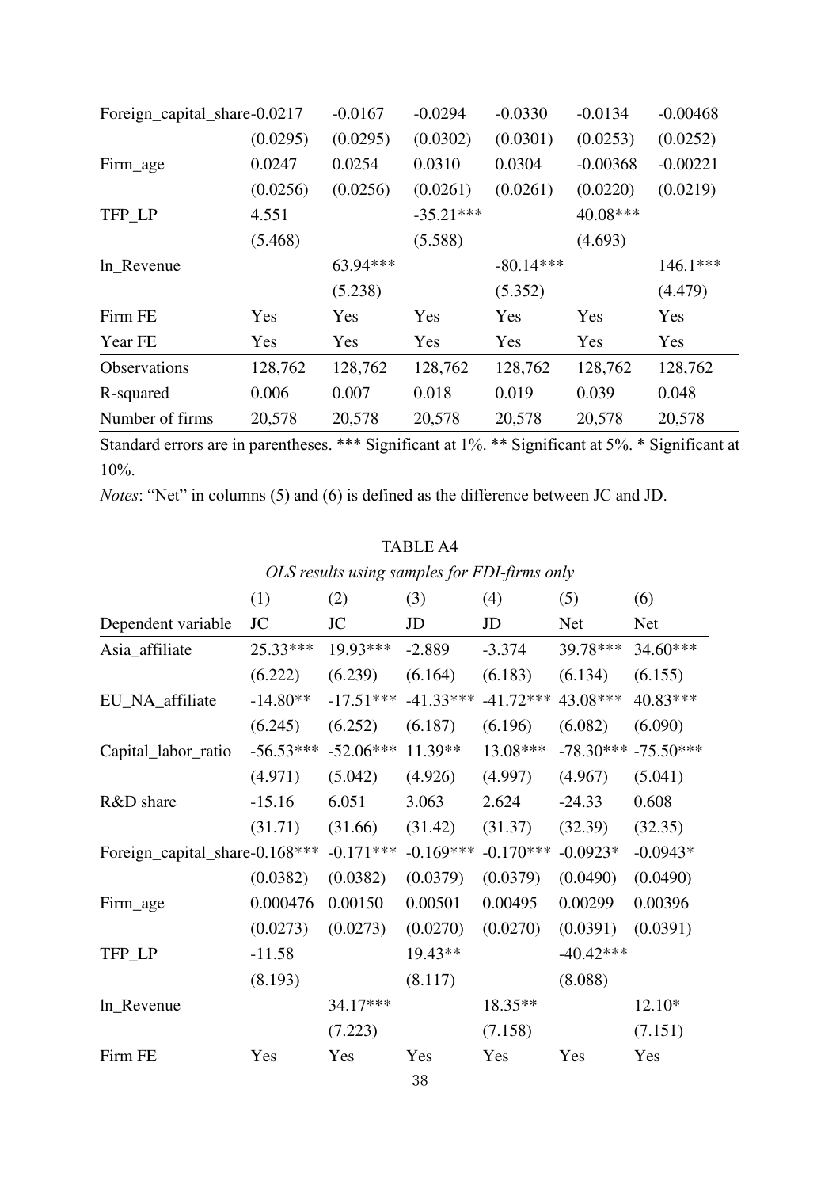| | | | | | | |
|---|---|---|---|---|---|---|
| Foreign_capital_share | -0.0217 | -0.0167 | -0.0294 | -0.0330 | -0.0134 | -0.00468 |
| | (0.0295) | (0.0295) | (0.0302) | (0.0301) | (0.0253) | (0.0252) |
| Firm_age | 0.0247 | 0.0254 | 0.0310 | 0.0304 | -0.00368 | -0.00221 |
| | (0.0256) | (0.0256) | (0.0261) | (0.0261) | (0.0220) | (0.0219) |
| TFP_LP | 4.551 | | -35.21*** | | 40.08*** | |
| | (5.468) | | (5.588) | | (4.693) | |
| ln_Revenue | | 63.94*** | | -80.14*** | | 146.1*** |
| | | (5.238) | | (5.352) | | (4.479) |
| Firm FE | Yes | Yes | Yes | Yes | Yes | Yes |
| Year FE | Yes | Yes | Yes | Yes | Yes | Yes |
| Observations | 128,762 | 128,762 | 128,762 | 128,762 | 128,762 | 128,762 |
| R-squared | 0.006 | 0.007 | 0.018 | 0.019 | 0.039 | 0.048 |
| Number of firms | 20,578 | 20,578 | 20,578 | 20,578 | 20,578 | 20,578 |

Standard errors are in parentheses. *** Significant at 1%. ** Significant at 5%. * Significant at 10%.

*Notes*: "Net" in columns (5) and (6) is defined as the difference between JC and JD.

TABLE A4

*OLS results using samples for FDI-firms only*

| | (1) | (2) | (3) | (4) | (5) | (6) |
|---|---|---|---|---|---|---|
| Dependent variable | JC | JC | JD | JD | Net | Net |
| Asia_affiliate | 25.33*** | 19.93*** | -2.889 | -3.374 | 39.78*** | 34.60*** |
| | (6.222) | (6.239) | (6.164) | (6.183) | (6.134) | (6.155) |
| EU_NA_affiliate | -14.80** | -17.51*** | -41.33*** | -41.72*** | 43.08*** | 40.83*** |
| | (6.245) | (6.252) | (6.187) | (6.196) | (6.082) | (6.090) |
| Capital_labor_ratio | -56.53*** | -52.06*** | 11.39** | 13.08*** | -78.30*** | -75.50*** |
| | (4.971) | (5.042) | (4.926) | (4.997) | (4.967) | (5.041) |
| R&D share | -15.16 | 6.051 | 3.063 | 2.624 | -24.33 | 0.608 |
| | (31.71) | (31.66) | (31.42) | (31.37) | (32.39) | (32.35) |
| Foreign_capital_share | -0.168*** | -0.171*** | -0.169*** | -0.170*** | -0.0923* | -0.0943* |
| | (0.0382) | (0.0382) | (0.0379) | (0.0379) | (0.0490) | (0.0490) |
| Firm_age | 0.000476 | 0.00150 | 0.00501 | 0.00495 | 0.00299 | 0.00396 |
| | (0.0273) | (0.0273) | (0.0270) | (0.0270) | (0.0391) | (0.0391) |
| TFP_LP | -11.58 | | 19.43** | | -40.42*** | |
| | (8.193) | | (8.117) | | (8.088) | |
| ln_Revenue | | 34.17*** | | 18.35** | | 12.10* |
| | | (7.223) | | (7.158) | | (7.151) |
| Firm FE | Yes | Yes | Yes | Yes | Yes | Yes |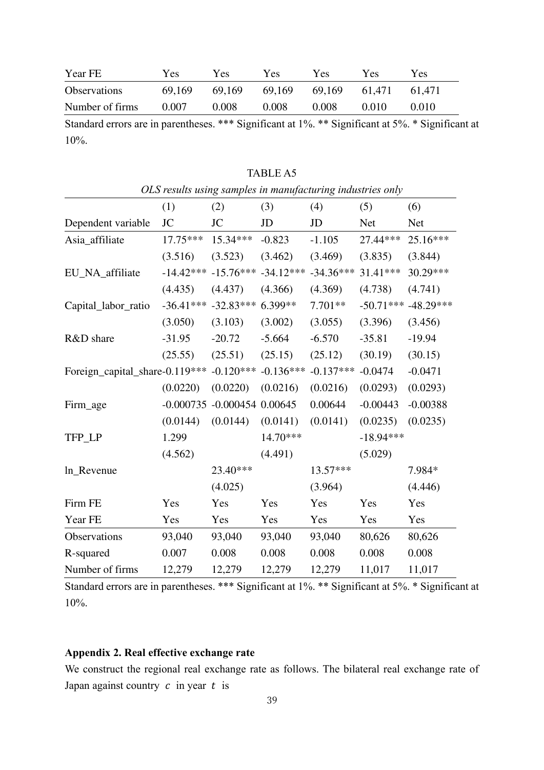| Year FE | Yes | Yes | Yes | Yes | Yes | Yes |
|---|---|---|---|---|---|---|
| Observations | 69,169 | 69,169 | 69,169 | 69,169 | 61,471 | 61,471 |
| Number of firms | 0.007 | 0.008 | 0.008 | 0.008 | 0.010 | 0.010 |

Standard errors are in parentheses. *** Significant at 1%. ** Significant at 5%. * Significant at 10%.

TABLE A5

*OLS results using samples in manufacturing industries only*

| | (1) | (2) | (3) | (4) | (5) | (6) |
|---|---|---|---|---|---|---|
| Dependent variable | JC | JC | JD | JD | Net | Net |
| Asia_affiliate | 17.75*** | 15.34*** | -0.823 | -1.105 | 27.44*** | 25.16*** |
| | (3.516) | (3.523) | (3.462) | (3.469) | (3.835) | (3.844) |
| EU_NA_affiliate | -14.42*** | -15.76*** | -34.12*** | -34.36*** | 31.41*** | 30.29*** |
| | (4.435) | (4.437) | (4.366) | (4.369) | (4.738) | (4.741) |
| Capital_labor_ratio | -36.41*** | -32.83*** | 6.399** | 7.701** | -50.71*** | -48.29*** |
| | (3.050) | (3.103) | (3.002) | (3.055) | (3.396) | (3.456) |
| R&D share | -31.95 | -20.72 | -5.664 | -6.570 | -35.81 | -19.94 |
| | (25.55) | (25.51) | (25.15) | (25.12) | (30.19) | (30.15) |
| Foreign_capital_share | -0.119*** | -0.120*** | -0.136*** | -0.137*** | -0.0474 | -0.0471 |
| | (0.0220) | (0.0220) | (0.0216) | (0.0216) | (0.0293) | (0.0293) |
| Firm_age | -0.000735 | -0.000454 | 0.00645 | 0.00644 | -0.00443 | -0.00388 |
| | (0.0144) | (0.0144) | (0.0141) | (0.0141) | (0.0235) | (0.0235) |
| TFP_LP | 1.299 | | 14.70*** | | -18.94*** | |
| | (4.562) | | (4.491) | | (5.029) | |
| ln_Revenue | | 23.40*** | | 13.57*** | | 7.984* |
| | | (4.025) | | (3.964) | | (4.446) |
| Firm FE | Yes | Yes | Yes | Yes | Yes | Yes |
| Year FE | Yes | Yes | Yes | Yes | Yes | Yes |
| Observations | 93,040 | 93,040 | 93,040 | 93,040 | 80,626 | 80,626 |
| R-squared | 0.007 | 0.008 | 0.008 | 0.008 | 0.008 | 0.008 |
| Number of firms | 12,279 | 12,279 | 12,279 | 12,279 | 11,017 | 11,017 |

Standard errors are in parentheses. *** Significant at 1%. ** Significant at 5%. * Significant at 10%.

## Appendix 2. Real effective exchange rate

We construct the regional real exchange rate as follows. The bilateral real exchange rate of Japan against country $c$ in year $t$ is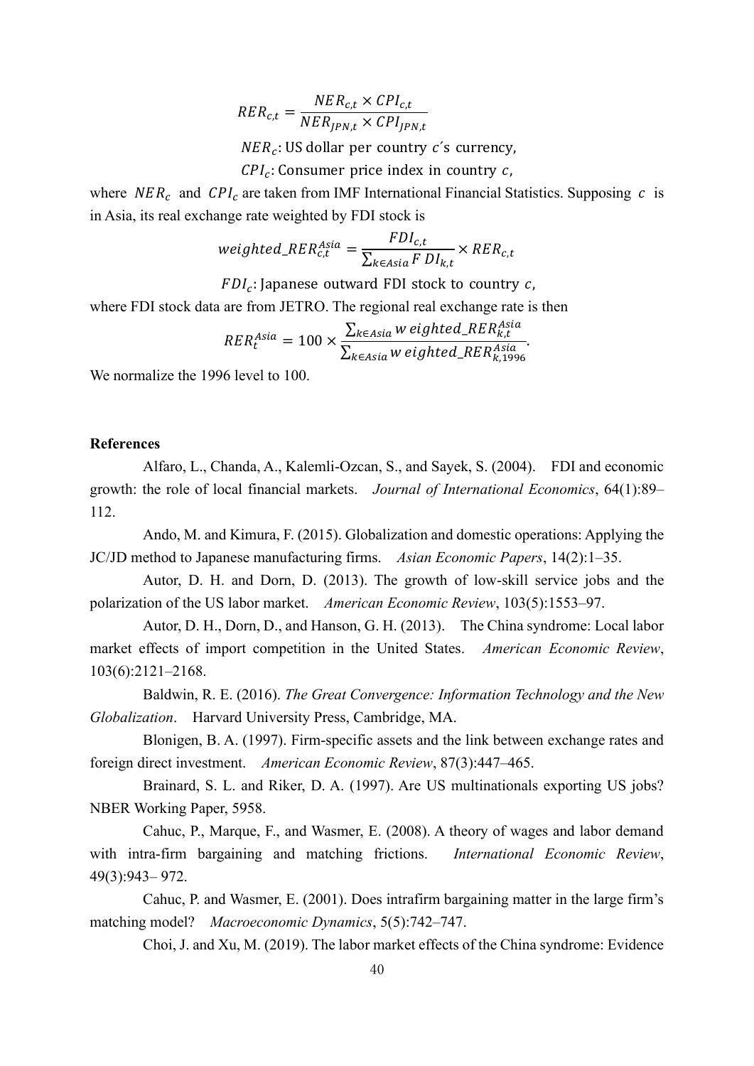$$RER_{c,t} = \frac{NER_{c,t} \times CPI_{c,t}}{NER_{JPN,t} \times CPI_{JPN,t}}$$

$NER_c$: US dollar per country $c$'s currency,

$CPI_c$: Consumer price index in country $c$,

where $NER_c$ and $CPI_c$ are taken from IMF International Financial Statistics. Supposing $c$ is in Asia, its real exchange rate weighted by FDI stock is

$$weighted\_RER_{c,t}^{Asia} = \frac{FDI_{c,t}}{\sum_{k \in Asia} FDI_{k,t}} \times RER_{c,t}$$

$FDI_c$: Japanese outward FDI stock to country $c$,

where FDI stock data are from JETRO. The regional real exchange rate is then

$$RER_t^{Asia} = 100 \times \frac{\sum_{k \in Asia} weighted\_RER_{k,t}^{Asia}}{\sum_{k \in Asia} weighted\_RER_{k,1996}^{Asia}}.$$

We normalize the 1996 level to 100.

**References**

Alfaro, L., Chanda, A., Kalemli-Ozcan, S., and Sayek, S. (2004). FDI and economic growth: the role of local financial markets. *Journal of International Economics*, 64(1):89–112.

Ando, M. and Kimura, F. (2015). Globalization and domestic operations: Applying the JC/JD method to Japanese manufacturing firms. *Asian Economic Papers*, 14(2):1–35.

Autor, D. H. and Dorn, D. (2013). The growth of low-skill service jobs and the polarization of the US labor market. *American Economic Review*, 103(5):1553–97.

Autor, D. H., Dorn, D., and Hanson, G. H. (2013). The China syndrome: Local labor market effects of import competition in the United States. *American Economic Review*, 103(6):2121–2168.

Baldwin, R. E. (2016). *The Great Convergence: Information Technology and the New Globalization*. Harvard University Press, Cambridge, MA.

Blonigen, B. A. (1997). Firm-specific assets and the link between exchange rates and foreign direct investment. *American Economic Review*, 87(3):447–465.

Brainard, S. L. and Riker, D. A. (1997). Are US multinationals exporting US jobs? NBER Working Paper, 5958.

Cahuc, P., Marque, F., and Wasmer, E. (2008). A theory of wages and labor demand with intra-firm bargaining and matching frictions. *International Economic Review*, 49(3):943– 972.

Cahuc, P. and Wasmer, E. (2001). Does intrafirm bargaining matter in the large firm's matching model? *Macroeconomic Dynamics*, 5(5):742–747.

Choi, J. and Xu, M. (2019). The labor market effects of the China syndrome: Evidence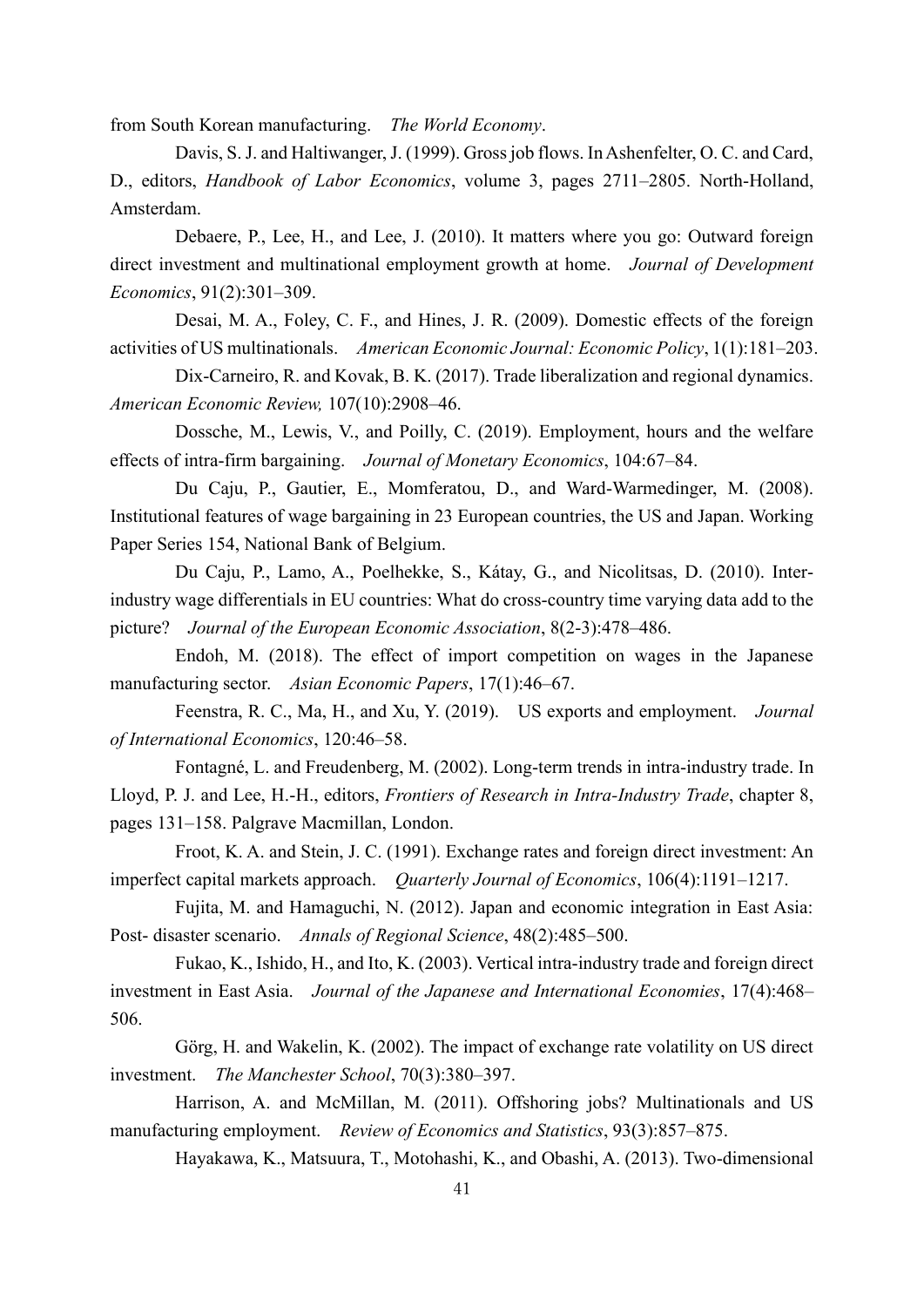from South Korean manufacturing. *The World Economy*.

Davis, S. J. and Haltiwanger, J. (1999). Gross job flows. In Ashenfelter, O. C. and Card, D., editors, *Handbook of Labor Economics*, volume 3, pages 2711–2805. North-Holland, Amsterdam.

Debaere, P., Lee, H., and Lee, J. (2010). It matters where you go: Outward foreign direct investment and multinational employment growth at home. *Journal of Development Economics*, 91(2):301–309.

Desai, M. A., Foley, C. F., and Hines, J. R. (2009). Domestic effects of the foreign activities of US multinationals. *American Economic Journal: Economic Policy*, 1(1):181–203.

Dix-Carneiro, R. and Kovak, B. K. (2017). Trade liberalization and regional dynamics. *American Economic Review,* 107(10):2908–46.

Dossche, M., Lewis, V., and Poilly, C. (2019). Employment, hours and the welfare effects of intra-firm bargaining. *Journal of Monetary Economics*, 104:67–84.

Du Caju, P., Gautier, E., Momferatou, D., and Ward-Warmedinger, M. (2008). Institutional features of wage bargaining in 23 European countries, the US and Japan. Working Paper Series 154, National Bank of Belgium.

Du Caju, P., Lamo, A., Poelhekke, S., Kátay, G., and Nicolitsas, D. (2010). Inter-industry wage differentials in EU countries: What do cross-country time varying data add to the picture? *Journal of the European Economic Association*, 8(2-3):478–486.

Endoh, M. (2018). The effect of import competition on wages in the Japanese manufacturing sector. *Asian Economic Papers*, 17(1):46–67.

Feenstra, R. C., Ma, H., and Xu, Y. (2019). US exports and employment. *Journal of International Economics*, 120:46–58.

Fontagné, L. and Freudenberg, M. (2002). Long-term trends in intra-industry trade. In Lloyd, P. J. and Lee, H.-H., editors, *Frontiers of Research in Intra-Industry Trade*, chapter 8, pages 131–158. Palgrave Macmillan, London.

Froot, K. A. and Stein, J. C. (1991). Exchange rates and foreign direct investment: An imperfect capital markets approach. *Quarterly Journal of Economics*, 106(4):1191–1217.

Fujita, M. and Hamaguchi, N. (2012). Japan and economic integration in East Asia: Post- disaster scenario. *Annals of Regional Science*, 48(2):485–500.

Fukao, K., Ishido, H., and Ito, K. (2003). Vertical intra-industry trade and foreign direct investment in East Asia. *Journal of the Japanese and International Economies*, 17(4):468–506.

Görg, H. and Wakelin, K. (2002). The impact of exchange rate volatility on US direct investment. *The Manchester School*, 70(3):380–397.

Harrison, A. and McMillan, M. (2011). Offshoring jobs? Multinationals and US manufacturing employment. *Review of Economics and Statistics*, 93(3):857–875.

Hayakawa, K., Matsuura, T., Motohashi, K., and Obashi, A. (2013). Two-dimensional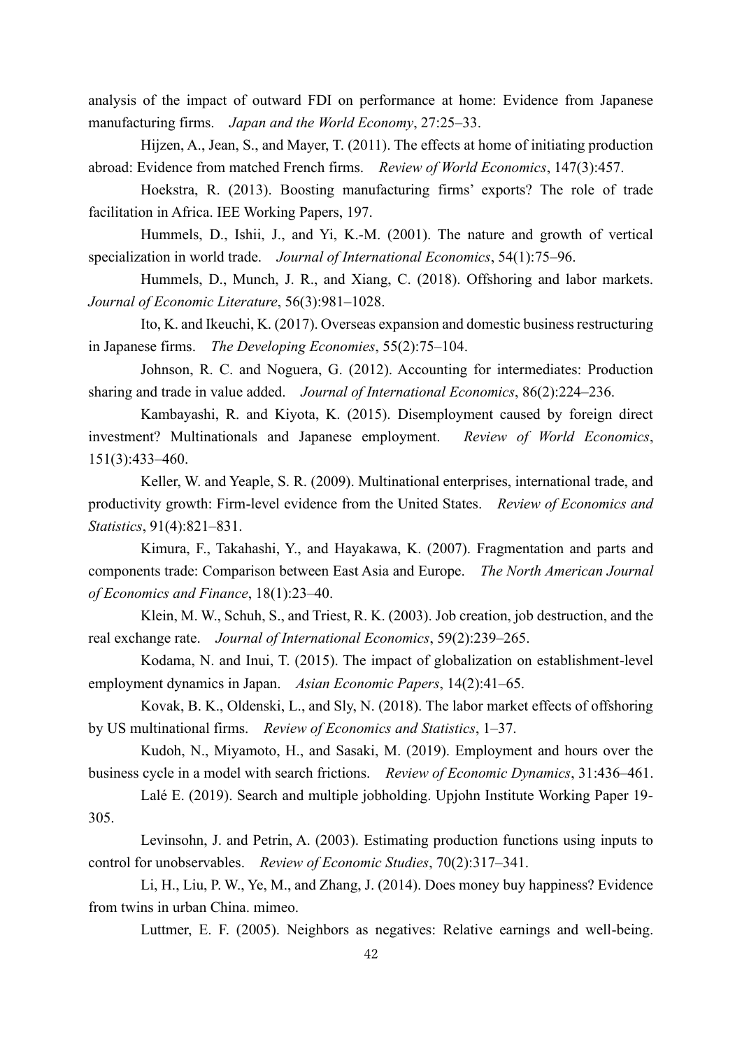analysis of the impact of outward FDI on performance at home: Evidence from Japanese manufacturing firms. *Japan and the World Economy*, 27:25–33.

Hijzen, A., Jean, S., and Mayer, T. (2011). The effects at home of initiating production abroad: Evidence from matched French firms. *Review of World Economics*, 147(3):457.

Hoekstra, R. (2013). Boosting manufacturing firms' exports? The role of trade facilitation in Africa. IEE Working Papers, 197.

Hummels, D., Ishii, J., and Yi, K.-M. (2001). The nature and growth of vertical specialization in world trade. *Journal of International Economics*, 54(1):75–96.

Hummels, D., Munch, J. R., and Xiang, C. (2018). Offshoring and labor markets. *Journal of Economic Literature*, 56(3):981–1028.

Ito, K. and Ikeuchi, K. (2017). Overseas expansion and domestic business restructuring in Japanese firms. *The Developing Economies*, 55(2):75–104.

Johnson, R. C. and Noguera, G. (2012). Accounting for intermediates: Production sharing and trade in value added. *Journal of International Economics*, 86(2):224–236.

Kambayashi, R. and Kiyota, K. (2015). Disemployment caused by foreign direct investment? Multinationals and Japanese employment. *Review of World Economics*, 151(3):433–460.

Keller, W. and Yeaple, S. R. (2009). Multinational enterprises, international trade, and productivity growth: Firm-level evidence from the United States. *Review of Economics and Statistics*, 91(4):821–831.

Kimura, F., Takahashi, Y., and Hayakawa, K. (2007). Fragmentation and parts and components trade: Comparison between East Asia and Europe. *The North American Journal of Economics and Finance*, 18(1):23–40.

Klein, M. W., Schuh, S., and Triest, R. K. (2003). Job creation, job destruction, and the real exchange rate. *Journal of International Economics*, 59(2):239–265.

Kodama, N. and Inui, T. (2015). The impact of globalization on establishment-level employment dynamics in Japan. *Asian Economic Papers*, 14(2):41–65.

Kovak, B. K., Oldenski, L., and Sly, N. (2018). The labor market effects of offshoring by US multinational firms. *Review of Economics and Statistics*, 1–37.

Kudoh, N., Miyamoto, H., and Sasaki, M. (2019). Employment and hours over the business cycle in a model with search frictions. *Review of Economic Dynamics*, 31:436–461.

Lalé E. (2019). Search and multiple jobholding. Upjohn Institute Working Paper 19-305.

Levinsohn, J. and Petrin, A. (2003). Estimating production functions using inputs to control for unobservables. *Review of Economic Studies*, 70(2):317–341.

Li, H., Liu, P. W., Ye, M., and Zhang, J. (2014). Does money buy happiness? Evidence from twins in urban China. mimeo.

Luttmer, E. F. (2005). Neighbors as negatives: Relative earnings and well-being.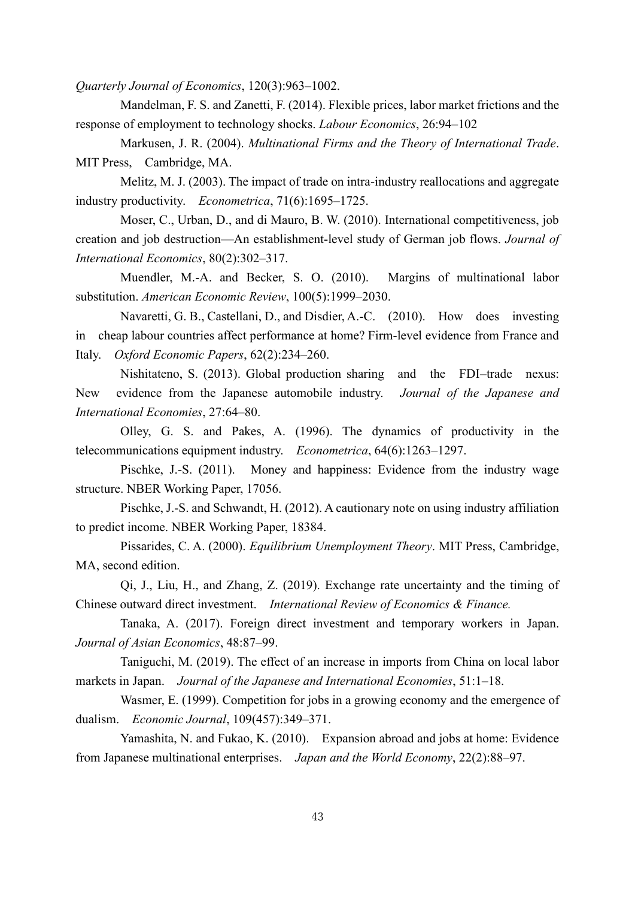*Quarterly Journal of Economics*, 120(3):963–1002.

Mandelman, F. S. and Zanetti, F. (2014). Flexible prices, labor market frictions and the response of employment to technology shocks. *Labour Economics*, 26:94–102

Markusen, J. R. (2004). *Multinational Firms and the Theory of International Trade*. MIT Press, Cambridge, MA.

Melitz, M. J. (2003). The impact of trade on intra-industry reallocations and aggregate industry productivity. *Econometrica*, 71(6):1695–1725.

Moser, C., Urban, D., and di Mauro, B. W. (2010). International competitiveness, job creation and job destruction—An establishment-level study of German job flows. *Journal of International Economics*, 80(2):302–317.

Muendler, M.-A. and Becker, S. O. (2010). Margins of multinational labor substitution. *American Economic Review*, 100(5):1999–2030.

Navaretti, G. B., Castellani, D., and Disdier, A.-C. (2010). How does investing in cheap labour countries affect performance at home? Firm-level evidence from France and Italy. *Oxford Economic Papers*, 62(2):234–260.

Nishitateno, S. (2013). Global production sharing and the FDI–trade nexus: New evidence from the Japanese automobile industry. *Journal of the Japanese and International Economies*, 27:64–80.

Olley, G. S. and Pakes, A. (1996). The dynamics of productivity in the telecommunications equipment industry. *Econometrica*, 64(6):1263–1297.

Pischke, J.-S. (2011). Money and happiness: Evidence from the industry wage structure. NBER Working Paper, 17056.

Pischke, J.-S. and Schwandt, H. (2012). A cautionary note on using industry affiliation to predict income. NBER Working Paper, 18384.

Pissarides, C. A. (2000). *Equilibrium Unemployment Theory*. MIT Press, Cambridge, MA, second edition.

Qi, J., Liu, H., and Zhang, Z. (2019). Exchange rate uncertainty and the timing of Chinese outward direct investment. *International Review of Economics & Finance.*

Tanaka, A. (2017). Foreign direct investment and temporary workers in Japan. *Journal of Asian Economics*, 48:87–99.

Taniguchi, M. (2019). The effect of an increase in imports from China on local labor markets in Japan. *Journal of the Japanese and International Economies*, 51:1–18.

Wasmer, E. (1999). Competition for jobs in a growing economy and the emergence of dualism. *Economic Journal*, 109(457):349–371.

Yamashita, N. and Fukao, K. (2010). Expansion abroad and jobs at home: Evidence from Japanese multinational enterprises. *Japan and the World Economy*, 22(2):88–97.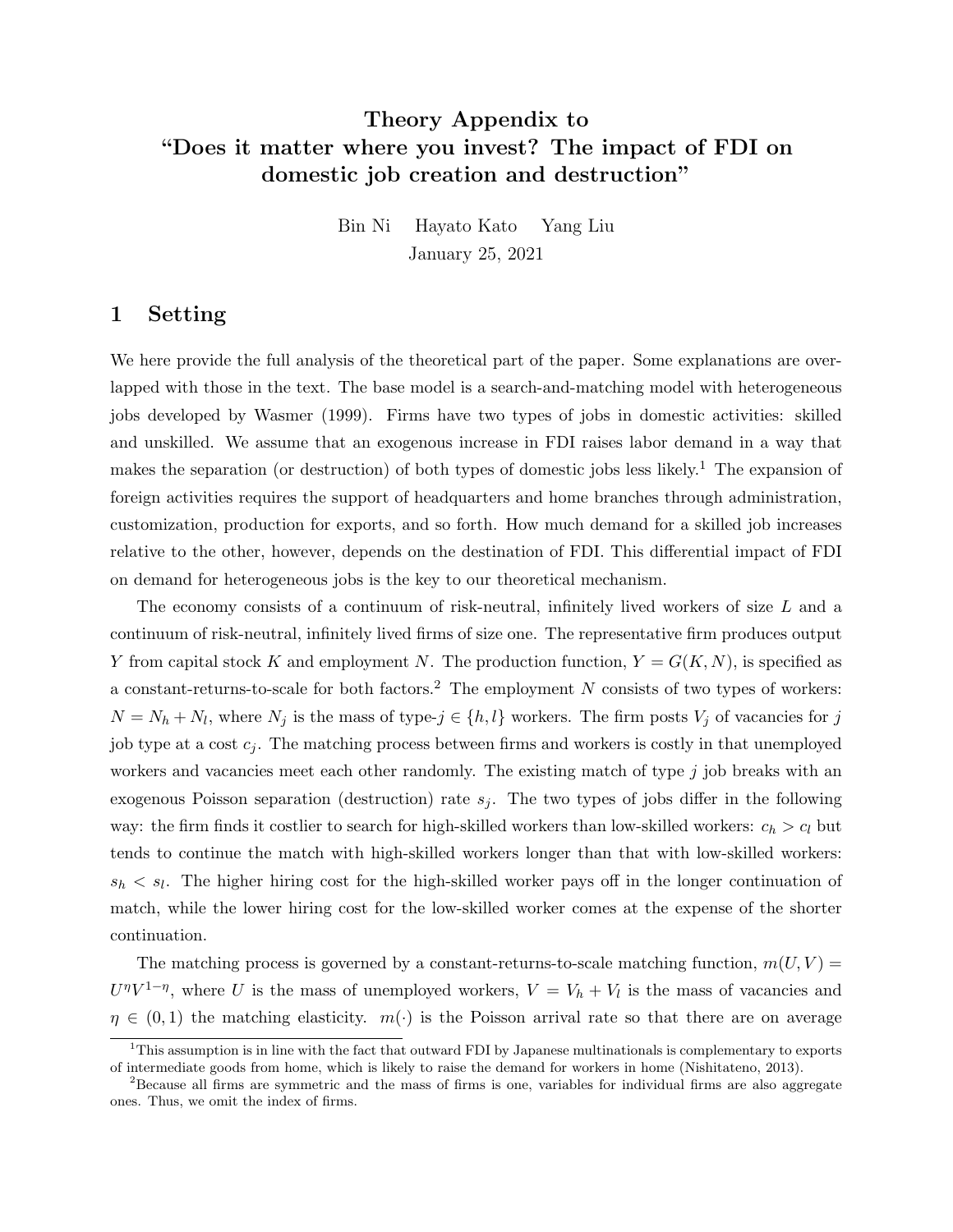# Theory Appendix to "Does it matter where you invest? The impact of FDI on domestic job creation and destruction"

Bin Ni  Hayato Kato  Yang Liu

January 25, 2021

## 1 Setting

We here provide the full analysis of the theoretical part of the paper. Some explanations are overlapped with those in the text. The base model is a search-and-matching model with heterogeneous jobs developed by Wasmer (1999). Firms have two types of jobs in domestic activities: skilled and unskilled. We assume that an exogenous increase in FDI raises labor demand in a way that makes the separation (or destruction) of both types of domestic jobs less likely.[1] The expansion of foreign activities requires the support of headquarters and home branches through administration, customization, production for exports, and so forth. How much demand for a skilled job increases relative to the other, however, depends on the destination of FDI. This differential impact of FDI on demand for heterogeneous jobs is the key to our theoretical mechanism.

The economy consists of a continuum of risk-neutral, infinitely lived workers of size $L$ and a continuum of risk-neutral, infinitely lived firms of size one. The representative firm produces output $Y$ from capital stock $K$ and employment $N$. The production function, $Y = G(K, N)$, is specified as a constant-returns-to-scale for both factors.[2] The employment $N$ consists of two types of workers: $N = N_h + N_l$, where $N_j$ is the mass of type-$j \in \{h, l\}$ workers. The firm posts $V_j$ of vacancies for $j$ job type at a cost $c_j$. The matching process between firms and workers is costly in that unemployed workers and vacancies meet each other randomly. The existing match of type $j$ job breaks with an exogenous Poisson separation (destruction) rate $s_j$. The two types of jobs differ in the following way: the firm finds it costlier to search for high-skilled workers than low-skilled workers: $c_h > c_l$ but tends to continue the match with high-skilled workers longer than that with low-skilled workers: $s_h < s_l$. The higher hiring cost for the high-skilled worker pays off in the longer continuation of match, while the lower hiring cost for the low-skilled worker comes at the expense of the shorter continuation.

The matching process is governed by a constant-returns-to-scale matching function, $m(U, V) = U^{\eta} V^{1-\eta}$, where $U$ is the mass of unemployed workers, $V = V_h + V_l$ is the mass of vacancies and $\eta \in (0, 1)$ the matching elasticity. $m(\cdot)$ is the Poisson arrival rate so that there are on average

---

[1] This assumption is in line with the fact that outward FDI by Japanese multinationals is complementary to exports of intermediate goods from home, which is likely to raise the demand for workers in home (Nishitateno, 2013).

[2] Because all firms are symmetric and the mass of firms is one, variables for individual firms are also aggregate ones. Thus, we omit the index of firms.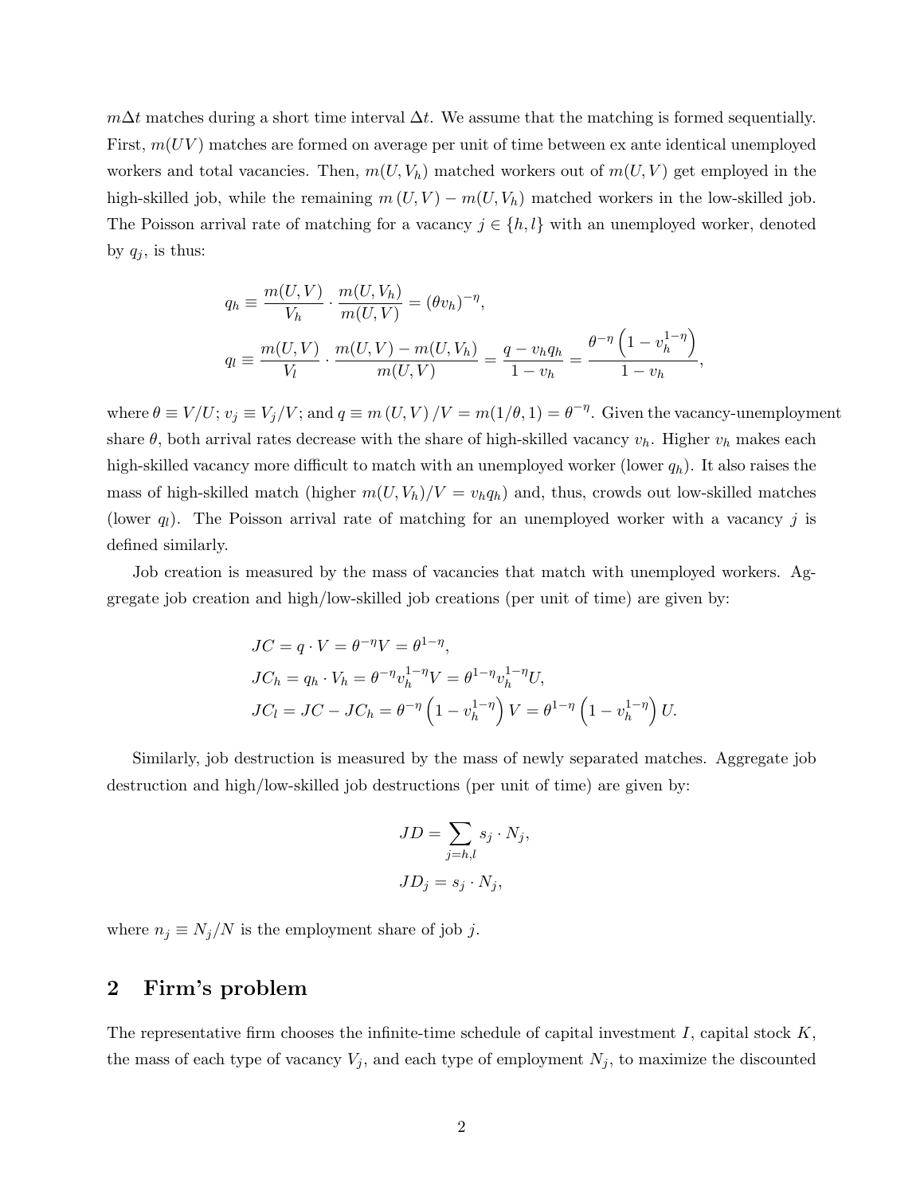$m\Delta t$ matches during a short time interval $\Delta t$. We assume that the matching is formed sequentially. First, $m(UV)$ matches are formed on average per unit of time between ex ante identical unemployed workers and total vacancies. Then, $m(U, V_h)$ matched workers out of $m(U, V)$ get employed in the high-skilled job, while the remaining $m(U, V) - m(U, V_h)$ matched workers in the low-skilled job. The Poisson arrival rate of matching for a vacancy $j \in \{h, l\}$ with an unemployed worker, denoted by $q_j$, is thus:

$$q_h \equiv \frac{m(U, V)}{V_h} \cdot \frac{m(U, V_h)}{m(U, V)} = (\theta v_h)^{-\eta},$$

$$q_l \equiv \frac{m(U, V)}{V_l} \cdot \frac{m(U, V) - m(U, V_h)}{m(U, V)} = \frac{q - v_h q_h}{1 - v_h} = \frac{\theta^{-\eta}\left(1 - v_h^{1-\eta}\right)}{1 - v_h},$$

where $\theta \equiv V/U$; $v_j \equiv V_j/V$; and $q \equiv m(U, V)/V = m(1/\theta, 1) = \theta^{-\eta}$. Given the vacancy-unemployment share $\theta$, both arrival rates decrease with the share of high-skilled vacancy $v_h$. Higher $v_h$ makes each high-skilled vacancy more difficult to match with an unemployed worker (lower $q_h$). It also raises the mass of high-skilled match (higher $m(U, V_h)/V = v_h q_h$) and, thus, crowds out low-skilled matches (lower $q_l$). The Poisson arrival rate of matching for an unemployed worker with a vacancy $j$ is defined similarly.

Job creation is measured by the mass of vacancies that match with unemployed workers. Aggregate job creation and high/low-skilled job creations (per unit of time) are given by:

$$JC = q \cdot V = \theta^{-\eta} V = \theta^{1-\eta},$$

$$JC_h = q_h \cdot V_h = \theta^{-\eta} v_h^{1-\eta} V = \theta^{1-\eta} v_h^{1-\eta} U,$$

$$JC_l = JC - JC_h = \theta^{-\eta}\left(1 - v_h^{1-\eta}\right) V = \theta^{1-\eta}\left(1 - v_h^{1-\eta}\right) U.$$

Similarly, job destruction is measured by the mass of newly separated matches. Aggregate job destruction and high/low-skilled job destructions (per unit of time) are given by:

$$JD = \sum_{j=h,l} s_j \cdot N_j,$$

$$JD_j = s_j \cdot N_j,$$

where $n_j \equiv N_j/N$ is the employment share of job $j$.

## 2 Firm's problem

The representative firm chooses the infinite-time schedule of capital investment $I$, capital stock $K$, the mass of each type of vacancy $V_j$, and each type of employment $N_j$, to maximize the discounted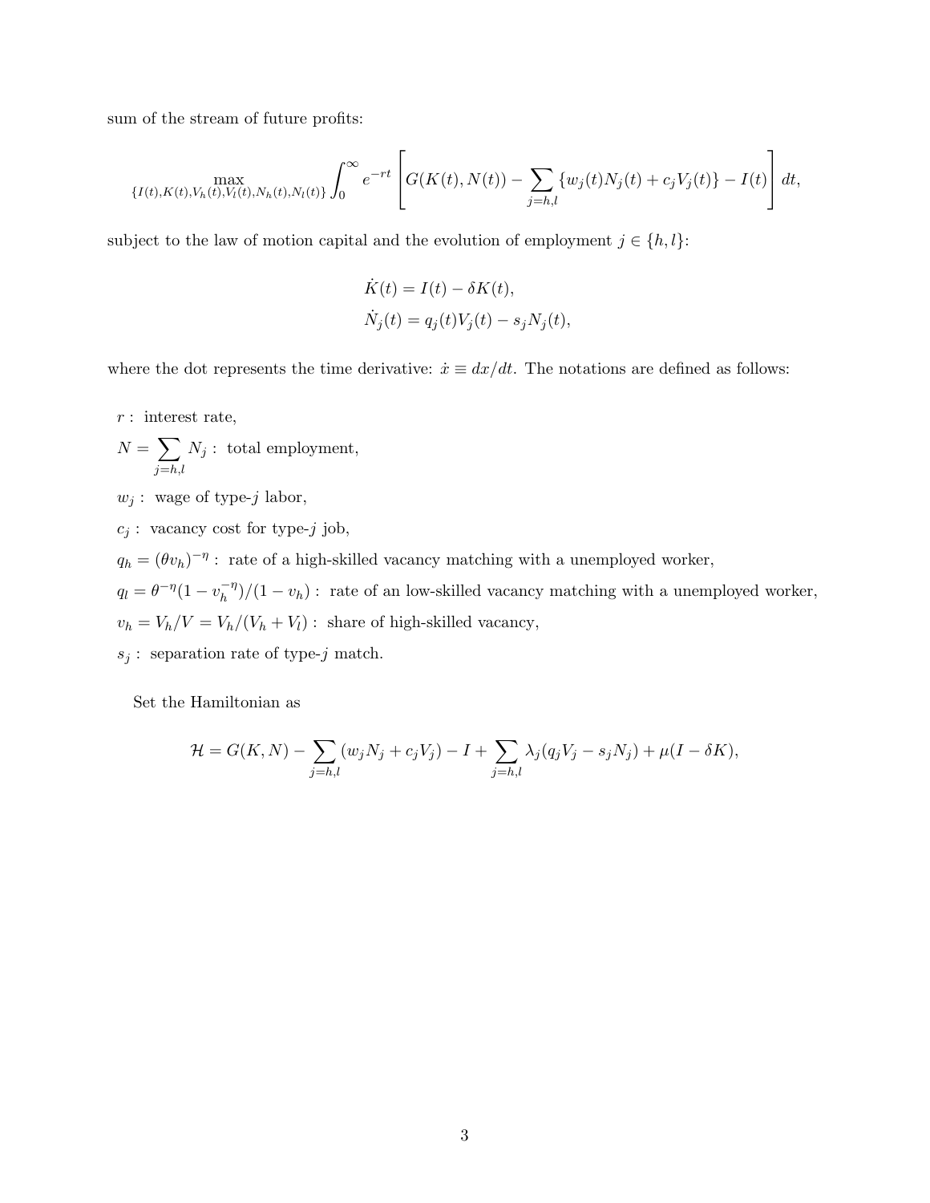sum of the stream of future profits:

$$\max_{\{I(t),K(t),V_h(t),V_l(t),N_h(t),N_l(t)\}} \int_0^{\infty} e^{-rt} \left[ G(K(t),N(t)) - \sum_{j=h,l} \{w_j(t)N_j(t) + c_j V_j(t)\} - I(t) \right] dt,$$

subject to the law of motion capital and the evolution of employment $j \in \{h, l\}$:

$$\dot{K}(t) = I(t) - \delta K(t),$$
$$\dot{N}_j(t) = q_j(t)V_j(t) - s_j N_j(t),$$

where the dot represents the time derivative: $\dot{x} \equiv dx/dt$. The notations are defined as follows:

$r$ : interest rate,

$N = \sum_{j=h,l} N_j$ : total employment,

$w_j$ : wage of type-$j$ labor,

$c_j$ : vacancy cost for type-$j$ job,

$q_h = (\theta v_h)^{-\eta}$ : rate of a high-skilled vacancy matching with a unemployed worker,

$q_l = \theta^{-\eta}(1 - v_h^{-\eta})/(1 - v_h)$ : rate of an low-skilled vacancy matching with a unemployed worker,

$v_h = V_h/V = V_h/(V_h + V_l)$ : share of high-skilled vacancy,

$s_j$ : separation rate of type-$j$ match.

Set the Hamiltonian as

$$\mathcal{H} = G(K,N) - \sum_{j=h,l}(w_j N_j + c_j V_j) - I + \sum_{j=h,l} \lambda_j (q_j V_j - s_j N_j) + \mu(I - \delta K),$$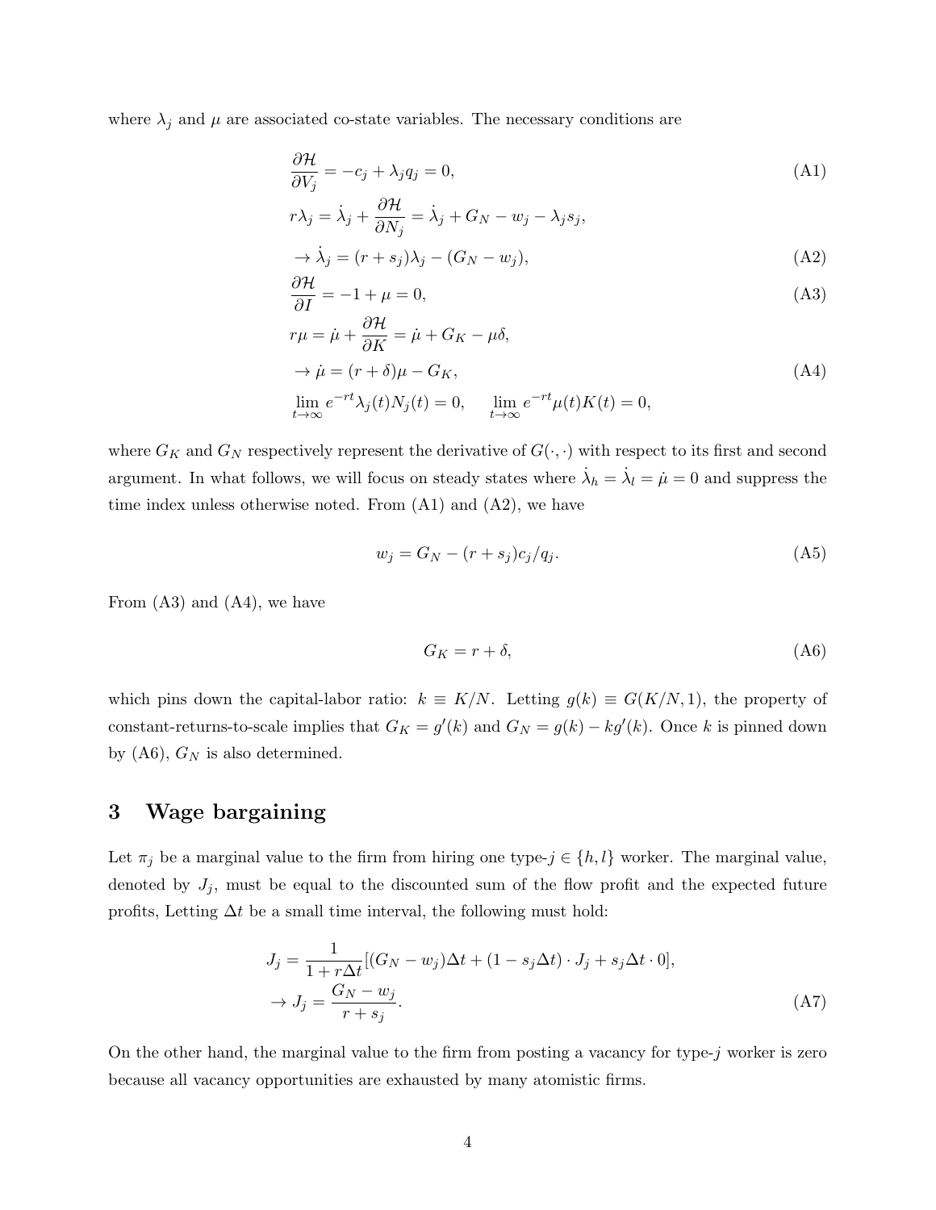where $\lambda_j$ and $\mu$ are associated co-state variables. The necessary conditions are

$$\frac{\partial \mathcal{H}}{\partial V_j} = -c_j + \lambda_j q_j = 0, \tag{A1}$$

$$r\lambda_j = \dot{\lambda}_j + \frac{\partial \mathcal{H}}{\partial N_j} = \dot{\lambda}_j + G_N - w_j - \lambda_j s_j,$$

$$\rightarrow \dot{\lambda}_j = (r + s_j)\lambda_j - (G_N - w_j), \tag{A2}$$

$$\frac{\partial \mathcal{H}}{\partial I} = -1 + \mu = 0, \tag{A3}$$

$$r\mu = \dot{\mu} + \frac{\partial \mathcal{H}}{\partial K} = \dot{\mu} + G_K - \mu\delta,$$

$$\rightarrow \dot{\mu} = (r + \delta)\mu - G_K, \tag{A4}$$

$$\lim_{t\to\infty} e^{-rt}\lambda_j(t)N_j(t) = 0, \qquad \lim_{t\to\infty} e^{-rt}\mu(t)K(t) = 0,$$

where $G_K$ and $G_N$ respectively represent the derivative of $G(\cdot,\cdot)$ with respect to its first and second argument. In what follows, we will focus on steady states where $\dot{\lambda}_h = \dot{\lambda}_l = \dot{\mu} = 0$ and suppress the time index unless otherwise noted. From (A1) and (A2), we have

$$w_j = G_N - (r + s_j)c_j/q_j. \tag{A5}$$

From (A3) and (A4), we have

$$G_K = r + \delta, \tag{A6}$$

which pins down the capital-labor ratio: $k \equiv K/N$. Letting $g(k) \equiv G(K/N, 1)$, the property of constant-returns-to-scale implies that $G_K = g'(k)$ and $G_N = g(k) - kg'(k)$. Once $k$ is pinned down by (A6), $G_N$ is also determined.

## 3 Wage bargaining

Let $\pi_j$ be a marginal value to the firm from hiring one type-$j \in \{h, l\}$ worker. The marginal value, denoted by $J_j$, must be equal to the discounted sum of the flow profit and the expected future profits, Letting $\Delta t$ be a small time interval, the following must hold:

$$J_j = \frac{1}{1 + r\Delta t}[(G_N - w_j)\Delta t + (1 - s_j\Delta t)\cdot J_j + s_j\Delta t \cdot 0],$$

$$\rightarrow J_j = \frac{G_N - w_j}{r + s_j}. \tag{A7}$$

On the other hand, the marginal value to the firm from posting a vacancy for type-$j$ worker is zero because all vacancy opportunities are exhausted by many atomistic firms.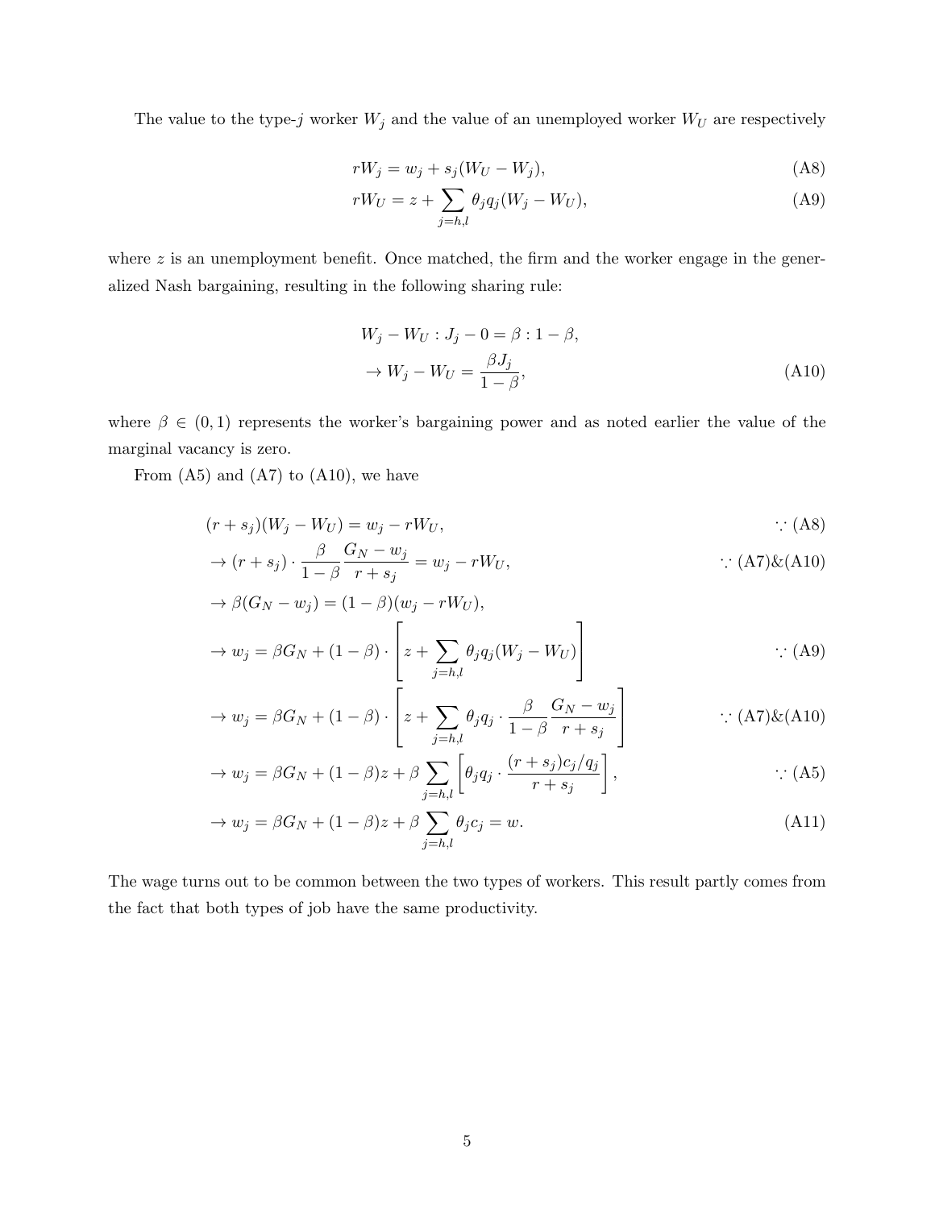The value to the type-$j$ worker $W_j$ and the value of an unemployed worker $W_U$ are respectively

$$rW_j = w_j + s_j(W_U - W_j), \tag{A8}$$

$$rW_U = z + \sum_{j=h,l} \theta_j q_j (W_j - W_U), \tag{A9}$$

where $z$ is an unemployment benefit. Once matched, the firm and the worker engage in the generalized Nash bargaining, resulting in the following sharing rule:

$$W_j - W_U : J_j - 0 = \beta : 1 - \beta,$$

$$\rightarrow W_j - W_U = \frac{\beta J_j}{1 - \beta}, \tag{A10}$$

where $\beta \in (0, 1)$ represents the worker's bargaining power and as noted earlier the value of the marginal vacancy is zero.

From (A5) and (A7) to (A10), we have

$$
\begin{aligned}
&(r + s_j)(W_j - W_U) = w_j - rW_U, && \because \text{(A8)} \\
&\rightarrow (r + s_j) \cdot \frac{\beta}{1 - \beta} \frac{G_N - w_j}{r + s_j} = w_j - rW_U, && \because \text{(A7)\&(A10)} \\
&\rightarrow \beta(G_N - w_j) = (1 - \beta)(w_j - rW_U), && \\
&\rightarrow w_j = \beta G_N + (1 - \beta) \cdot \left[ z + \sum_{j=h,l} \theta_j q_j (W_j - W_U) \right] && \because \text{(A9)} \\
&\rightarrow w_j = \beta G_N + (1 - \beta) \cdot \left[ z + \sum_{j=h,l} \theta_j q_j \cdot \frac{\beta}{1 - \beta} \frac{G_N - w_j}{r + s_j} \right] && \because \text{(A7)\&(A10)} \\
&\rightarrow w_j = \beta G_N + (1 - \beta) z + \beta \sum_{j=h,l} \left[ \theta_j q_j \cdot \frac{(r + s_j) c_j / q_j}{r + s_j} \right], && \because \text{(A5)} \\
&\rightarrow w_j = \beta G_N + (1 - \beta) z + \beta \sum_{j=h,l} \theta_j c_j = w. && \text{(A11)}
\end{aligned}
$$

The wage turns out to be common between the two types of workers. This result partly comes from the fact that both types of job have the same productivity.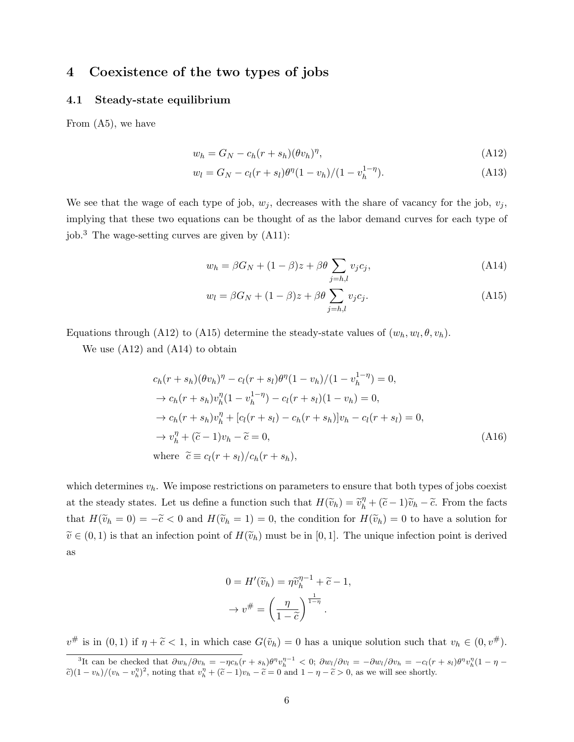## 4 Coexistence of the two types of jobs

### 4.1 Steady-state equilibrium

From (A5), we have

$$w_h = G_N - c_h(r+s_h)(\theta v_h)^{\eta}, \tag{A12}$$

$$w_l = G_N - c_l(r+s_l)\theta^{\eta}(1-v_h)/(1-v_h^{1-\eta}). \tag{A13}$$

We see that the wage of each type of job, $w_j$, decreases with the share of vacancy for the job, $v_j$, implying that these two equations can be thought of as the labor demand curves for each type of job.[3] The wage-setting curves are given by (A11):

$$w_h = \beta G_N + (1-\beta)z + \beta\theta \sum_{j=h,l} v_j c_j, \tag{A14}$$

$$w_l = \beta G_N + (1-\beta)z + \beta\theta \sum_{j=h,l} v_j c_j. \tag{A15}$$

Equations through (A12) to (A15) determine the steady-state values of $(w_h, w_l, \theta, v_h)$.

We use (A12) and (A14) to obtain

$$
\begin{aligned}
& c_h(r+s_h)(\theta v_h)^{\eta} - c_l(r+s_l)\theta^{\eta}(1-v_h)/(1-v_h^{1-\eta}) = 0, \\
& \to c_h(r+s_h)v_h^{\eta}(1-v_h^{1-\eta}) - c_l(r+s_l)(1-v_h) = 0, \\
& \to c_h(r+s_h)v_h^{\eta} + [c_l(r+s_l) - c_h(r+s_h)]v_h - c_l(r+s_l) = 0, \\
& \to v_h^{\eta} + (\widetilde{c}-1)v_h - \widetilde{c} = 0, \qquad\qquad\qquad\qquad (A16) \\
& \text{where } \ \widetilde{c} \equiv c_l(r+s_l)/c_h(r+s_h),
\end{aligned}
$$

which determines $v_h$. We impose restrictions on parameters to ensure that both types of jobs coexist at the steady states. Let us define a function such that $H(\widetilde{v}_h) = \widetilde{v}_h^{\eta} + (\widetilde{c}-1)\widetilde{v}_h - \widetilde{c}$. From the facts that $H(\widetilde{v}_h = 0) = -\widetilde{c} < 0$ and $H(\widetilde{v}_h = 1) = 0$, the condition for $H(\widetilde{v}_h) = 0$ to have a solution for $\widetilde{v} \in (0,1)$ is that an infection point of $H(\widetilde{v}_h)$ must be in $[0,1]$. The unique infection point is derived as

$$
\begin{aligned}
0 &= H'(\widetilde{v}_h) = \eta \widetilde{v}_h^{\eta-1} + \widetilde{c} - 1, \\
&\to v^{\#} = \left(\frac{\eta}{1-\widetilde{c}}\right)^{\frac{1}{1-\eta}}.
\end{aligned}
$$

$v^{\#}$ is in $(0,1)$ if $\eta + \widetilde{c} < 1$, in which case $G(\tilde{v}_h) = 0$ has a unique solution such that $v_h \in (0, v^{\#})$.

[3] It can be checked that $\partial w_h/\partial v_h = -\eta c_h(r+s_h)\theta^{\eta} v_h^{\eta-1} < 0$; $\partial w_l/\partial v_l = -\partial w_l/\partial v_h = -c_l(r+s_l)\theta^{\eta} v_h^{\eta}(1-\eta-\widetilde{c})(1-v_h)/(v_h - v_h^{\eta})^2$, noting that $v_h^{\eta} + (\widetilde{c}-1)v_h - \widetilde{c} = 0$ and $1-\eta-\widetilde{c} > 0$, as we will see shortly.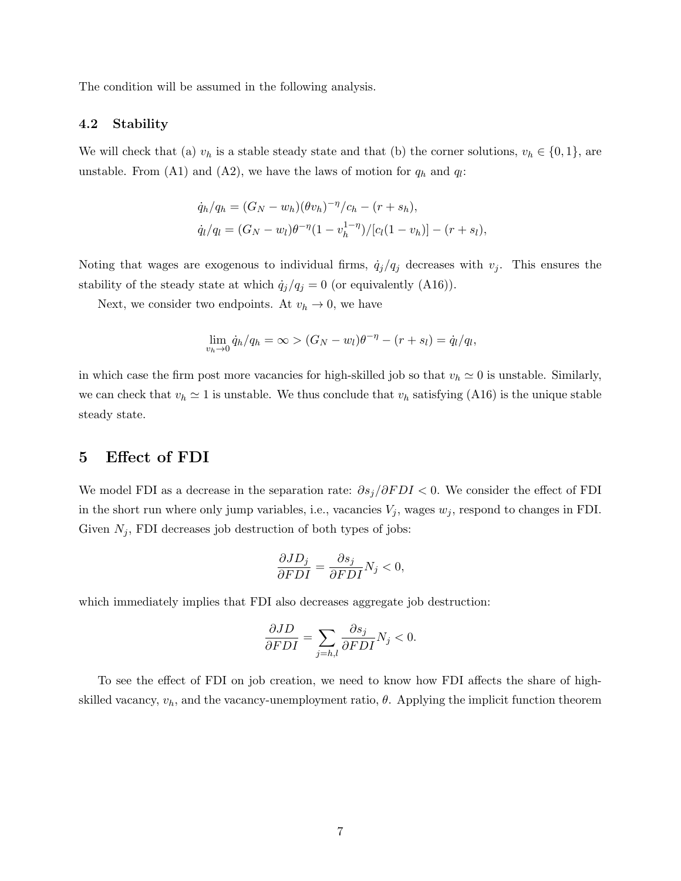The condition will be assumed in the following analysis.

### 4.2 Stability

We will check that (a) $v_h$ is a stable steady state and that (b) the corner solutions, $v_h \in \{0, 1\}$, are unstable. From (A1) and (A2), we have the laws of motion for $q_h$ and $q_l$:

$$\dot{q}_h/q_h = (G_N - w_h)(\theta v_h)^{-\eta}/c_h - (r + s_h),$$
$$\dot{q}_l/q_l = (G_N - w_l)\theta^{-\eta}(1 - v_h^{1-\eta})/[c_l(1 - v_h)] - (r + s_l),$$

Noting that wages are exogenous to individual firms, $\dot{q}_j/q_j$ decreases with $v_j$. This ensures the stability of the steady state at which $\dot{q}_j/q_j = 0$ (or equivalently (A16)).

Next, we consider two endpoints. At $v_h \to 0$, we have

$$\lim_{v_h \to 0} \dot{q}_h/q_h = \infty > (G_N - w_l)\theta^{-\eta} - (r + s_l) = \dot{q}_l/q_l,$$

in which case the firm post more vacancies for high-skilled job so that $v_h \simeq 0$ is unstable. Similarly, we can check that $v_h \simeq 1$ is unstable. We thus conclude that $v_h$ satisfying (A16) is the unique stable steady state.

## 5 Effect of FDI

We model FDI as a decrease in the separation rate: $\partial s_j/\partial FDI < 0$. We consider the effect of FDI in the short run where only jump variables, i.e., vacancies $V_j$, wages $w_j$, respond to changes in FDI. Given $N_j$, FDI decreases job destruction of both types of jobs:

$$\frac{\partial JD_j}{\partial FDI} = \frac{\partial s_j}{\partial FDI} N_j < 0,$$

which immediately implies that FDI also decreases aggregate job destruction:

$$\frac{\partial JD}{\partial FDI} = \sum_{j=h,l} \frac{\partial s_j}{\partial FDI} N_j < 0.$$

To see the effect of FDI on job creation, we need to know how FDI affects the share of high-skilled vacancy, $v_h$, and the vacancy-unemployment ratio, $\theta$. Applying the implicit function theorem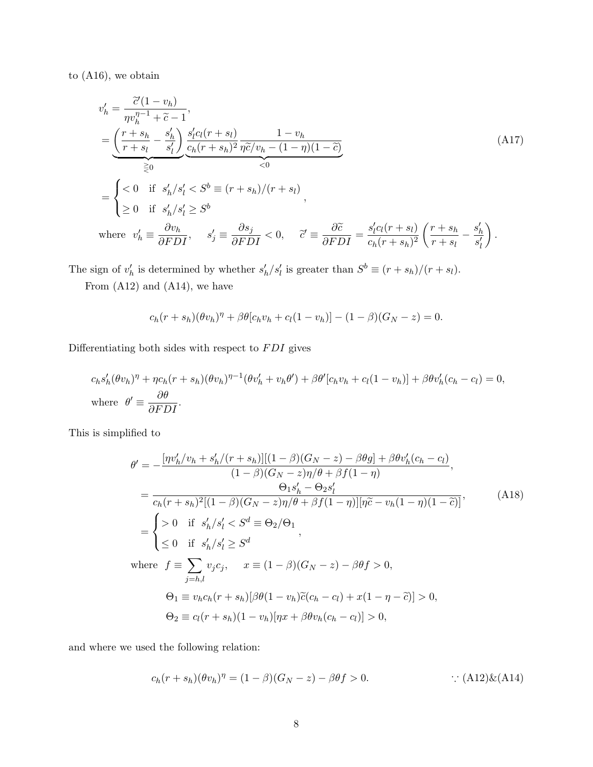to (A16), we obtain

$$
\begin{aligned}
v_h' &= \frac{\widetilde{c}'(1-v_h)}{\eta v_h^{\eta-1}+\widetilde{c}-1}, \\
&= \underbrace{\left(\frac{r+s_h}{r+s_l}-\frac{s_h'}{s_l'}\right)}_{\gtreqless 0}\underbrace{\frac{s_l' c_l(r+s_l)}{c_h(r+s_h)^2}\frac{1-v_h}{\eta\widetilde{c}/v_h-(1-\eta)(1-\widetilde{c})}}_{<0} \qquad \text{(A17)}\\
&= \begin{cases} <0 & \text{if } \ s_h'/s_l' < S^b \equiv (r+s_h)/(r+s_l) \\ \geq 0 & \text{if } \ s_h'/s_l' \geq S^b \end{cases}, \\
&\text{where } \ v_h' \equiv \frac{\partial v_h}{\partial FDI}, \quad s_j' \equiv \frac{\partial s_j}{\partial FDI} < 0, \quad \widetilde{c}' \equiv \frac{\partial \widetilde{c}}{\partial FDI} = \frac{s_l' c_l (r+s_l)}{c_h(r+s_h)^2}\left(\frac{r+s_h}{r+s_l}-\frac{s_h'}{s_l'}\right).
\end{aligned}
$$

The sign of $v_h'$ is determined by whether $s_h'/s_l'$ is greater than $S^b \equiv (r+s_h)/(r+s_l)$.

From (A12) and (A14), we have

$$
c_h(r+s_h)(\theta v_h)^\eta + \beta\theta[c_h v_h + c_l(1-v_h)] - (1-\beta)(G_N - z) = 0.
$$

Differentiating both sides with respect to $FDI$ gives

$$
\begin{aligned}
&c_h s_h'(\theta v_h)^\eta + \eta c_h(r+s_h)(\theta v_h)^{\eta-1}(\theta v_h' + v_h\theta') + \beta\theta'[c_h v_h + c_l(1-v_h)] + \beta\theta v_h'(c_h - c_l) = 0, \\
&\text{where } \ \theta' \equiv \frac{\partial \theta}{\partial FDI}.
\end{aligned}
$$

This is simplified to

$$
\begin{aligned}
\theta' &= -\frac{[\eta v_h'/v_h + s_h'/(r+s_h)][(1-\beta)(G_N-z)-\beta\theta g] + \beta\theta v_h'(c_h-c_l)}{(1-\beta)(G_N-z)\eta/\theta + \beta f(1-\eta)}, \\
&= \frac{\Theta_1 s_h' - \Theta_2 s_l'}{c_h(r+s_h)^2[(1-\beta)(G_N-z)\eta/\theta + \beta f(1-\eta)][\eta\widetilde{c} - v_h(1-\eta)(1-\widetilde{c})]}, \qquad \text{(A18)}\\
&= \begin{cases} >0 & \text{if } \ s_h'/s_l' < S^d \equiv \Theta_2/\Theta_1 \\ \leq 0 & \text{if } \ s_h'/s_l' \geq S^d \end{cases}, \\
&\text{where } \ f \equiv \sum_{j=h,l} v_j c_j, \quad x \equiv (1-\beta)(G_N-z) - \beta\theta f > 0, \\
&\qquad \Theta_1 \equiv v_h c_h (r+s_h)[\beta\theta(1-v_h)\widetilde{c}(c_h-c_l) + x(1-\eta-\widetilde{c})] > 0, \\
&\qquad \Theta_2 \equiv c_l(r+s_h)(1-v_h)[\eta x + \beta\theta v_h(c_h-c_l)] > 0,
\end{aligned}
$$

and where we used the following relation:

$$
c_h(r+s_h)(\theta v_h)^\eta = (1-\beta)(G_N-z) - \beta\theta f > 0. \qquad \because \text{(A12)\&(A14)}
$$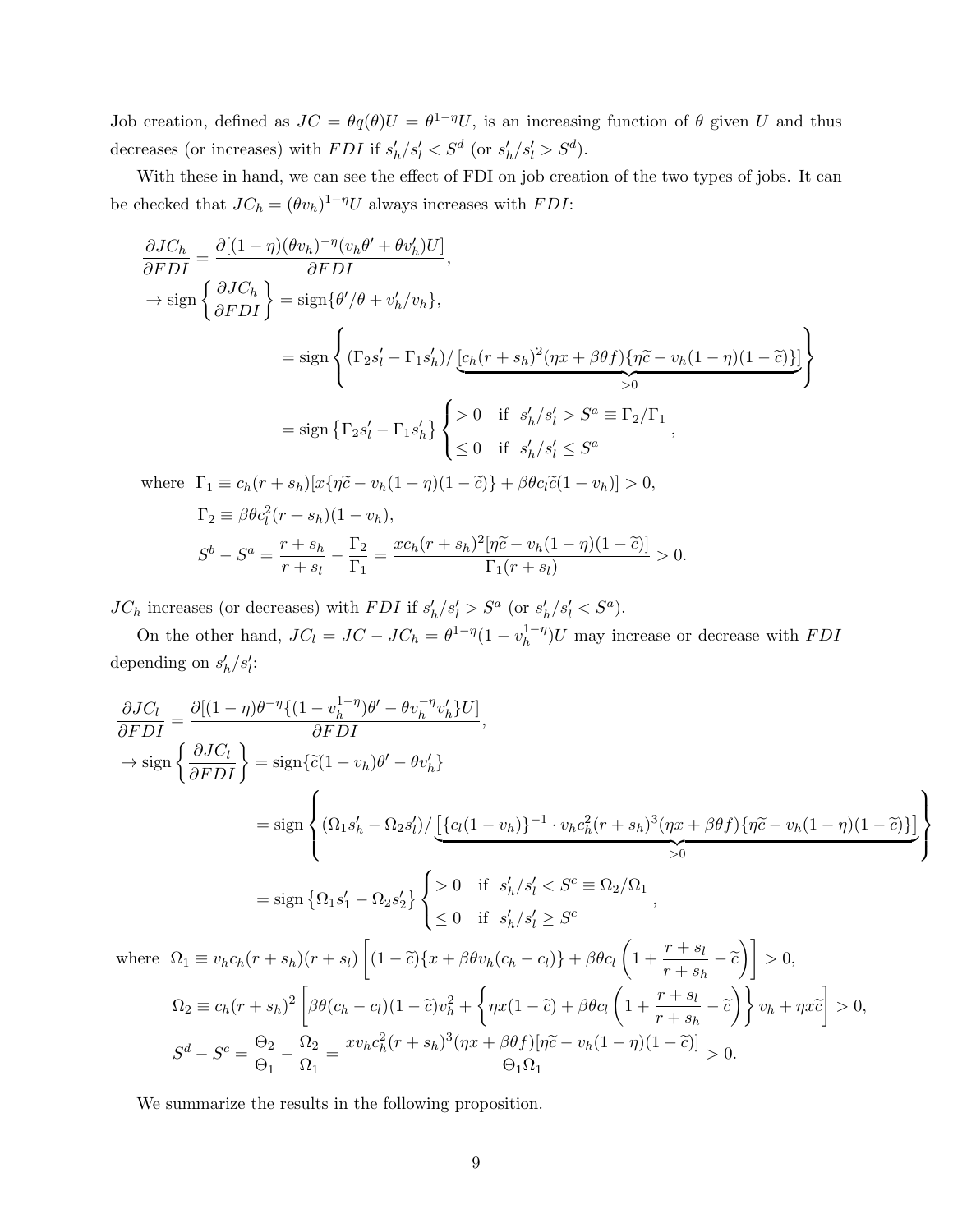Job creation, defined as $JC = \theta q(\theta)U = \theta^{1-\eta}U$, is an increasing function of $\theta$ given $U$ and thus decreases (or increases) with $FDI$ if $s_h'/s_l' < S^d$ (or $s_h'/s_l' > S^d$).

With these in hand, we can see the effect of FDI on job creation of the two types of jobs. It can be checked that $JC_h = (\theta v_h)^{1-\eta}U$ always increases with $FDI$:

$$
\begin{aligned}
\frac{\partial JC_h}{\partial FDI} &= \frac{\partial[(1-\eta)(\theta v_h)^{-\eta}(v_h\theta' + \theta v_h')U]}{\partial FDI}, \\
\rightarrow \text{sign}\left\{\frac{\partial JC_h}{\partial FDI}\right\} &= \text{sign}\{\theta'/\theta + v_h'/v_h\}, \\
&= \text{sign}\left\{(\Gamma_2 s_l' - \Gamma_1 s_h')/\underbrace{[c_h(r+s_h)^2(\eta x + \beta\theta f)\{\eta\widetilde{c} - v_h(1-\eta)(1-\widetilde{c})\}]}_{>0}\right\} \\
&= \text{sign}\left\{\Gamma_2 s_l' - \Gamma_1 s_h'\right\}\begin{cases} > 0 & \text{if } \ s_h'/s_l' > S^a \equiv \Gamma_2/\Gamma_1 \\ \leq 0 & \text{if } \ s_h'/s_l' \leq S^a \end{cases},
\end{aligned}
$$

$$
\begin{aligned}
\text{where } \ \Gamma_1 &\equiv c_h(r+s_h)[x\{\eta\widetilde{c} - v_h(1-\eta)(1-\widetilde{c})\} + \beta\theta c_l\widetilde{c}(1-v_h)] > 0, \\
\Gamma_2 &\equiv \beta\theta c_l^2(r+s_h)(1-v_h), \\
S^b - S^a &= \frac{r+s_h}{r+s_l} - \frac{\Gamma_2}{\Gamma_1} = \frac{xc_h(r+s_h)^2[\eta\widetilde{c} - v_h(1-\eta)(1-\widetilde{c})]}{\Gamma_1(r+s_l)} > 0.
\end{aligned}
$$

$JC_h$ increases (or decreases) with $FDI$ if $s_h'/s_l' > S^a$ (or $s_h'/s_l' < S^a$).

On the other hand, $JC_l = JC - JC_h = \theta^{1-\eta}(1-v_h^{1-\eta})U$ may increase or decrease with $FDI$ depending on $s_h'/s_l'$:

$$
\begin{aligned}
\frac{\partial JC_l}{\partial FDI} &= \frac{\partial[(1-\eta)\theta^{-\eta}\{(1-v_h^{1-\eta})\theta' - \theta v_h^{-\eta}v_h'\}U]}{\partial FDI}, \\
\rightarrow \text{sign}\left\{\frac{\partial JC_l}{\partial FDI}\right\} &= \text{sign}\{\widetilde{c}(1-v_h)\theta' - \theta v_h'\} \\
&= \text{sign}\left\{(\Omega_1 s_h' - \Omega_2 s_l')/\underbrace{\left[\{c_l(1-v_h)\}^{-1}\cdot v_h c_h^2(r+s_h)^3(\eta x + \beta\theta f)\{\eta\widetilde{c} - v_h(1-\eta)(1-\widetilde{c})\}\right]}_{>0}\right\} \\
&= \text{sign}\left\{\Omega_1 s_1' - \Omega_2 s_2'\right\}\begin{cases} > 0 & \text{if } \ s_h'/s_l' < S^c \equiv \Omega_2/\Omega_1 \\ \leq 0 & \text{if } \ s_h'/s_l' \geq S^c \end{cases},
\end{aligned}
$$

$$
\begin{aligned}
\text{where } \ \Omega_1 &\equiv v_h c_h(r+s_h)(r+s_l)\left[(1-\widetilde{c})\{x + \beta\theta v_h(c_h - c_l)\} + \beta\theta c_l\left(1 + \frac{r+s_l}{r+s_h} - \widetilde{c}\right)\right] > 0, \\
\Omega_2 &\equiv c_h(r+s_h)^2\left[\beta\theta(c_h - c_l)(1-\widetilde{c})v_h^2 + \left\{\eta x(1-\widetilde{c}) + \beta\theta c_l\left(1 + \frac{r+s_l}{r+s_h} - \widetilde{c}\right)\right\}v_h + \eta x\widetilde{c}\right] > 0, \\
S^d - S^c &= \frac{\Theta_2}{\Theta_1} - \frac{\Omega_2}{\Omega_1} = \frac{xv_hc_h^2(r+s_h)^3(\eta x + \beta\theta f)[\eta\widetilde{c} - v_h(1-\eta)(1-\widetilde{c})]}{\Theta_1\Omega_1} > 0.
\end{aligned}
$$

We summarize the results in the following proposition.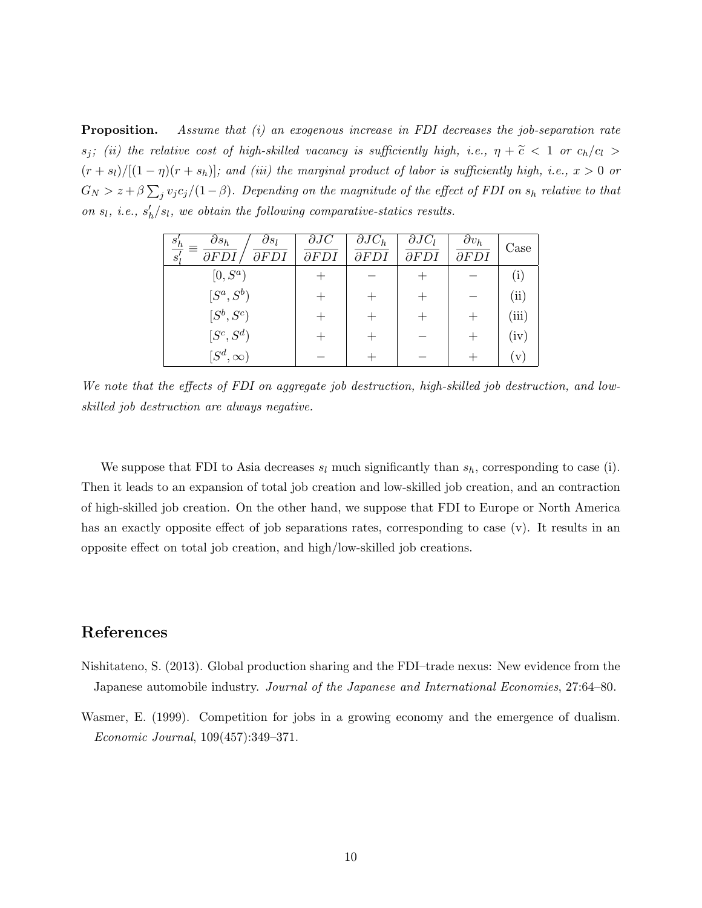**Proposition.** *Assume that (i) an exogenous increase in FDI decreases the job-separation rate $s_j$; (ii) the relative cost of high-skilled vacancy is sufficiently high, i.e., $\eta + \widetilde{c} < 1$ or $c_h/c_l > (r+s_l)/[(1-\eta)(r+s_h)]$; and (iii) the marginal product of labor is sufficiently high, i.e., $x > 0$ or $G_N > z + \beta \sum_j v_j c_j/(1-\beta)$. Depending on the magnitude of the effect of FDI on $s_h$ relative to that on $s_l$, i.e., $s'_h/s_l$, we obtain the following comparative-statics results.*

| $\frac{s'_h}{s'_l} \equiv \frac{\partial s_h}{\partial FDI} \Big/ \frac{\partial s_l}{\partial FDI}$ | $\frac{\partial JC}{\partial FDI}$ | $\frac{\partial JC_h}{\partial FDI}$ | $\frac{\partial JC_l}{\partial FDI}$ | $\frac{\partial v_h}{\partial FDI}$ | Case |
|---|---|---|---|---|---|
| $[0, S^a)$ | $+$ | $-$ | $+$ | $-$ | (i) |
| $[S^a, S^b)$ | $+$ | $+$ | $+$ | $-$ | (ii) |
| $[S^b, S^c)$ | $+$ | $+$ | $+$ | $+$ | (iii) |
| $[S^c, S^d)$ | $+$ | $+$ | $-$ | $+$ | (iv) |
| $[S^d, \infty)$ | $-$ | $+$ | $-$ | $+$ | (v) |

*We note that the effects of FDI on aggregate job destruction, high-skilled job destruction, and low-skilled job destruction are always negative.*

We suppose that FDI to Asia decreases $s_l$ much significantly than $s_h$, corresponding to case (i). Then it leads to an expansion of total job creation and low-skilled job creation, and an contraction of high-skilled job creation. On the other hand, we suppose that FDI to Europe or North America has an exactly opposite effect of job separations rates, corresponding to case (v). It results in an opposite effect on total job creation, and high/low-skilled job creations.

## References

Nishitateno, S. (2013). Global production sharing and the FDI–trade nexus: New evidence from the Japanese automobile industry. *Journal of the Japanese and International Economies*, 27:64–80.

Wasmer, E. (1999). Competition for jobs in a growing economy and the emergence of dualism. *Economic Journal*, 109(457):349–371.